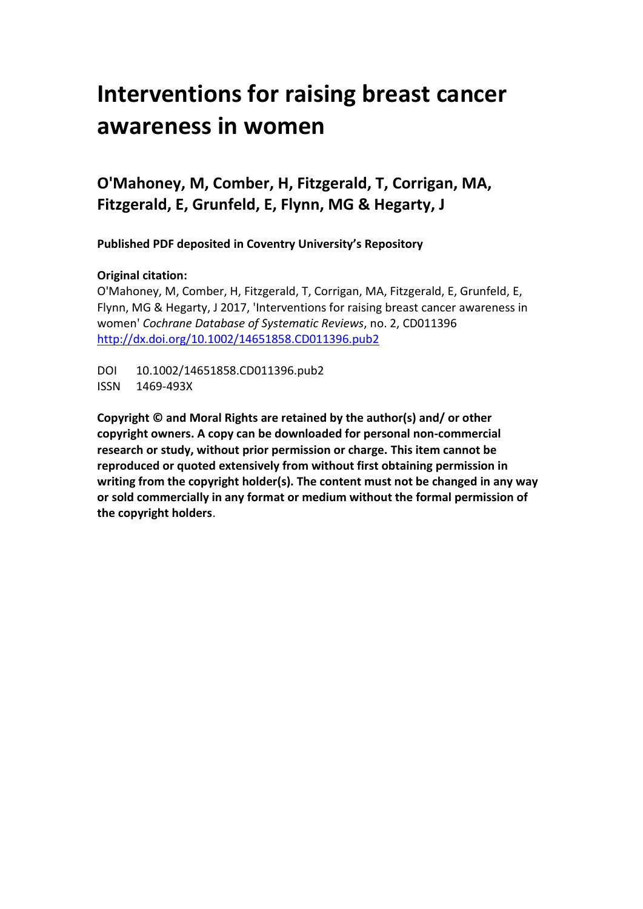# Interventions for raising breast cancer awareness in women

## O'Mahoney, M, Comber, H, Fitzgerald, T, Corrigan, MA, Fitzgerald, E, Grunfeld, E, Flynn, MG & Hegarty, J

**Published PDF deposited in Coventry University's Repository**

**Original citation:**
O'Mahoney, M, Comber, H, Fitzgerald, T, Corrigan, MA, Fitzgerald, E, Grunfeld, E, Flynn, MG & Hegarty, J 2017, 'Interventions for raising breast cancer awareness in women' *Cochrane Database of Systematic Reviews*, no. 2, CD011396
http://dx.doi.org/10.1002/14651858.CD011396.pub2

DOI 10.1002/14651858.CD011396.pub2
ISSN 1469-493X

**Copyright © and Moral Rights are retained by the author(s) and/ or other copyright owners. A copy can be downloaded for personal non-commercial research or study, without prior permission or charge. This item cannot be reproduced or quoted extensively from without first obtaining permission in writing from the copyright holder(s). The content must not be changed in any way or sold commercially in any format or medium without the formal permission of the copyright holders**.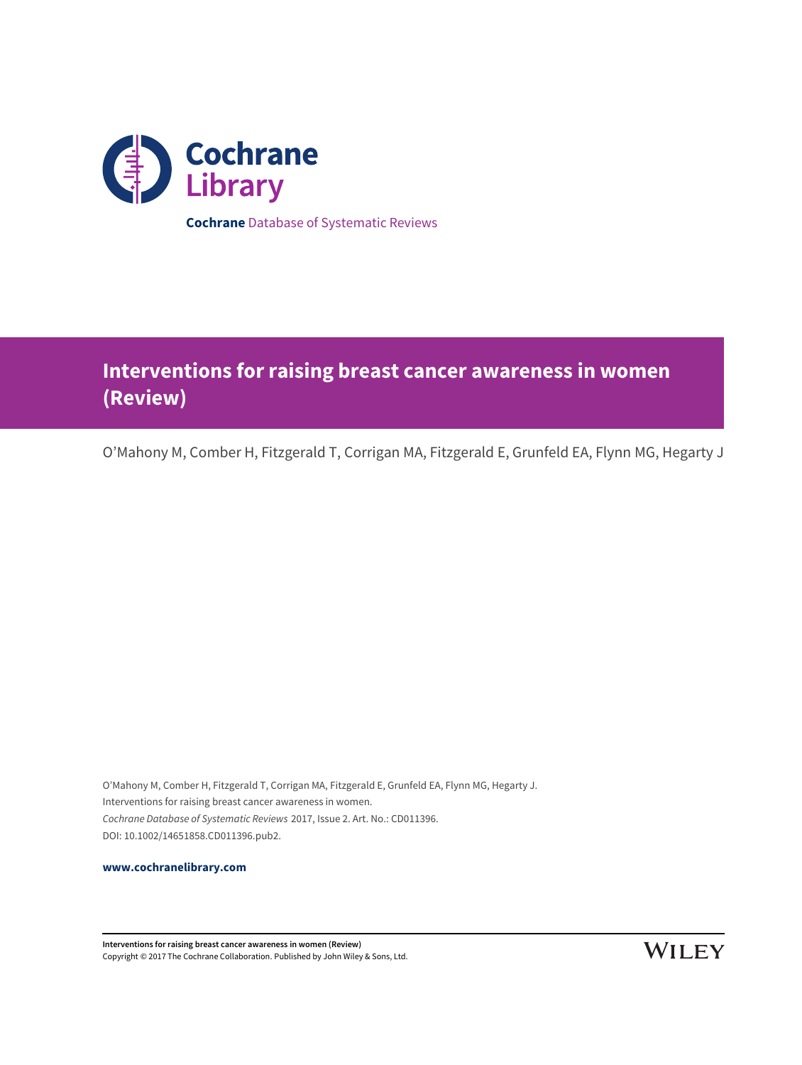**Cochrane** Database of Systematic Reviews

# Interventions for raising breast cancer awareness in women (Review)

O'Mahony M, Comber H, Fitzgerald T, Corrigan MA, Fitzgerald E, Grunfeld EA, Flynn MG, Hegarty J

O'Mahony M, Comber H, Fitzgerald T, Corrigan MA, Fitzgerald E, Grunfeld EA, Flynn MG, Hegarty J.
Interventions for raising breast cancer awareness in women.
*Cochrane Database of Systematic Reviews* 2017, Issue 2. Art. No.: CD011396.
DOI: 10.1002/14651858.CD011396.pub2.

**www.cochranelibrary.com**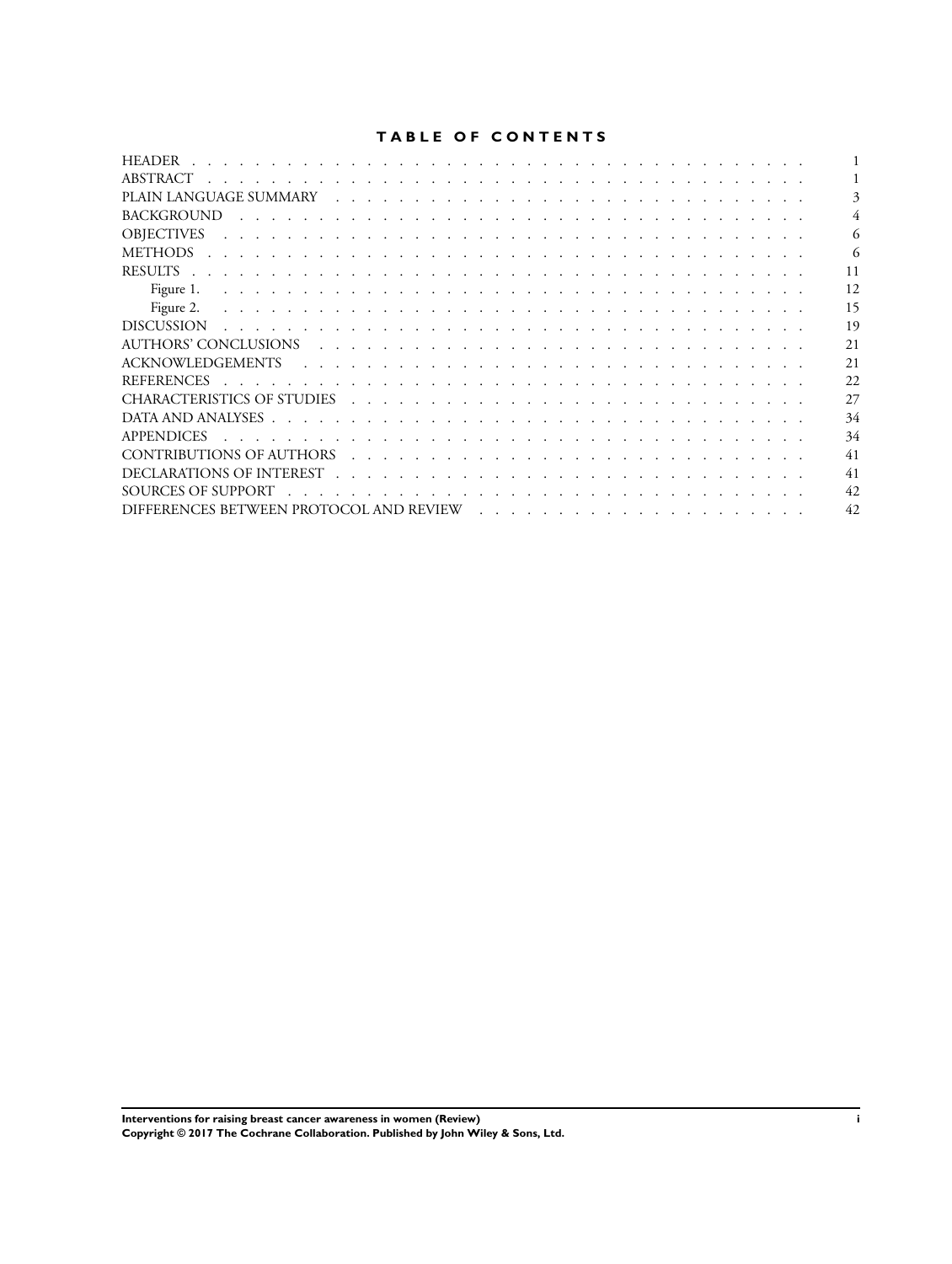# TABLE OF CONTENTS

| | |
|---|---|
| HEADER | 1 |
| ABSTRACT | 1 |
| PLAIN LANGUAGE SUMMARY | 3 |
| BACKGROUND | 4 |
| OBJECTIVES | 6 |
| METHODS | 6 |
| RESULTS | 11 |
| Figure 1. | 12 |
| Figure 2. | 15 |
| DISCUSSION | 19 |
| AUTHORS' CONCLUSIONS | 21 |
| ACKNOWLEDGEMENTS | 21 |
| REFERENCES | 22 |
| CHARACTERISTICS OF STUDIES | 27 |
| DATA AND ANALYSES | 34 |
| APPENDICES | 34 |
| CONTRIBUTIONS OF AUTHORS | 41 |
| DECLARATIONS OF INTEREST | 41 |
| SOURCES OF SUPPORT | 42 |
| DIFFERENCES BETWEEN PROTOCOL AND REVIEW | 42 |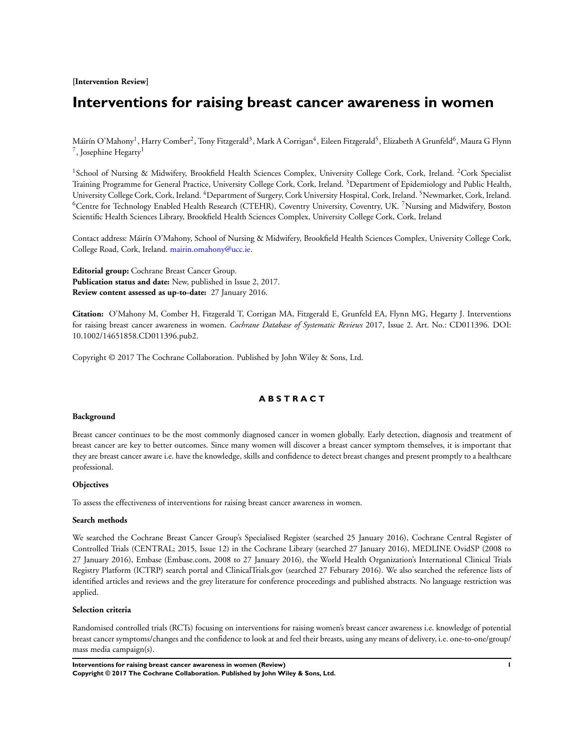**[Intervention Review]**

# Interventions for raising breast cancer awareness in women

Máirín O'Mahony[1], Harry Comber[2], Tony Fitzgerald[3], Mark A Corrigan[4], Eileen Fitzgerald[5], Elizabeth A Grunfeld[6], Maura G Flynn[7], Josephine Hegarty[1]

[1]School of Nursing & Midwifery, Brookfield Health Sciences Complex, University College Cork, Cork, Ireland. [2]Cork Specialist Training Programme for General Practice, University College Cork, Cork, Ireland. [3]Department of Epidemiology and Public Health, University College Cork, Cork, Ireland. [4]Department of Surgery, Cork University Hospital, Cork, Ireland. [5]Newmarket, Cork, Ireland. [6]Centre for Technology Enabled Health Research (CTEHR), Coventry University, Coventry, UK. [7]Nursing and Midwifery, Boston Scientific Health Sciences Library, Brookfield Health Sciences Complex, University College Cork, Cork, Ireland

Contact address: Máirín O'Mahony, School of Nursing & Midwifery, Brookfield Health Sciences Complex, University College Cork, College Road, Cork, Ireland. mairin.omahony@ucc.ie.

**Editorial group:** Cochrane Breast Cancer Group.
**Publication status and date:** New, published in Issue 2, 2017.
**Review content assessed as up-to-date:** 27 January 2016.

**Citation:** O'Mahony M, Comber H, Fitzgerald T, Corrigan MA, Fitzgerald E, Grunfeld EA, Flynn MG, Hegarty J. Interventions for raising breast cancer awareness in women. *Cochrane Database of Systematic Reviews* 2017, Issue 2. Art. No.: CD011396. DOI: 10.1002/14651858.CD011396.pub2.

Copyright © 2017 The Cochrane Collaboration. Published by John Wiley & Sons, Ltd.

## ABSTRACT

### Background

Breast cancer continues to be the most commonly diagnosed cancer in women globally. Early detection, diagnosis and treatment of breast cancer are key to better outcomes. Since many women will discover a breast cancer symptom themselves, it is important that they are breast cancer aware i.e. have the knowledge, skills and confidence to detect breast changes and present promptly to a healthcare professional.

### Objectives

To assess the effectiveness of interventions for raising breast cancer awareness in women.

### Search methods

We searched the Cochrane Breast Cancer Group's Specialised Register (searched 25 January 2016), Cochrane Central Register of Controlled Trials (CENTRAL; 2015, Issue 12) in the Cochrane Library (searched 27 January 2016), MEDLINE OvidSP (2008 to 27 January 2016), Embase (Embase.com, 2008 to 27 January 2016), the World Health Organization's International Clinical Trials Registry Platform (ICTRP) search portal and ClinicalTrials.gov (searched 27 Feburary 2016). We also searched the reference lists of identified articles and reviews and the grey literature for conference proceedings and published abstracts. No language restriction was applied.

### Selection criteria

Randomised controlled trials (RCTs) focusing on interventions for raising women's breast cancer awareness i.e. knowledge of potential breast cancer symptoms/changes and the confidence to look at and feel their breasts, using any means of delivery, i.e. one-to-one/group/mass media campaign(s).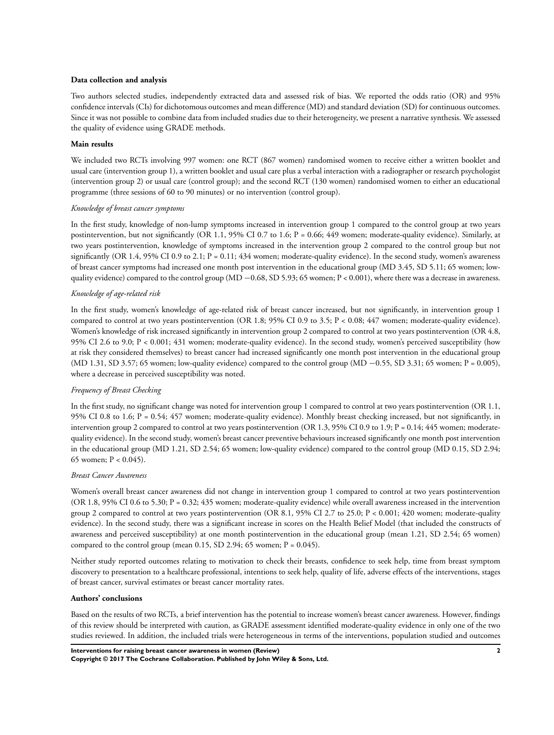#### Data collection and analysis

Two authors selected studies, independently extracted data and assessed risk of bias. We reported the odds ratio (OR) and 95% confidence intervals (CIs) for dichotomous outcomes and mean difference (MD) and standard deviation (SD) for continuous outcomes. Since it was not possible to combine data from included studies due to their heterogeneity, we present a narrative synthesis. We assessed the quality of evidence using GRADE methods.

#### Main results

We included two RCTs involving 997 women: one RCT (867 women) randomised women to receive either a written booklet and usual care (intervention group 1), a written booklet and usual care plus a verbal interaction with a radiographer or research psychologist (intervention group 2) or usual care (control group); and the second RCT (130 women) randomised women to either an educational programme (three sessions of 60 to 90 minutes) or no intervention (control group).

*Knowledge of breast cancer symptoms*

In the first study, knowledge of non-lump symptoms increased in intervention group 1 compared to the control group at two years postintervention, but not significantly (OR 1.1, 95% CI 0.7 to 1.6; P = 0.66; 449 women; moderate-quality evidence). Similarly, at two years postintervention, knowledge of symptoms increased in the intervention group 2 compared to the control group but not significantly (OR 1.4, 95% CI 0.9 to 2.1; P = 0.11; 434 women; moderate-quality evidence). In the second study, women's awareness of breast cancer symptoms had increased one month post intervention in the educational group (MD 3.45, SD 5.11; 65 women; low-quality evidence) compared to the control group (MD −0.68, SD 5.93; 65 women; P < 0.001), where there was a decrease in awareness.

*Knowledge of age-related risk*

In the first study, women's knowledge of age-related risk of breast cancer increased, but not significantly, in intervention group 1 compared to control at two years postintervention (OR 1.8; 95% CI 0.9 to 3.5; P < 0.08; 447 women; moderate-quality evidence). Women's knowledge of risk increased significantly in intervention group 2 compared to control at two years postintervention (OR 4.8, 95% CI 2.6 to 9.0; P < 0.001; 431 women; moderate-quality evidence). In the second study, women's perceived susceptibility (how at risk they considered themselves) to breast cancer had increased significantly one month post intervention in the educational group (MD 1.31, SD 3.57; 65 women; low-quality evidence) compared to the control group (MD −0.55, SD 3.31; 65 women; P = 0.005), where a decrease in perceived susceptibility was noted.

*Frequency of Breast Checking*

In the first study, no significant change was noted for intervention group 1 compared to control at two years postintervention (OR 1.1, 95% CI 0.8 to 1.6; P = 0.54; 457 women; moderate-quality evidence). Monthly breast checking increased, but not significantly, in intervention group 2 compared to control at two years postintervention (OR 1.3, 95% CI 0.9 to 1.9; P = 0.14; 445 women; moderate-quality evidence). In the second study, women's breast cancer preventive behaviours increased significantly one month post intervention in the educational group (MD 1.21, SD 2.54; 65 women; low-quality evidence) compared to the control group (MD 0.15, SD 2.94; 65 women; P < 0.045).

*Breast Cancer Awareness*

Women's overall breast cancer awareness did not change in intervention group 1 compared to control at two years postintervention (OR 1.8, 95% CI 0.6 to 5.30; P = 0.32; 435 women; moderate-quality evidence) while overall awareness increased in the intervention group 2 compared to control at two years postintervention (OR 8.1, 95% CI 2.7 to 25.0; P < 0.001; 420 women; moderate-quality evidence). In the second study, there was a significant increase in scores on the Health Belief Model (that included the constructs of awareness and perceived susceptibility) at one month postintervention in the educational group (mean 1.21, SD 2.54; 65 women) compared to the control group (mean 0.15, SD 2.94; 65 women; P = 0.045).

Neither study reported outcomes relating to motivation to check their breasts, confidence to seek help, time from breast symptom discovery to presentation to a healthcare professional, intentions to seek help, quality of life, adverse effects of the interventions, stages of breast cancer, survival estimates or breast cancer mortality rates.

#### Authors' conclusions

Based on the results of two RCTs, a brief intervention has the potential to increase women's breast cancer awareness. However, findings of this review should be interpreted with caution, as GRADE assessment identified moderate-quality evidence in only one of the two studies reviewed. In addition, the included trials were heterogeneous in terms of the interventions, population studied and outcomes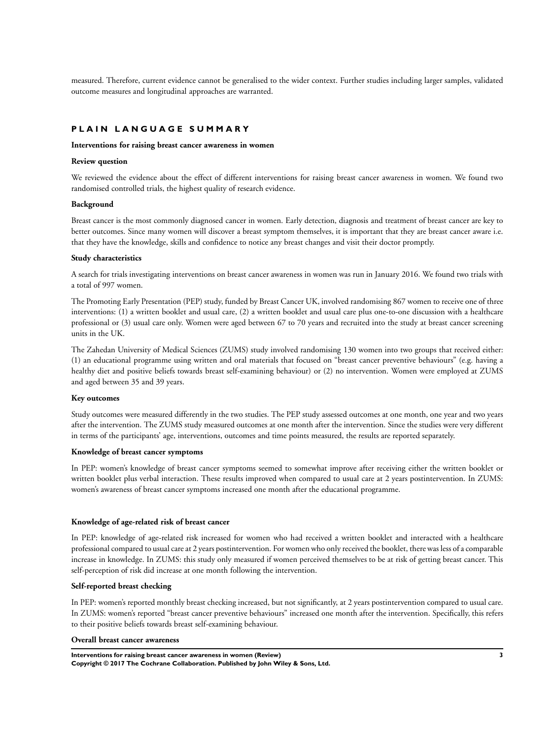measured. Therefore, current evidence cannot be generalised to the wider context. Further studies including larger samples, validated outcome measures and longitudinal approaches are warranted.

## PLAIN LANGUAGE SUMMARY

**Interventions for raising breast cancer awareness in women**

**Review question**

We reviewed the evidence about the effect of different interventions for raising breast cancer awareness in women. We found two randomised controlled trials, the highest quality of research evidence.

**Background**

Breast cancer is the most commonly diagnosed cancer in women. Early detection, diagnosis and treatment of breast cancer are key to better outcomes. Since many women will discover a breast symptom themselves, it is important that they are breast cancer aware i.e. that they have the knowledge, skills and confidence to notice any breast changes and visit their doctor promptly.

**Study characteristics**

A search for trials investigating interventions on breast cancer awareness in women was run in January 2016. We found two trials with a total of 997 women.

The Promoting Early Presentation (PEP) study, funded by Breast Cancer UK, involved randomising 867 women to receive one of three interventions: (1) a written booklet and usual care, (2) a written booklet and usual care plus one-to-one discussion with a healthcare professional or (3) usual care only. Women were aged between 67 to 70 years and recruited into the study at breast cancer screening units in the UK.

The Zahedan University of Medical Sciences (ZUMS) study involved randomising 130 women into two groups that received either: (1) an educational programme using written and oral materials that focused on "breast cancer preventive behaviours" (e.g. having a healthy diet and positive beliefs towards breast self-examining behaviour) or (2) no intervention. Women were employed at ZUMS and aged between 35 and 39 years.

**Key outcomes**

Study outcomes were measured differently in the two studies. The PEP study assessed outcomes at one month, one year and two years after the intervention. The ZUMS study measured outcomes at one month after the intervention. Since the studies were very different in terms of the participants' age, interventions, outcomes and time points measured, the results are reported separately.

**Knowledge of breast cancer symptoms**

In PEP: women's knowledge of breast cancer symptoms seemed to somewhat improve after receiving either the written booklet or written booklet plus verbal interaction. These results improved when compared to usual care at 2 years postintervention. In ZUMS: women's awareness of breast cancer symptoms increased one month after the educational programme.

**Knowledge of age-related risk of breast cancer**

In PEP: knowledge of age-related risk increased for women who had received a written booklet and interacted with a healthcare professional compared to usual care at 2 years postintervention. For women who only received the booklet, there was less of a comparable increase in knowledge. In ZUMS: this study only measured if women perceived themselves to be at risk of getting breast cancer. This self-perception of risk did increase at one month following the intervention.

**Self-reported breast checking**

In PEP: women's reported monthly breast checking increased, but not significantly, at 2 years postintervention compared to usual care. In ZUMS: women's reported "breast cancer preventive behaviours" increased one month after the intervention. Specifically, this refers to their positive beliefs towards breast self-examining behaviour.

**Overall breast cancer awareness**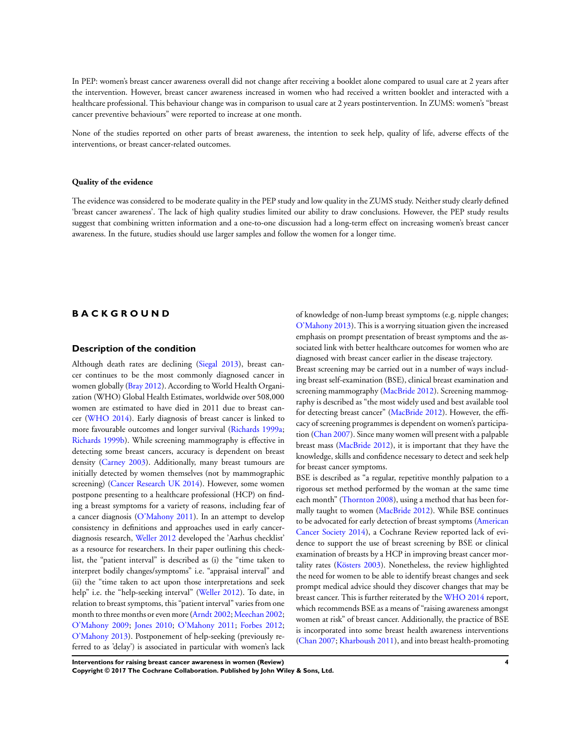In PEP: women's breast cancer awareness overall did not change after receiving a booklet alone compared to usual care at 2 years after the intervention. However, breast cancer awareness increased in women who had received a written booklet and interacted with a healthcare professional. This behaviour change was in comparison to usual care at 2 years postintervention. In ZUMS: women's "breast cancer preventive behaviours" were reported to increase at one month.

None of the studies reported on other parts of breast awareness, the intention to seek help, quality of life, adverse effects of the interventions, or breast cancer-related outcomes.

### Quality of the evidence

The evidence was considered to be moderate quality in the PEP study and low quality in the ZUMS study. Neither study clearly defined 'breast cancer awareness'. The lack of high quality studies limited our ability to draw conclusions. However, the PEP study results suggest that combining written information and a one-to-one discussion had a long-term effect on increasing women's breast cancer awareness. In the future, studies should use larger samples and follow the women for a longer time.

# BACKGROUND

## Description of the condition

Although death rates are declining (Siegal 2013), breast cancer continues to be the most commonly diagnosed cancer in women globally (Bray 2012). According to World Health Organization (WHO) Global Health Estimates, worldwide over 508,000 women are estimated to have died in 2011 due to breast cancer (WHO 2014). Early diagnosis of breast cancer is linked to more favourable outcomes and longer survival (Richards 1999a; Richards 1999b). While screening mammography is effective in detecting some breast cancers, accuracy is dependent on breast density (Carney 2003). Additionally, many breast tumours are initially detected by women themselves (not by mammographic screening) (Cancer Research UK 2014). However, some women postpone presenting to a healthcare professional (HCP) on finding a breast symptoms for a variety of reasons, including fear of a cancer diagnosis (O'Mahony 2011). In an attempt to develop consistency in definitions and approaches used in early cancer-diagnosis research, Weller 2012 developed the 'Aarhus checklist' as a resource for researchers. In their paper outlining this checklist, the "patient interval" is described as (i) the "time taken to interpret bodily changes/symptoms" i.e. "appraisal interval" and (ii) the "time taken to act upon those interpretations and seek help" i.e. the "help-seeking interval" (Weller 2012). To date, in relation to breast symptoms, this "patient interval" varies from one month to three months or even more (Arndt 2002; Meechan 2002; O'Mahony 2009; Jones 2010; O'Mahony 2011; Forbes 2012; O'Mahony 2013). Postponement of help-seeking (previously referred to as 'delay') is associated in particular with women's lack of knowledge of non-lump breast symptoms (e.g. nipple changes; O'Mahony 2013). This is a worrying situation given the increased emphasis on prompt presentation of breast symptoms and the associated link with better healthcare outcomes for women who are diagnosed with breast cancer earlier in the disease trajectory.

Breast screening may be carried out in a number of ways including breast self-examination (BSE), clinical breast examination and screening mammography (MacBride 2012). Screening mammography is described as "the most widely used and best available tool for detecting breast cancer" (MacBride 2012). However, the efficacy of screening programmes is dependent on women's participation (Chan 2007). Since many women will present with a palpable breast mass (MacBride 2012), it is important that they have the knowledge, skills and confidence necessary to detect and seek help for breast cancer symptoms.

BSE is described as "a regular, repetitive monthly palpation to a rigorous set method performed by the woman at the same time each month" (Thornton 2008), using a method that has been formally taught to women (MacBride 2012). While BSE continues to be advocated for early detection of breast symptoms (American Cancer Society 2014), a Cochrane Review reported lack of evidence to support the use of breast screening by BSE or clinical examination of breasts by a HCP in improving breast cancer mortality rates (Kösters 2003). Nonetheless, the review highlighted the need for women to be able to identify breast changes and seek prompt medical advice should they discover changes that may be breast cancer. This is further reiterated by the WHO 2014 report, which recommends BSE as a means of "raising awareness amongst women at risk" of breast cancer. Additionally, the practice of BSE is incorporated into some breast health awareness interventions (Chan 2007; Kharboush 2011), and into breast health-promoting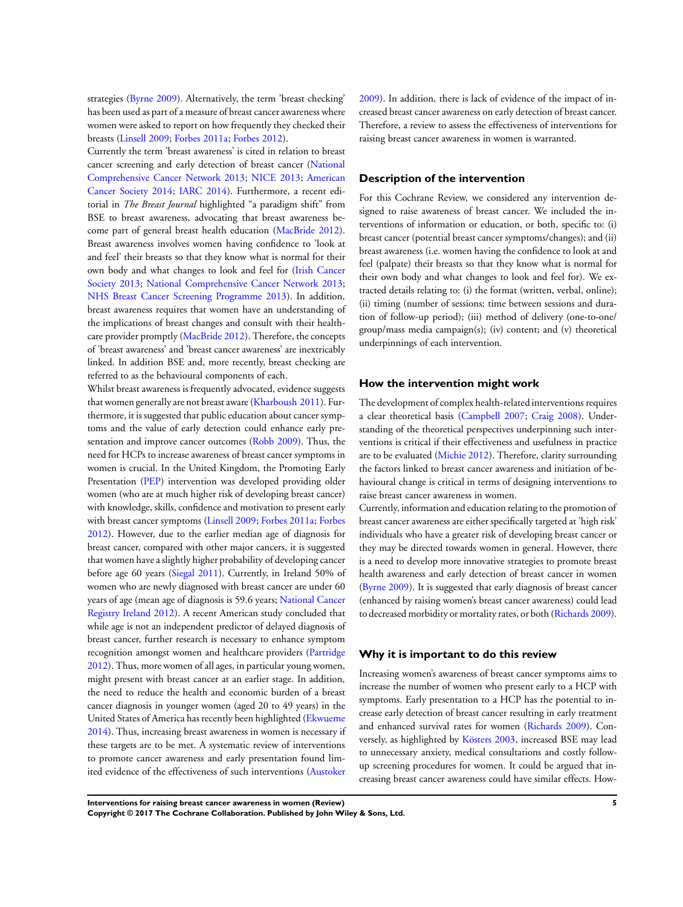strategies (Byrne 2009). Alternatively, the term 'breast checking' has been used as part of a measure of breast cancer awareness where women were asked to report on how frequently they checked their breasts (Linsell 2009; Forbes 2011a; Forbes 2012).

Currently the term 'breast awareness' is cited in relation to breast cancer screening and early detection of breast cancer (National Comprehensive Cancer Network 2013; NICE 2013; American Cancer Society 2014; IARC 2014). Furthermore, a recent editorial in *The Breast Journal* highlighted "a paradigm shift" from BSE to breast awareness, advocating that breast awareness become part of general breast health education (MacBride 2012). Breast awareness involves women having confidence to 'look at and feel' their breasts so that they know what is normal for their own body and what changes to look and feel for (Irish Cancer Society 2013; National Comprehensive Cancer Network 2013; NHS Breast Cancer Screening Programme 2013). In addition, breast awareness requires that women have an understanding of the implications of breast changes and consult with their healthcare provider promptly (MacBride 2012). Therefore, the concepts of 'breast awareness' and 'breast cancer awareness' are inextricably linked. In addition BSE and, more recently, breast checking are referred to as the behavioural components of each.

Whilst breast awareness is frequently advocated, evidence suggests that women generally are not breast aware (Kharboush 2011). Furthermore, it is suggested that public education about cancer symptoms and the value of early detection could enhance early presentation and improve cancer outcomes (Robb 2009). Thus, the need for HCPs to increase awareness of breast cancer symptoms in women is crucial. In the United Kingdom, the Promoting Early Presentation (PEP) intervention was developed providing older women (who are at much higher risk of developing breast cancer) with knowledge, skills, confidence and motivation to present early with breast cancer symptoms (Linsell 2009; Forbes 2011a; Forbes 2012). However, due to the earlier median age of diagnosis for breast cancer, compared with other major cancers, it is suggested that women have a slightly higher probability of developing cancer before age 60 years (Siegal 2011). Currently, in Ireland 50% of women who are newly diagnosed with breast cancer are under 60 years of age (mean age of diagnosis is 59.6 years; National Cancer Registry Ireland 2012). A recent American study concluded that while age is not an independent predictor of delayed diagnosis of breast cancer, further research is necessary to enhance symptom recognition amongst women and healthcare providers (Partridge 2012). Thus, more women of all ages, in particular young women, might present with breast cancer at an earlier stage. In addition, the need to reduce the health and economic burden of a breast cancer diagnosis in younger women (aged 20 to 49 years) in the United States of America has recently been highlighted (Ekwueme 2014). Thus, increasing breast awareness in women is necessary if these targets are to be met. A systematic review of interventions to promote cancer awareness and early presentation found limited evidence of the effectiveness of such interventions (Austoker 2009). In addition, there is lack of evidence of the impact of increased breast cancer awareness on early detection of breast cancer. Therefore, a review to assess the effectiveness of interventions for raising breast cancer awareness in women is warranted.

## Description of the intervention

For this Cochrane Review, we considered any intervention designed to raise awareness of breast cancer. We included the interventions of information or education, or both, specific to: (i) breast cancer (potential breast cancer symptoms/changes); and (ii) breast awareness (i.e. women having the confidence to look at and feel (palpate) their breasts so that they know what is normal for their own body and what changes to look and feel for). We extracted details relating to: (i) the format (written, verbal, online); (ii) timing (number of sessions; time between sessions and duration of follow-up period); (iii) method of delivery (one-to-one/group/mass media campaign(s); (iv) content; and (v) theoretical underpinnings of each intervention.

## How the intervention might work

The development of complex health-related interventions requires a clear theoretical basis (Campbell 2007; Craig 2008). Understanding of the theoretical perspectives underpinning such interventions is critical if their effectiveness and usefulness in practice are to be evaluated (Michie 2012). Therefore, clarity surrounding the factors linked to breast cancer awareness and initiation of behavioural change is critical in terms of designing interventions to raise breast cancer awareness in women.

Currently, information and education relating to the promotion of breast cancer awareness are either specifically targeted at 'high risk' individuals who have a greater risk of developing breast cancer or they may be directed towards women in general. However, there is a need to develop more innovative strategies to promote breast health awareness and early detection of breast cancer in women (Byrne 2009). It is suggested that early diagnosis of breast cancer (enhanced by raising women's breast cancer awareness) could lead to decreased morbidity or mortality rates, or both (Richards 2009).

## Why it is important to do this review

Increasing women's awareness of breast cancer symptoms aims to increase the number of women who present early to a HCP with symptoms. Early presentation to a HCP has the potential to increase early detection of breast cancer resulting in early treatment and enhanced survival rates for women (Richards 2009). Conversely, as highlighted by Kösters 2003, increased BSE may lead to unnecessary anxiety, medical consultations and costly follow-up screening procedures for women. It could be argued that increasing breast cancer awareness could have similar effects. How-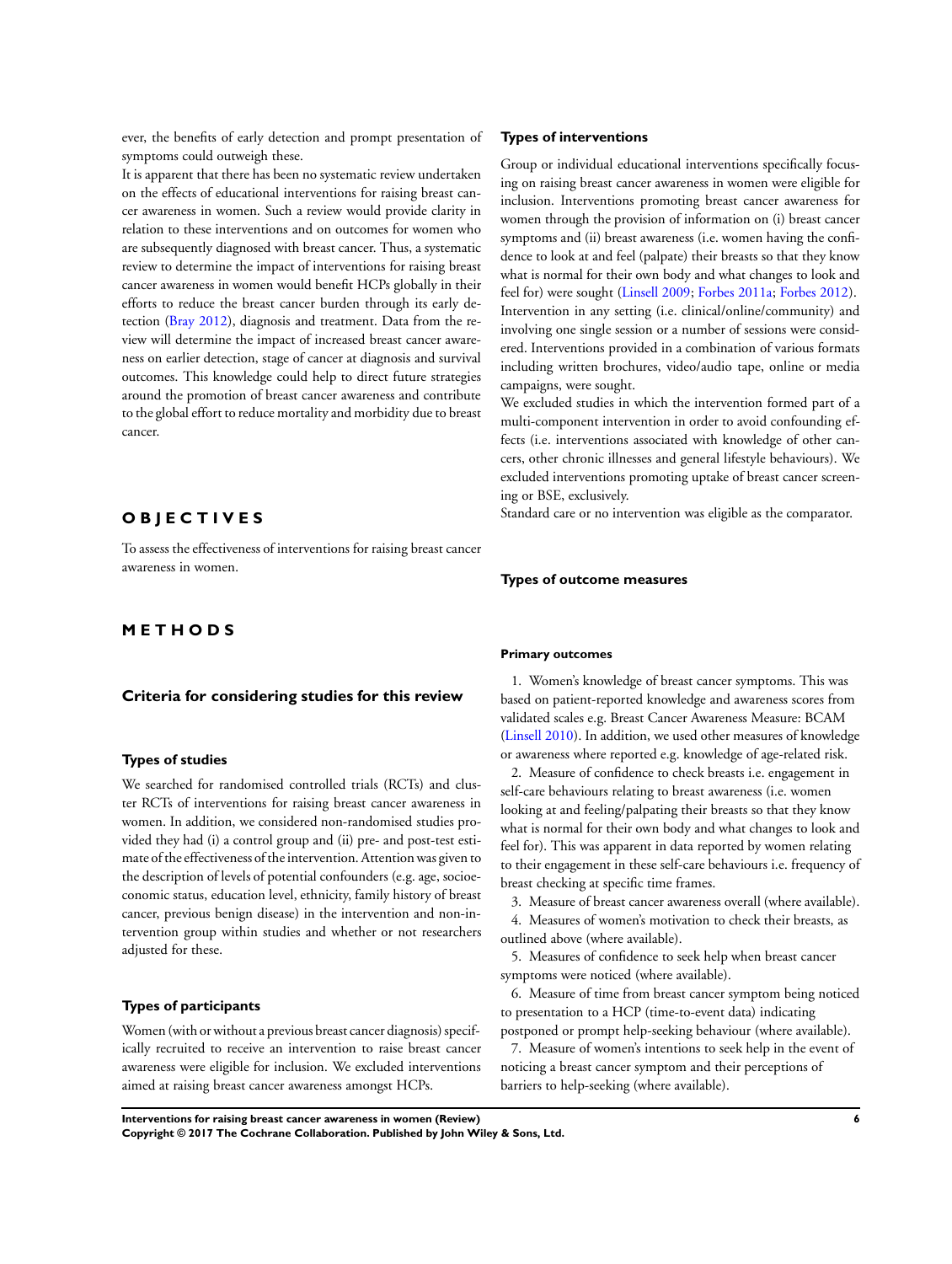ever, the benefits of early detection and prompt presentation of symptoms could outweigh these.

It is apparent that there has been no systematic review undertaken on the effects of educational interventions for raising breast cancer awareness in women. Such a review would provide clarity in relation to these interventions and on outcomes for women who are subsequently diagnosed with breast cancer. Thus, a systematic review to determine the impact of interventions for raising breast cancer awareness in women would benefit HCPs globally in their efforts to reduce the breast cancer burden through its early detection (Bray 2012), diagnosis and treatment. Data from the review will determine the impact of increased breast cancer awareness on earlier detection, stage of cancer at diagnosis and survival outcomes. This knowledge could help to direct future strategies around the promotion of breast cancer awareness and contribute to the global effort to reduce mortality and morbidity due to breast cancer.

# OBJECTIVES

To assess the effectiveness of interventions for raising breast cancer awareness in women.

# METHODS

## Criteria for considering studies for this review

### Types of studies

We searched for randomised controlled trials (RCTs) and cluster RCTs of interventions for raising breast cancer awareness in women. In addition, we considered non-randomised studies provided they had (i) a control group and (ii) pre- and post-test estimate of the effectiveness of the intervention. Attention was given to the description of levels of potential confounders (e.g. age, socioeconomic status, education level, ethnicity, family history of breast cancer, previous benign disease) in the intervention and non-intervention group within studies and whether or not researchers adjusted for these.

### Types of participants

Women (with or without a previous breast cancer diagnosis) specifically recruited to receive an intervention to raise breast cancer awareness were eligible for inclusion. We excluded interventions aimed at raising breast cancer awareness amongst HCPs.

### Types of interventions

Group or individual educational interventions specifically focusing on raising breast cancer awareness in women were eligible for inclusion. Interventions promoting breast cancer awareness for women through the provision of information on (i) breast cancer symptoms and (ii) breast awareness (i.e. women having the confidence to look at and feel (palpate) their breasts so that they know what is normal for their own body and what changes to look and feel for) were sought (Linsell 2009; Forbes 2011a; Forbes 2012). Intervention in any setting (i.e. clinical/online/community) and involving one single session or a number of sessions were considered. Interventions provided in a combination of various formats including written brochures, video/audio tape, online or media campaigns, were sought.

We excluded studies in which the intervention formed part of a multi-component intervention in order to avoid confounding effects (i.e. interventions associated with knowledge of other cancers, other chronic illnesses and general lifestyle behaviours). We excluded interventions promoting uptake of breast cancer screening or BSE, exclusively.

Standard care or no intervention was eligible as the comparator.

### Types of outcome measures

#### Primary outcomes

1. Women's knowledge of breast cancer symptoms. This was based on patient-reported knowledge and awareness scores from validated scales e.g. Breast Cancer Awareness Measure: BCAM (Linsell 2010). In addition, we used other measures of knowledge or awareness where reported e.g. knowledge of age-related risk.
2. Measure of confidence to check breasts i.e. engagement in self-care behaviours relating to breast awareness (i.e. women looking at and feeling/palpating their breasts so that they know what is normal for their own body and what changes to look and feel for). This was apparent in data reported by women relating to their engagement in these self-care behaviours i.e. frequency of breast checking at specific time frames.
3. Measure of breast cancer awareness overall (where available).
4. Measures of women's motivation to check their breasts, as outlined above (where available).
5. Measures of confidence to seek help when breast cancer symptoms were noticed (where available).
6. Measure of time from breast cancer symptom being noticed to presentation to a HCP (time-to-event data) indicating postponed or prompt help-seeking behaviour (where available).
7. Measure of women's intentions to seek help in the event of noticing a breast cancer symptom and their perceptions of barriers to help-seeking (where available).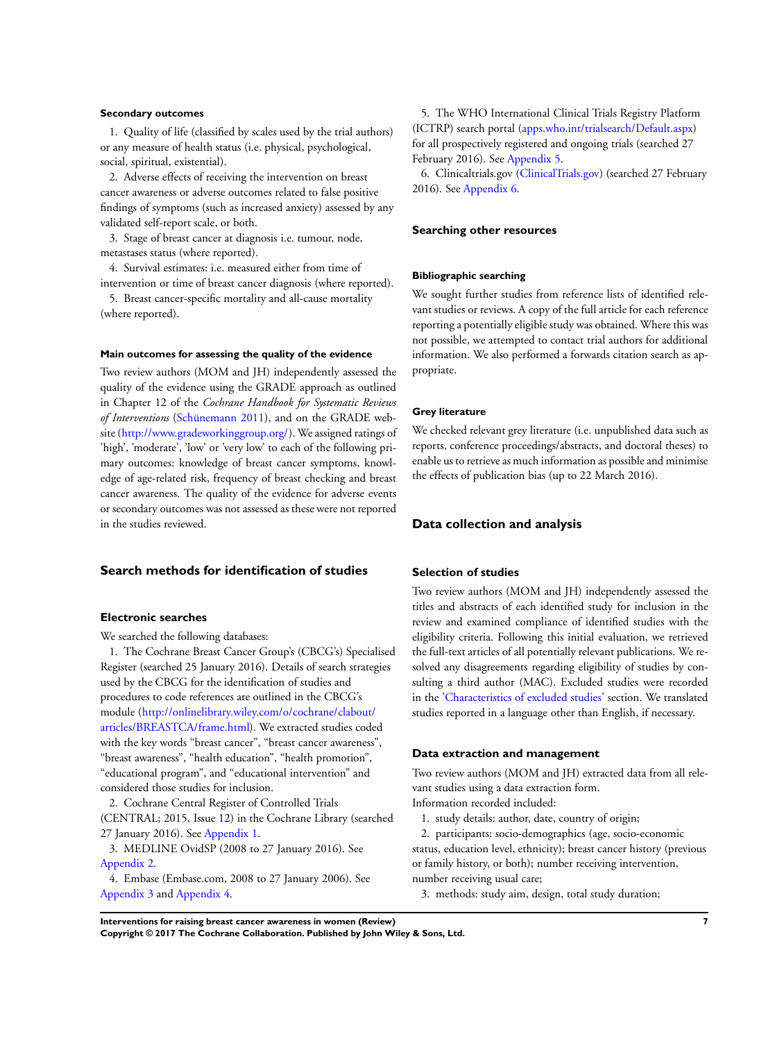#### Secondary outcomes

1. Quality of life (classified by scales used by the trial authors) or any measure of health status (i.e. physical, psychological, social, spiritual, existential).
2. Adverse effects of receiving the intervention on breast cancer awareness or adverse outcomes related to false positive findings of symptoms (such as increased anxiety) assessed by any validated self-report scale, or both.
3. Stage of breast cancer at diagnosis i.e. tumour, node, metastases status (where reported).
4. Survival estimates: i.e. measured either from time of intervention or time of breast cancer diagnosis (where reported).
5. Breast cancer-specific mortality and all-cause mortality (where reported).

#### Main outcomes for assessing the quality of the evidence

Two review authors (MOM and JH) independently assessed the quality of the evidence using the GRADE approach as outlined in Chapter 12 of the *Cochrane Handbook for Systematic Reviews of Interventions* (Schünemann 2011), and on the GRADE website (http://www.gradeworkinggroup.org/). We assigned ratings of 'high', 'moderate', 'low' or 'very low' to each of the following primary outcomes: knowledge of breast cancer symptoms, knowledge of age-related risk, frequency of breast checking and breast cancer awareness. The quality of the evidence for adverse events or secondary outcomes was not assessed as these were not reported in the studies reviewed.

## Search methods for identification of studies

### Electronic searches

We searched the following databases:

1. The Cochrane Breast Cancer Group's (CBCG's) Specialised Register (searched 25 January 2016). Details of search strategies used by the CBCG for the identification of studies and procedures to code references are outlined in the CBCG's module (http://onlinelibrary.wiley.com/o/cochrane/clabout/articles/BREASTCA/frame.html). We extracted studies coded with the key words "breast cancer", "breast cancer awareness", "breast awareness", "health education", "health promotion", "educational program", and "educational intervention" and considered those studies for inclusion.
2. Cochrane Central Register of Controlled Trials (CENTRAL; 2015, Issue 12) in the Cochrane Library (searched 27 January 2016). See Appendix 1.
3. MEDLINE OvidSP (2008 to 27 January 2016). See Appendix 2.
4. Embase (Embase.com, 2008 to 27 January 2006). See Appendix 3 and Appendix 4.
5. The WHO International Clinical Trials Registry Platform (ICTRP) search portal (apps.who.int/trialsearch/Default.aspx) for all prospectively registered and ongoing trials (searched 27 February 2016). See Appendix 5.
6. Clinicaltrials.gov (ClinicalTrials.gov) (searched 27 February 2016). See Appendix 6.

### Searching other resources

#### Bibliographic searching

We sought further studies from reference lists of identified relevant studies or reviews. A copy of the full article for each reference reporting a potentially eligible study was obtained. Where this was not possible, we attempted to contact trial authors for additional information. We also performed a forwards citation search as appropriate.

#### Grey literature

We checked relevant grey literature (i.e. unpublished data such as reports, conference proceedings/abstracts, and doctoral theses) to enable us to retrieve as much information as possible and minimise the effects of publication bias (up to 22 March 2016).

## Data collection and analysis

### Selection of studies

Two review authors (MOM and JH) independently assessed the titles and abstracts of each identified study for inclusion in the review and examined compliance of identified studies with the eligibility criteria. Following this initial evaluation, we retrieved the full-text articles of all potentially relevant publications. We resolved any disagreements regarding eligibility of studies by consulting a third author (MAC). Excluded studies were recorded in the 'Characteristics of excluded studies' section. We translated studies reported in a language other than English, if necessary.

### Data extraction and management

Two review authors (MOM and JH) extracted data from all relevant studies using a data extraction form.

Information recorded included:

1. study details: author, date, country of origin;
2. participants: socio-demographics (age, socio-economic status, education level, ethnicity); breast cancer history (previous or family history, or both); number receiving intervention, number receiving usual care;
3. methods: study aim, design, total study duration;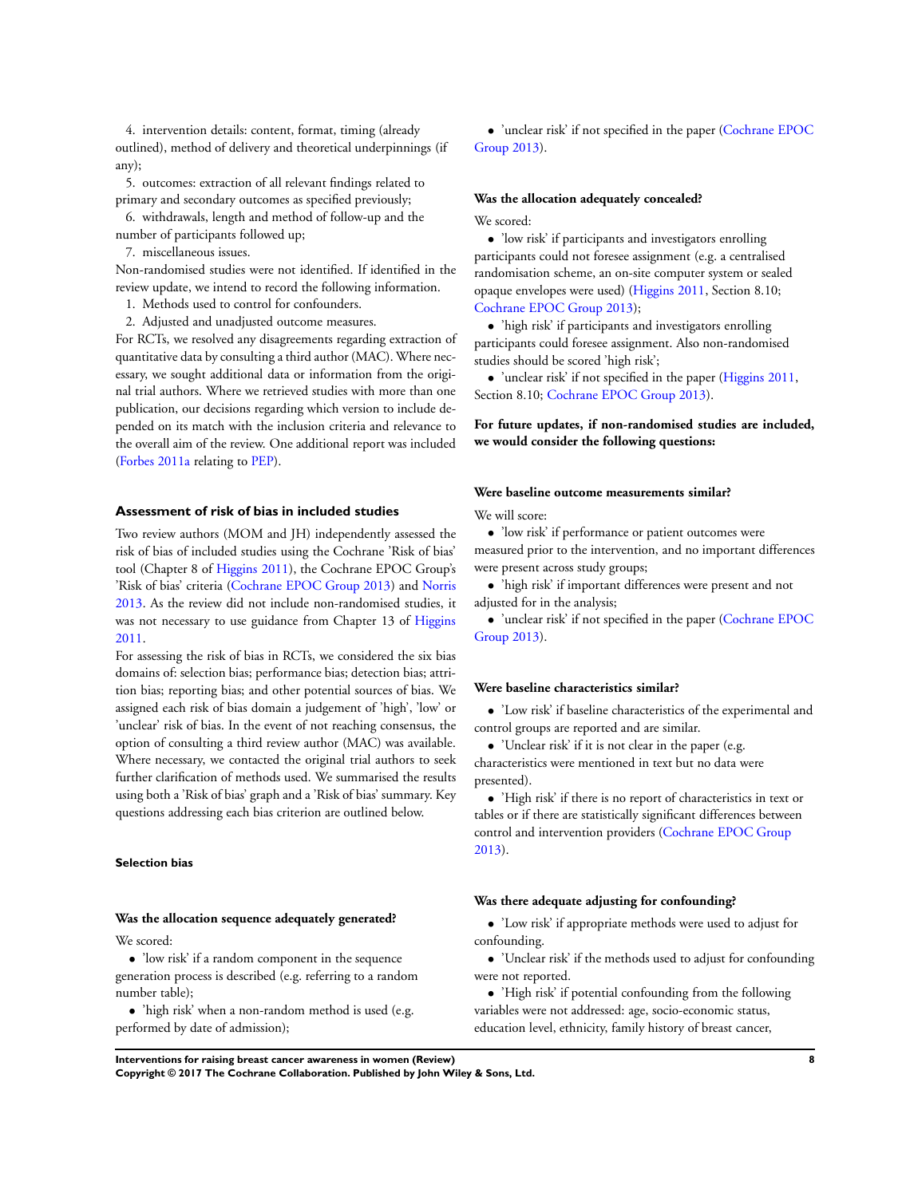4. intervention details: content, format, timing (already outlined), method of delivery and theoretical underpinnings (if any);

5. outcomes: extraction of all relevant findings related to primary and secondary outcomes as specified previously;

6. withdrawals, length and method of follow-up and the number of participants followed up;

7. miscellaneous issues.

Non-randomised studies were not identified. If identified in the review update, we intend to record the following information.

1. Methods used to control for confounders.
2. Adjusted and unadjusted outcome measures.

For RCTs, we resolved any disagreements regarding extraction of quantitative data by consulting a third author (MAC). Where necessary, we sought additional data or information from the original trial authors. Where we retrieved studies with more than one publication, our decisions regarding which version to include depended on its match with the inclusion criteria and relevance to the overall aim of the review. One additional report was included (Forbes 2011a relating to PEP).

## Assessment of risk of bias in included studies

Two review authors (MOM and JH) independently assessed the risk of bias of included studies using the Cochrane 'Risk of bias' tool (Chapter 8 of Higgins 2011), the Cochrane EPOC Group's 'Risk of bias' criteria (Cochrane EPOC Group 2013) and Norris 2013. As the review did not include non-randomised studies, it was not necessary to use guidance from Chapter 13 of Higgins 2011.

For assessing the risk of bias in RCTs, we considered the six bias domains of: selection bias; performance bias; detection bias; attrition bias; reporting bias; and other potential sources of bias. We assigned each risk of bias domain a judgement of 'high', 'low' or 'unclear' risk of bias. In the event of not reaching consensus, the option of consulting a third review author (MAC) was available. Where necessary, we contacted the original trial authors to seek further clarification of methods used. We summarised the results using both a 'Risk of bias' graph and a 'Risk of bias' summary. Key questions addressing each bias criterion are outlined below.

### Selection bias

#### Was the allocation sequence adequately generated?

We scored:

- 'low risk' if a random component in the sequence generation process is described (e.g. referring to a random number table);
- 'high risk' when a non-random method is used (e.g. performed by date of admission);
- 'unclear risk' if not specified in the paper (Cochrane EPOC Group 2013).

#### Was the allocation adequately concealed?

We scored:

- 'low risk' if participants and investigators enrolling participants could not foresee assignment (e.g. a centralised randomisation scheme, an on-site computer system or sealed opaque envelopes were used) (Higgins 2011, Section 8.10; Cochrane EPOC Group 2013);
- 'high risk' if participants and investigators enrolling participants could foresee assignment. Also non-randomised studies should be scored 'high risk';
- 'unclear risk' if not specified in the paper (Higgins 2011, Section 8.10; Cochrane EPOC Group 2013).

**For future updates, if non-randomised studies are included, we would consider the following questions:**

#### Were baseline outcome measurements similar?

We will score:

- 'low risk' if performance or patient outcomes were measured prior to the intervention, and no important differences were present across study groups;
- 'high risk' if important differences were present and not adjusted for in the analysis;
- 'unclear risk' if not specified in the paper (Cochrane EPOC Group 2013).

#### Were baseline characteristics similar?

- 'Low risk' if baseline characteristics of the experimental and control groups are reported and are similar.
- 'Unclear risk' if it is not clear in the paper (e.g. characteristics were mentioned in text but no data were presented).
- 'High risk' if there is no report of characteristics in text or tables or if there are statistically significant differences between control and intervention providers (Cochrane EPOC Group 2013).

#### Was there adequate adjusting for confounding?

- 'Low risk' if appropriate methods were used to adjust for confounding.
- 'Unclear risk' if the methods used to adjust for confounding were not reported.
- 'High risk' if potential confounding from the following variables were not addressed: age, socio-economic status, education level, ethnicity, family history of breast cancer,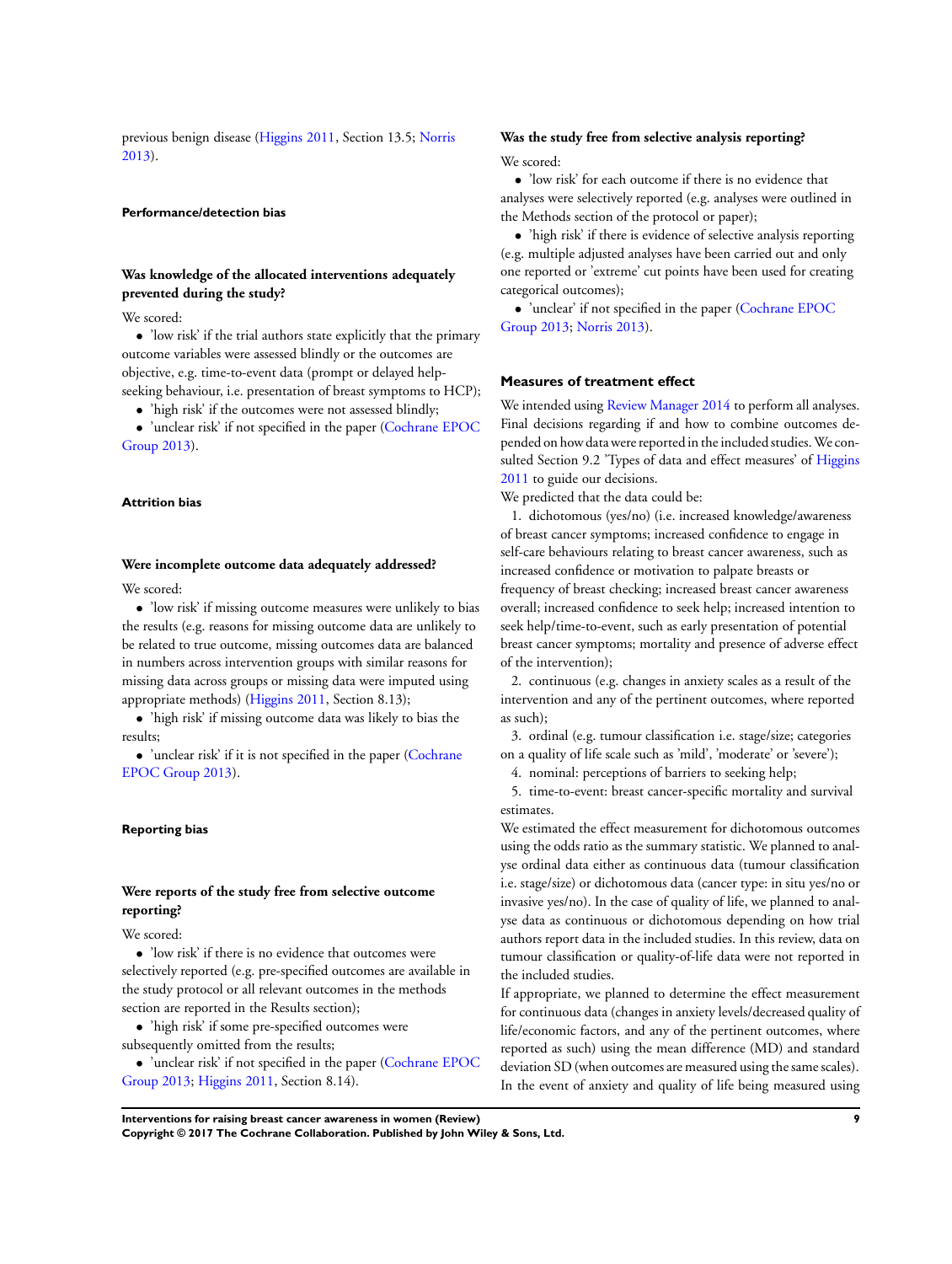previous benign disease (Higgins 2011, Section 13.5; Norris 2013).

#### Performance/detection bias

##### Was knowledge of the allocated interventions adequately prevented during the study?

We scored:

- 'low risk' if the trial authors state explicitly that the primary outcome variables were assessed blindly or the outcomes are objective, e.g. time-to-event data (prompt or delayed help-seeking behaviour, i.e. presentation of breast symptoms to HCP);
- 'high risk' if the outcomes were not assessed blindly;
- 'unclear risk' if not specified in the paper (Cochrane EPOC Group 2013).

#### Attrition bias

##### Were incomplete outcome data adequately addressed?

We scored:

- 'low risk' if missing outcome measures were unlikely to bias the results (e.g. reasons for missing outcome data are unlikely to be related to true outcome, missing outcomes data are balanced in numbers across intervention groups with similar reasons for missing data across groups or missing data were imputed using appropriate methods) (Higgins 2011, Section 8.13);
- 'high risk' if missing outcome data was likely to bias the results;
- 'unclear risk' if it is not specified in the paper (Cochrane EPOC Group 2013).

#### Reporting bias

##### Were reports of the study free from selective outcome reporting?

We scored:

- 'low risk' if there is no evidence that outcomes were selectively reported (e.g. pre-specified outcomes are available in the study protocol or all relevant outcomes in the methods section are reported in the Results section);
- 'high risk' if some pre-specified outcomes were subsequently omitted from the results;
- 'unclear risk' if not specified in the paper (Cochrane EPOC Group 2013; Higgins 2011, Section 8.14).

##### Was the study free from selective analysis reporting?

We scored:

- 'low risk' for each outcome if there is no evidence that analyses were selectively reported (e.g. analyses were outlined in the Methods section of the protocol or paper);
- 'high risk' if there is evidence of selective analysis reporting (e.g. multiple adjusted analyses have been carried out and only one reported or 'extreme' cut points have been used for creating categorical outcomes);
- 'unclear' if not specified in the paper (Cochrane EPOC Group 2013; Norris 2013).

### Measures of treatment effect

We intended using Review Manager 2014 to perform all analyses. Final decisions regarding if and how to combine outcomes depended on how data were reported in the included studies. We consulted Section 9.2 'Types of data and effect measures' of Higgins 2011 to guide our decisions.

We predicted that the data could be:

1. dichotomous (yes/no) (i.e. increased knowledge/awareness of breast cancer symptoms; increased confidence to engage in self-care behaviours relating to breast cancer awareness, such as increased confidence or motivation to palpate breasts or frequency of breast checking; increased breast cancer awareness overall; increased confidence to seek help; increased intention to seek help/time-to-event, such as early presentation of potential breast cancer symptoms; mortality and presence of adverse effect of the intervention);
2. continuous (e.g. changes in anxiety scales as a result of the intervention and any of the pertinent outcomes, where reported as such);
3. ordinal (e.g. tumour classification i.e. stage/size; categories on a quality of life scale such as 'mild', 'moderate' or 'severe');
4. nominal: perceptions of barriers to seeking help;
5. time-to-event: breast cancer-specific mortality and survival estimates.

We estimated the effect measurement for dichotomous outcomes using the odds ratio as the summary statistic. We planned to analyse ordinal data either as continuous data (tumour classification i.e. stage/size) or dichotomous data (cancer type: in situ yes/no or invasive yes/no). In the case of quality of life, we planned to analyse data as continuous or dichotomous depending on how trial authors report data in the included studies. In this review, data on tumour classification or quality-of-life data were not reported in the included studies.

If appropriate, we planned to determine the effect measurement for continuous data (changes in anxiety levels/decreased quality of life/economic factors, and any of the pertinent outcomes, where reported as such) using the mean difference (MD) and standard deviation SD (when outcomes are measured using the same scales). In the event of anxiety and quality of life being measured using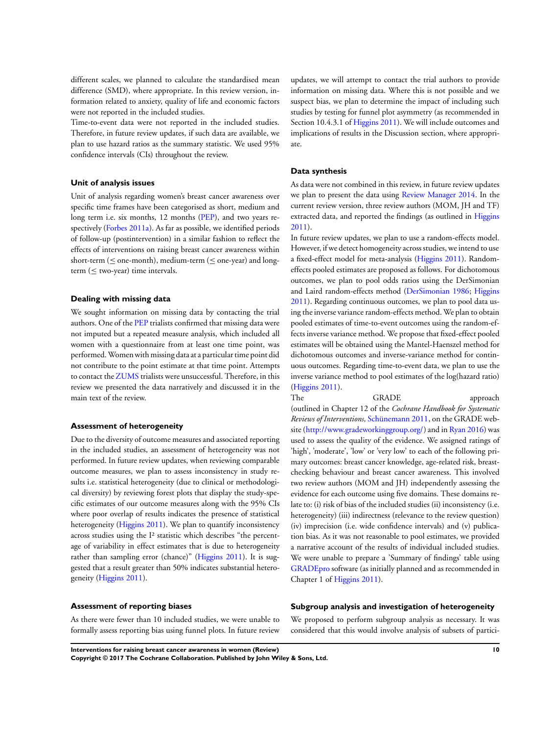different scales, we planned to calculate the standardised mean difference (SMD), where appropriate. In this review version, information related to anxiety, quality of life and economic factors were not reported in the included studies.

Time-to-event data were not reported in the included studies. Therefore, in future review updates, if such data are available, we plan to use hazard ratios as the summary statistic. We used 95% confidence intervals (CIs) throughout the review.

### Unit of analysis issues

Unit of analysis regarding women's breast cancer awareness over specific time frames have been categorised as short, medium and long term i.e. six months, 12 months (PEP), and two years respectively (Forbes 2011a). As far as possible, we identified periods of follow-up (postintervention) in a similar fashion to reflect the effects of interventions on raising breast cancer awareness within short-term (≤ one-month), medium-term (≤ one-year) and long-term (≤ two-year) time intervals.

### Dealing with missing data

We sought information on missing data by contacting the trial authors. One of the PEP trialists confirmed that missing data were not imputed but a repeated measure analysis, which included all women with a questionnaire from at least one time point, was performed. Women with missing data at a particular time point did not contribute to the point estimate at that time point. Attempts to contact the ZUMS trialists were unsuccessful. Therefore, in this review we presented the data narratively and discussed it in the main text of the review.

### Assessment of heterogeneity

Due to the diversity of outcome measures and associated reporting in the included studies, an assessment of heterogeneity was not performed. In future review updates, when reviewing comparable outcome measures, we plan to assess inconsistency in study results i.e. statistical heterogeneity (due to clinical or methodological diversity) by reviewing forest plots that display the study-specific estimates of our outcome measures along with the 95% CIs where poor overlap of results indicates the presence of statistical heterogeneity (Higgins 2011). We plan to quantify inconsistency across studies using the I² statistic which describes "the percentage of variability in effect estimates that is due to heterogeneity rather than sampling error (chance)" (Higgins 2011). It is suggested that a result greater than 50% indicates substantial heterogeneity (Higgins 2011).

### Assessment of reporting biases

As there were fewer than 10 included studies, we were unable to formally assess reporting bias using funnel plots. In future review updates, we will attempt to contact the trial authors to provide information on missing data. Where this is not possible and we suspect bias, we plan to determine the impact of including such studies by testing for funnel plot asymmetry (as recommended in Section 10.4.3.1 of Higgins 2011). We will include outcomes and implications of results in the Discussion section, where appropriate.

### Data synthesis

As data were not combined in this review, in future review updates we plan to present the data using Review Manager 2014. In the current review version, three review authors (MOM, JH and TF) extracted data, and reported the findings (as outlined in Higgins 2011).

In future review updates, we plan to use a random-effects model. However, if we detect homogeneity across studies, we intend to use a fixed-effect model for meta-analysis (Higgins 2011). Random-effects pooled estimates are proposed as follows. For dichotomous outcomes, we plan to pool odds ratios using the DerSimonian and Laird random-effects method (DerSimonian 1986; Higgins 2011). Regarding continuous outcomes, we plan to pool data using the inverse variance random-effects method. We plan to obtain pooled estimates of time-to-event outcomes using the random-effects inverse variance method. We propose that fixed-effect pooled estimates will be obtained using the Mantel-Haenszel method for dichotomous outcomes and inverse-variance method for continuous outcomes. Regarding time-to-event data, we plan to use the inverse variance method to pool estimates of the log(hazard ratio) (Higgins 2011).

The GRADE approach (outlined in Chapter 12 of the *Cochrane Handbook for Systematic Reviews of Interventions,* Schünemann 2011, on the GRADE website (http://www.gradeworkinggroup.org/) and in Ryan 2016) was used to assess the quality of the evidence. We assigned ratings of 'high', 'moderate', 'low' or 'very low' to each of the following primary outcomes: breast cancer knowledge, age-related risk, breast-checking behaviour and breast cancer awareness. This involved two review authors (MOM and JH) independently assessing the evidence for each outcome using five domains. These domains relate to: (i) risk of bias of the included studies (ii) inconsistency (i.e. heterogeneity) (iii) indirectness (relevance to the review question) (iv) imprecision (i.e. wide confidence intervals) and (v) publication bias. As it was not reasonable to pool estimates, we provided a narrative account of the results of individual included studies. We were unable to prepare a 'Summary of findings' table using GRADEpro software (as initially planned and as recommended in Chapter 1 of Higgins 2011).

### Subgroup analysis and investigation of heterogeneity

We proposed to perform subgroup analysis as necessary. It was considered that this would involve analysis of subsets of partici-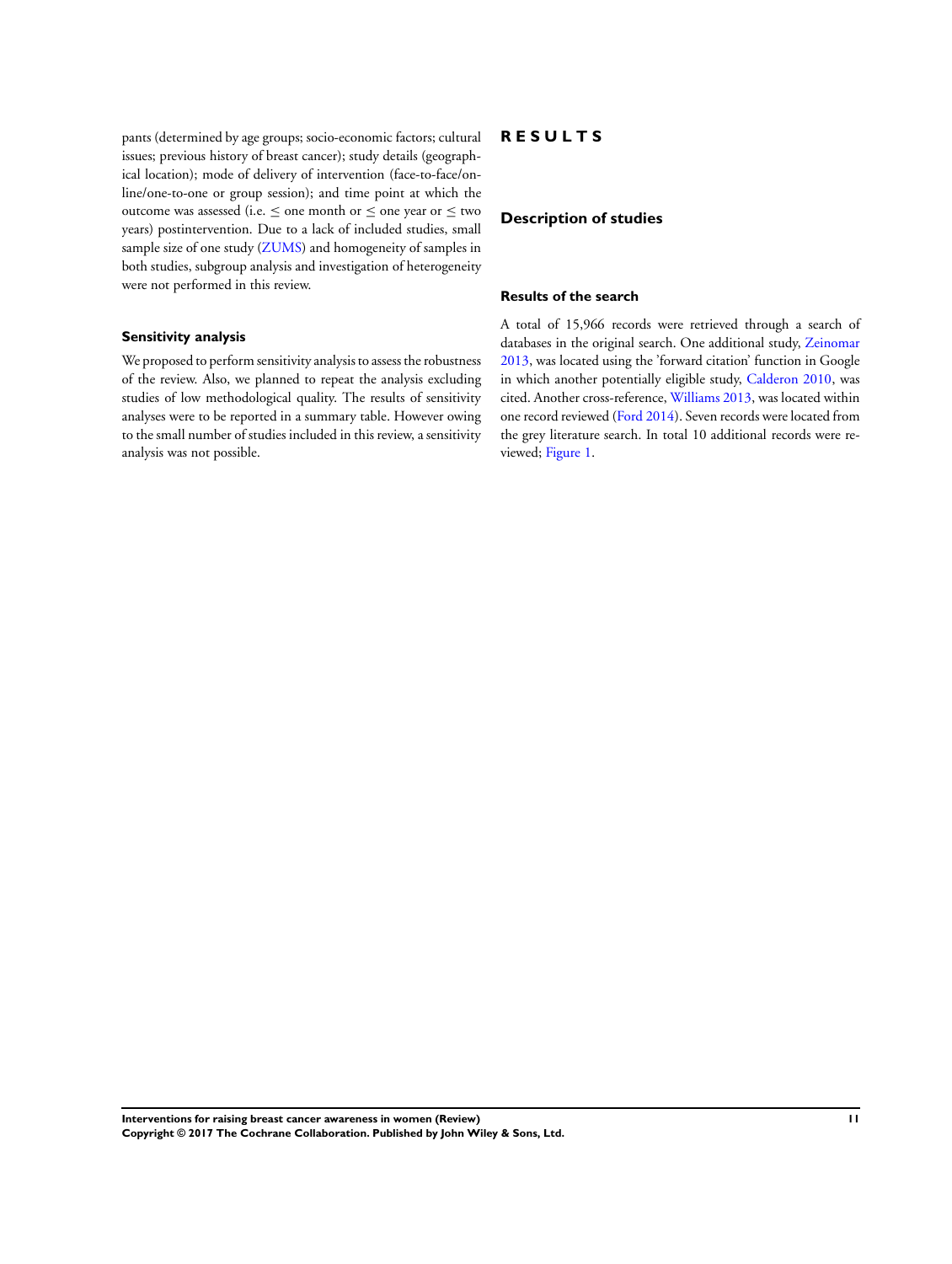pants (determined by age groups; socio-economic factors; cultural issues; previous history of breast cancer); study details (geographical location); mode of delivery of intervention (face-to-face/online/one-to-one or group session); and time point at which the outcome was assessed (i.e. ≤ one month or ≤ one year or ≤ two years) postintervention. Due to a lack of included studies, small sample size of one study (ZUMS) and homogeneity of samples in both studies, subgroup analysis and investigation of heterogeneity were not performed in this review.

### Sensitivity analysis

We proposed to perform sensitivity analysis to assess the robustness of the review. Also, we planned to repeat the analysis excluding studies of low methodological quality. The results of sensitivity analyses were to be reported in a summary table. However owing to the small number of studies included in this review, a sensitivity analysis was not possible.

# R E S U L T S

## Description of studies

### Results of the search

A total of 15,966 records were retrieved through a search of databases in the original search. One additional study, Zeinomar 2013, was located using the 'forward citation' function in Google in which another potentially eligible study, Calderon 2010, was cited. Another cross-reference, Williams 2013, was located within one record reviewed (Ford 2014). Seven records were located from the grey literature search. In total 10 additional records were reviewed; Figure 1.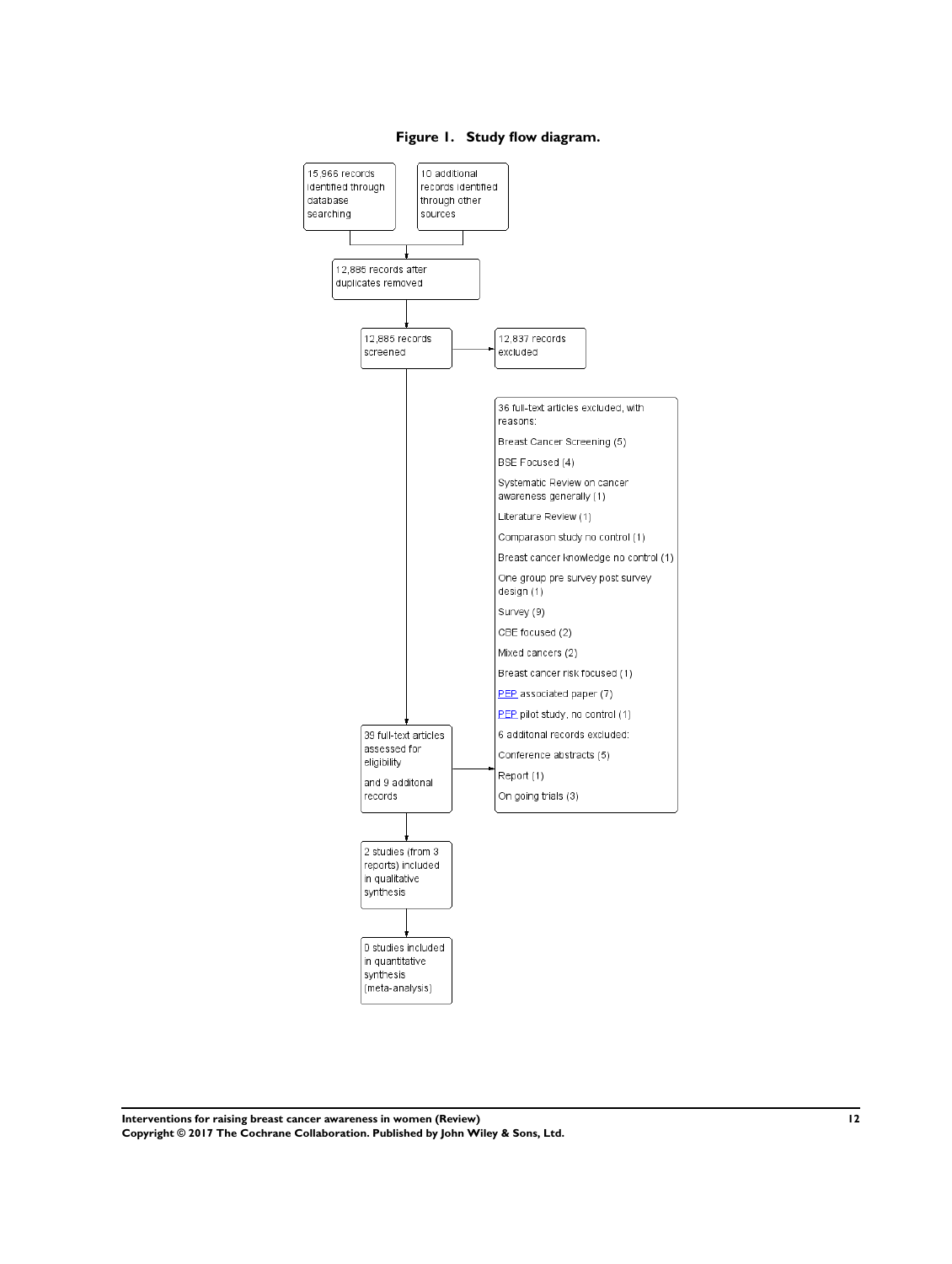**Figure 1. Study flow diagram.**

15,966 records identified through database searching

10 additional records identified through other sources

12,885 records after duplicates removed

12,885 records screened

12,837 records excluded

36 full-text articles excluded, with reasons:

Breast Cancer Screening (5)

BSE Focused (4)

Systematic Review on cancer awareness generally (1)

Literature Review (1)

Comparason study no control (1)

Breast cancer knowledge no control (1)

One group pre survey post survey design (1)

Survey (9)

CBE focused (2)

Mixed cancers (2)

Breast cancer risk focused (1)

PEP associated paper (7)

PEP pilot study, no control (1)

6 additonal records excluded:

Conference abstracts (5)

Report (1)

On going trials (3)

39 full-text articles assessed for eligibility

and 9 additonal records

2 studies (from 3 reports) included in qualitative synthesis

0 studies included in quantitative synthesis (meta-analysis)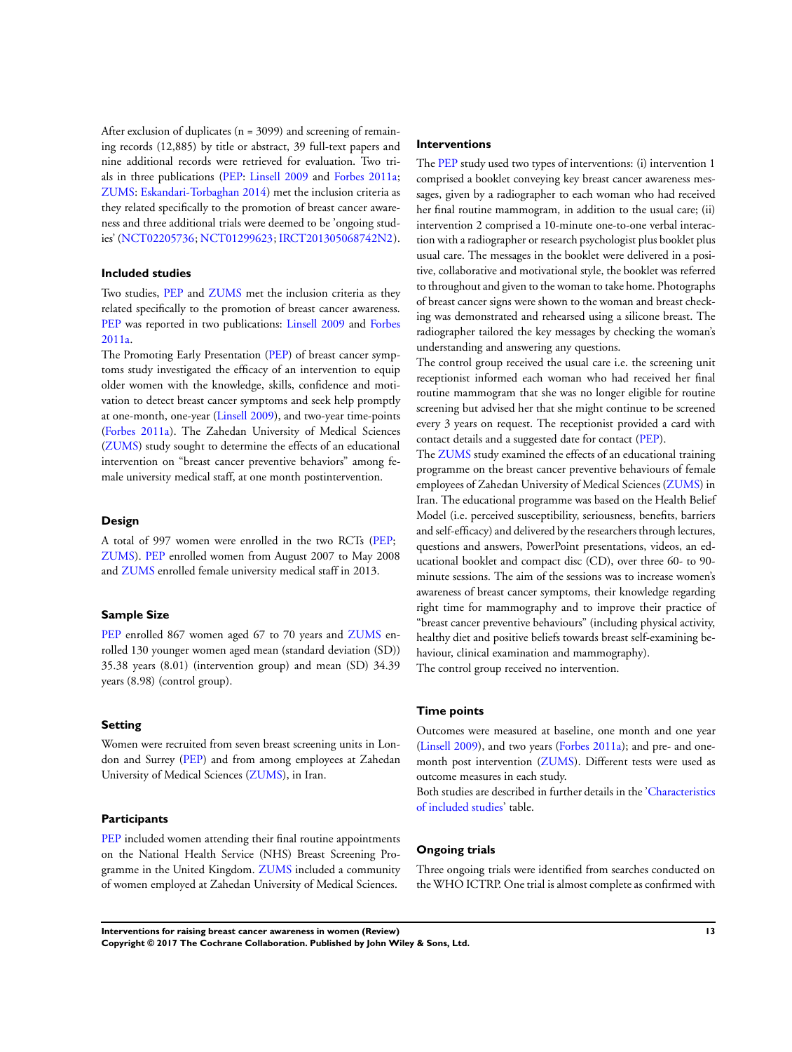After exclusion of duplicates (n = 3099) and screening of remaining records (12,885) by title or abstract, 39 full-text papers and nine additional records were retrieved for evaluation. Two trials in three publications (PEP: Linsell 2009 and Forbes 2011a; ZUMS: Eskandari-Torbaghan 2014) met the inclusion criteria as they related specifically to the promotion of breast cancer awareness and three additional trials were deemed to be 'ongoing studies' (NCT02205736; NCT01299623; IRCT201305068742N2).

### Included studies

Two studies, PEP and ZUMS met the inclusion criteria as they related specifically to the promotion of breast cancer awareness. PEP was reported in two publications: Linsell 2009 and Forbes 2011a.

The Promoting Early Presentation (PEP) of breast cancer symptoms study investigated the efficacy of an intervention to equip older women with the knowledge, skills, confidence and motivation to detect breast cancer symptoms and seek help promptly at one-month, one-year (Linsell 2009), and two-year time-points (Forbes 2011a). The Zahedan University of Medical Sciences (ZUMS) study sought to determine the effects of an educational intervention on "breast cancer preventive behaviors" among female university medical staff, at one month postintervention.

#### Design

A total of 997 women were enrolled in the two RCTs (PEP; ZUMS). PEP enrolled women from August 2007 to May 2008 and ZUMS enrolled female university medical staff in 2013.

#### Sample Size

PEP enrolled 867 women aged 67 to 70 years and ZUMS enrolled 130 younger women aged mean (standard deviation (SD)) 35.38 years (8.01) (intervention group) and mean (SD) 34.39 years (8.98) (control group).

#### Setting

Women were recruited from seven breast screening units in London and Surrey (PEP) and from among employees at Zahedan University of Medical Sciences (ZUMS), in Iran.

#### Participants

PEP included women attending their final routine appointments on the National Health Service (NHS) Breast Screening Programme in the United Kingdom. ZUMS included a community of women employed at Zahedan University of Medical Sciences.

#### Interventions

The PEP study used two types of interventions: (i) intervention 1 comprised a booklet conveying key breast cancer awareness messages, given by a radiographer to each woman who had received her final routine mammogram, in addition to the usual care; (ii) intervention 2 comprised a 10-minute one-to-one verbal interaction with a radiographer or research psychologist plus booklet plus usual care. The messages in the booklet were delivered in a positive, collaborative and motivational style, the booklet was referred to throughout and given to the woman to take home. Photographs of breast cancer signs were shown to the woman and breast checking was demonstrated and rehearsed using a silicone breast. The radiographer tailored the key messages by checking the woman's understanding and answering any questions.

The control group received the usual care i.e. the screening unit receptionist informed each woman who had received her final routine mammogram that she was no longer eligible for routine screening but advised her that she might continue to be screened every 3 years on request. The receptionist provided a card with contact details and a suggested date for contact (PEP).

The ZUMS study examined the effects of an educational training programme on the breast cancer preventive behaviours of female employees of Zahedan University of Medical Sciences (ZUMS) in Iran. The educational programme was based on the Health Belief Model (i.e. perceived susceptibility, seriousness, benefits, barriers and self-efficacy) and delivered by the researchers through lectures, questions and answers, PowerPoint presentations, videos, an educational booklet and compact disc (CD), over three 60- to 90-minute sessions. The aim of the sessions was to increase women's awareness of breast cancer symptoms, their knowledge regarding right time for mammography and to improve their practice of "breast cancer preventive behaviours" (including physical activity, healthy diet and positive beliefs towards breast self-examining behaviour, clinical examination and mammography).

The control group received no intervention.

#### Time points

Outcomes were measured at baseline, one month and one year (Linsell 2009), and two years (Forbes 2011a); and pre- and one-month post intervention (ZUMS). Different tests were used as outcome measures in each study.

Both studies are described in further details in the 'Characteristics of included studies' table.

#### Ongoing trials

Three ongoing trials were identified from searches conducted on the WHO ICTRP. One trial is almost complete as confirmed with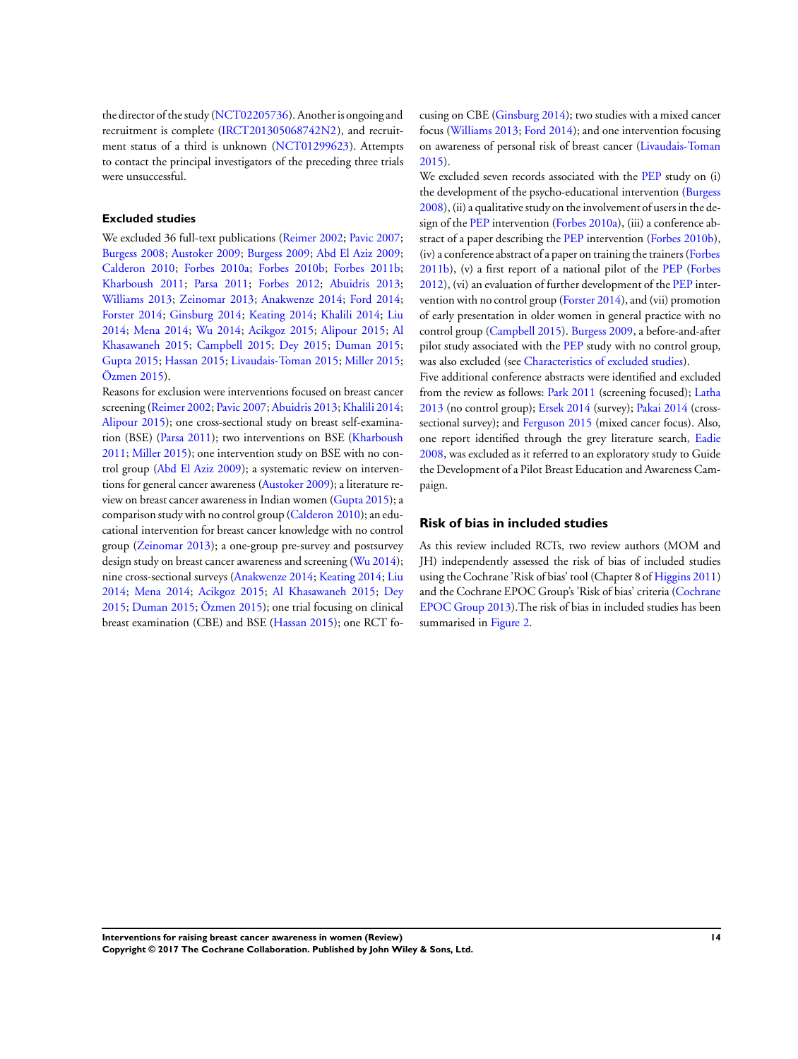the director of the study (NCT02205736). Another is ongoing and recruitment is complete (IRCT201305068742N2), and recruitment status of a third is unknown (NCT01299623). Attempts to contact the principal investigators of the preceding three trials were unsuccessful.

### Excluded studies

We excluded 36 full-text publications (Reimer 2002; Pavic 2007; Burgess 2008; Austoker 2009; Burgess 2009; Abd El Aziz 2009; Calderon 2010; Forbes 2010a; Forbes 2010b; Forbes 2011b; Kharboush 2011; Parsa 2011; Forbes 2012; Abuidris 2013; Williams 2013; Zeinomar 2013; Anakwenze 2014; Ford 2014; Forster 2014; Ginsburg 2014; Keating 2014; Khalili 2014; Liu 2014; Mena 2014; Wu 2014; Acikgoz 2015; Alipour 2015; Al Khasawaneh 2015; Campbell 2015; Dey 2015; Duman 2015; Gupta 2015; Hassan 2015; Livaudais-Toman 2015; Miller 2015; Özmen 2015).

Reasons for exclusion were interventions focused on breast cancer screening (Reimer 2002; Pavic 2007; Abuidris 2013; Khalili 2014; Alipour 2015); one cross-sectional study on breast self-examination (BSE) (Parsa 2011); two interventions on BSE (Kharboush 2011; Miller 2015); one intervention study on BSE with no control group (Abd El Aziz 2009); a systematic review on interventions for general cancer awareness (Austoker 2009); a literature review on breast cancer awareness in Indian women (Gupta 2015); a comparison study with no control group (Calderon 2010); an educational intervention for breast cancer knowledge with no control group (Zeinomar 2013); a one-group pre-survey and postsurvey design study on breast cancer awareness and screening (Wu 2014); nine cross-sectional surveys (Anakwenze 2014; Keating 2014; Liu 2014; Mena 2014; Acikgoz 2015; Al Khasawaneh 2015; Dey 2015; Duman 2015; Özmen 2015); one trial focusing on clinical breast examination (CBE) and BSE (Hassan 2015); one RCT focusing on CBE (Ginsburg 2014); two studies with a mixed cancer focus (Williams 2013; Ford 2014); and one intervention focusing on awareness of personal risk of breast cancer (Livaudais-Toman 2015).

We excluded seven records associated with the PEP study on (i) the development of the psycho-educational intervention (Burgess 2008), (ii) a qualitative study on the involvement of users in the design of the PEP intervention (Forbes 2010a), (iii) a conference abstract of a paper describing the PEP intervention (Forbes 2010b), (iv) a conference abstract of a paper on training the trainers (Forbes 2011b), (v) a first report of a national pilot of the PEP (Forbes 2012), (vi) an evaluation of further development of the PEP intervention with no control group (Forster 2014), and (vii) promotion of early presentation in older women in general practice with no control group (Campbell 2015). Burgess 2009, a before-and-after pilot study associated with the PEP study with no control group, was also excluded (see Characteristics of excluded studies).

Five additional conference abstracts were identified and excluded from the review as follows: Park 2011 (screening focused); Latha 2013 (no control group); Ersek 2014 (survey); Pakai 2014 (cross-sectional survey); and Ferguson 2015 (mixed cancer focus). Also, one report identified through the grey literature search, Eadie 2008, was excluded as it referred to an exploratory study to Guide the Development of a Pilot Breast Education and Awareness Campaign.

## Risk of bias in included studies

As this review included RCTs, two review authors (MOM and JH) independently assessed the risk of bias of included studies using the Cochrane 'Risk of bias' tool (Chapter 8 of Higgins 2011) and the Cochrane EPOC Group's 'Risk of bias' criteria (Cochrane EPOC Group 2013).The risk of bias in included studies has been summarised in Figure 2.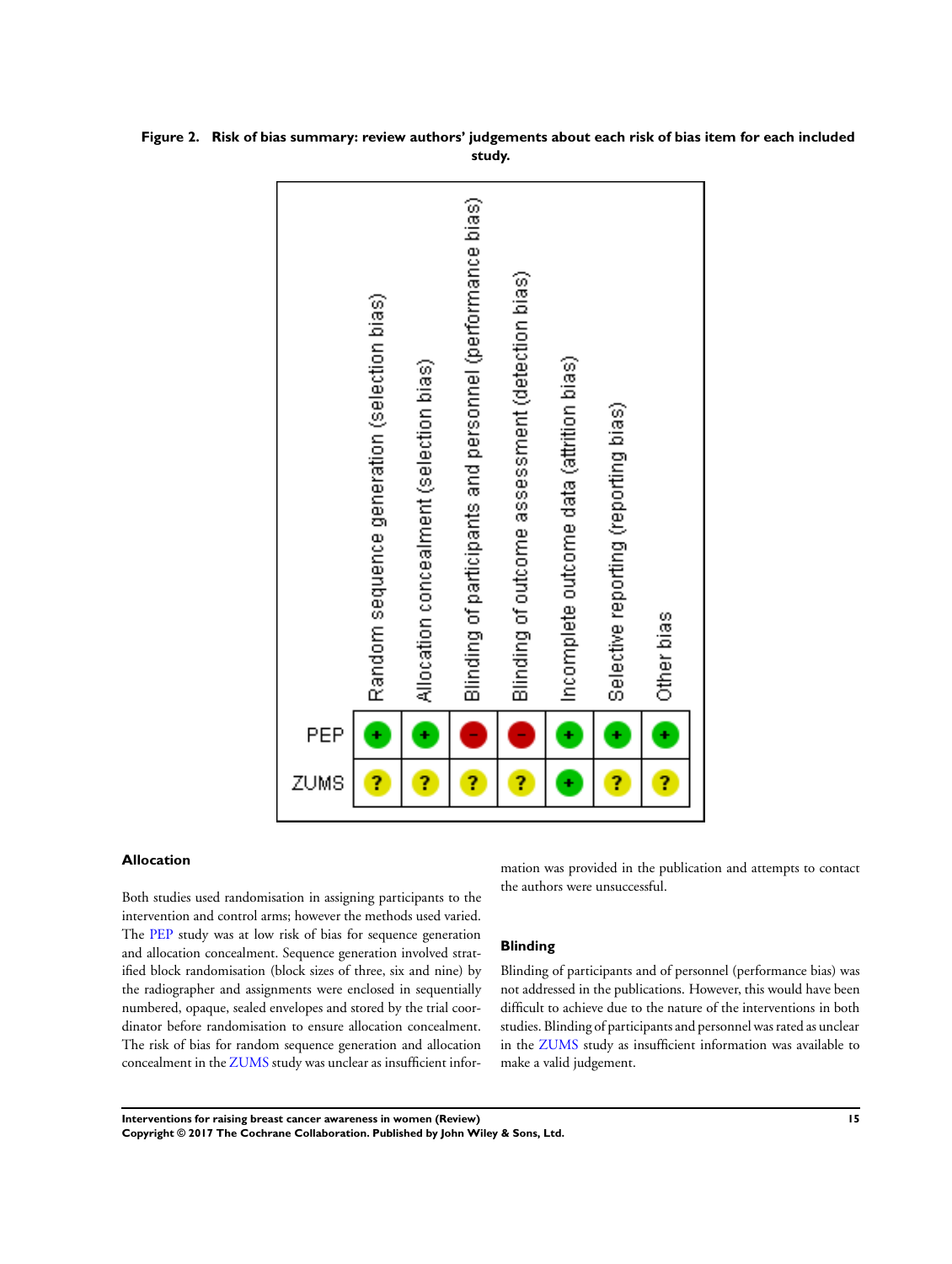**Figure 2. Risk of bias summary: review authors' judgements about each risk of bias item for each included study.**

| | Random sequence generation (selection bias) | Allocation concealment (selection bias) | Blinding of participants and personnel (performance bias) | Blinding of outcome assessment (detection bias) | Incomplete outcome data (attrition bias) | Selective reporting (reporting bias) | Other bias |
|---|---|---|---|---|---|---|---|
| PEP | + | + | - | - | + | + | + |
| ZUMS | ? | ? | ? | ? | + | ? | ? |

### Allocation

Both studies used randomisation in assigning participants to the intervention and control arms; however the methods used varied. The PEP study was at low risk of bias for sequence generation and allocation concealment. Sequence generation involved stratified block randomisation (block sizes of three, six and nine) by the radiographer and assignments were enclosed in sequentially numbered, opaque, sealed envelopes and stored by the trial coordinator before randomisation to ensure allocation concealment. The risk of bias for random sequence generation and allocation concealment in the ZUMS study was unclear as insufficient information was provided in the publication and attempts to contact the authors were unsuccessful.

### Blinding

Blinding of participants and of personnel (performance bias) was not addressed in the publications. However, this would have been difficult to achieve due to the nature of the interventions in both studies. Blinding of participants and personnel was rated as unclear in the ZUMS study as insufficient information was available to make a valid judgement.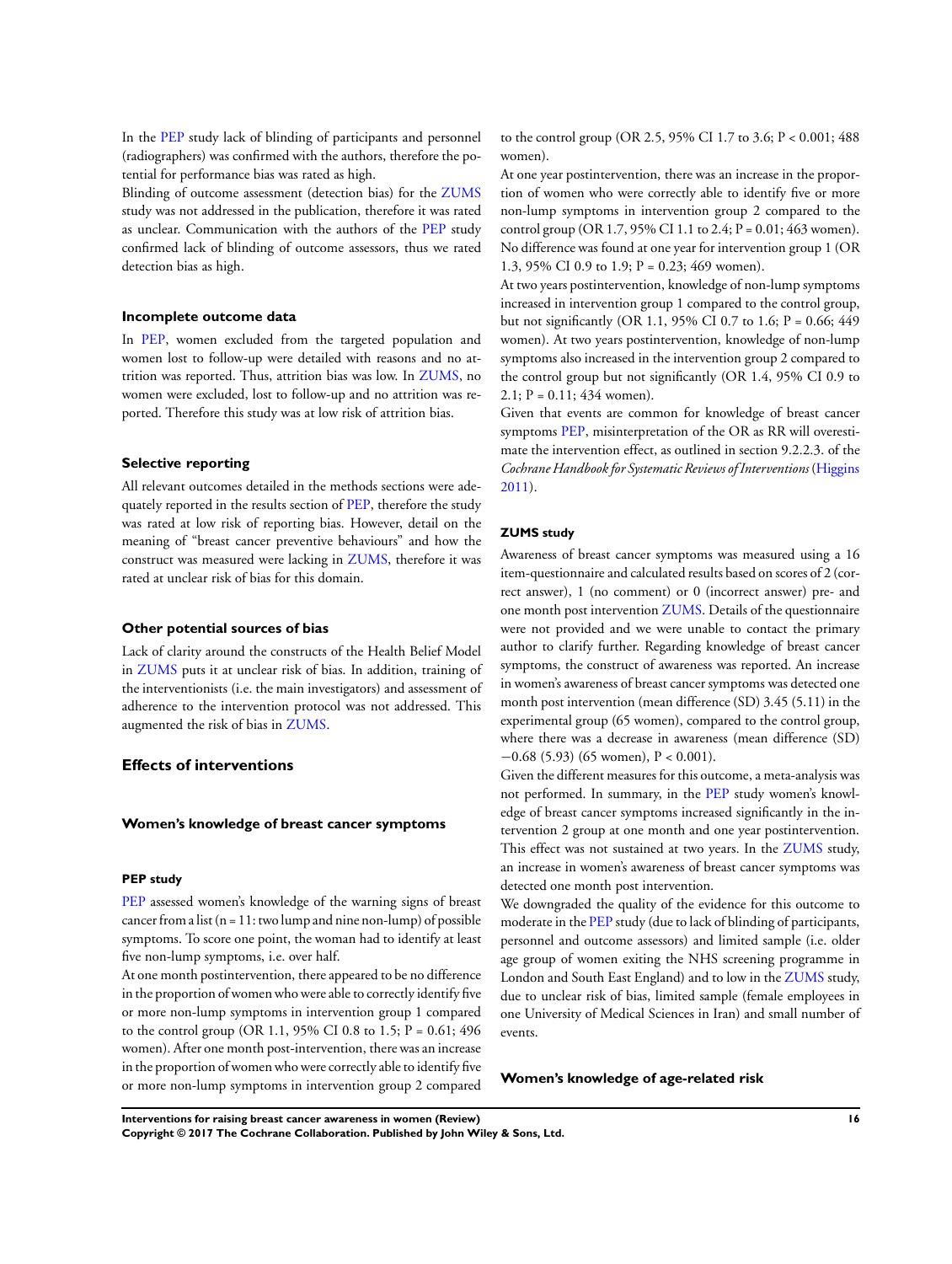In the PEP study lack of blinding of participants and personnel (radiographers) was confirmed with the authors, therefore the potential for performance bias was rated as high.

Blinding of outcome assessment (detection bias) for the ZUMS study was not addressed in the publication, therefore it was rated as unclear. Communication with the authors of the PEP study confirmed lack of blinding of outcome assessors, thus we rated detection bias as high.

#### Incomplete outcome data

In PEP, women excluded from the targeted population and women lost to follow-up were detailed with reasons and no attrition was reported. Thus, attrition bias was low. In ZUMS, no women were excluded, lost to follow-up and no attrition was reported. Therefore this study was at low risk of attrition bias.

#### Selective reporting

All relevant outcomes detailed in the methods sections were adequately reported in the results section of PEP, therefore the study was rated at low risk of reporting bias. However, detail on the meaning of "breast cancer preventive behaviours" and how the construct was measured were lacking in ZUMS, therefore it was rated at unclear risk of bias for this domain.

#### Other potential sources of bias

Lack of clarity around the constructs of the Health Belief Model in ZUMS puts it at unclear risk of bias. In addition, training of the interventionists (i.e. the main investigators) and assessment of adherence to the intervention protocol was not addressed. This augmented the risk of bias in ZUMS.

## Effects of interventions

### Women's knowledge of breast cancer symptoms

#### PEP study

PEP assessed women's knowledge of the warning signs of breast cancer from a list (n = 11: two lump and nine non-lump) of possible symptoms. To score one point, the woman had to identify at least five non-lump symptoms, i.e. over half.

At one month postintervention, there appeared to be no difference in the proportion of women who were able to correctly identify five or more non-lump symptoms in intervention group 1 compared to the control group (OR 1.1, 95% CI 0.8 to 1.5; P = 0.61; 496 women). After one month post-intervention, there was an increase in the proportion of women who were correctly able to identify five or more non-lump symptoms in intervention group 2 compared to the control group (OR 2.5, 95% CI 1.7 to 3.6; P < 0.001; 488 women).

At one year postintervention, there was an increase in the proportion of women who were correctly able to identify five or more non-lump symptoms in intervention group 2 compared to the control group (OR 1.7, 95% CI 1.1 to 2.4; P = 0.01; 463 women). No difference was found at one year for intervention group 1 (OR 1.3, 95% CI 0.9 to 1.9; P = 0.23; 469 women).

At two years postintervention, knowledge of non-lump symptoms increased in intervention group 1 compared to the control group, but not significantly (OR 1.1, 95% CI 0.7 to 1.6; P = 0.66; 449 women). At two years postintervention, knowledge of non-lump symptoms also increased in the intervention group 2 compared to the control group but not significantly (OR 1.4, 95% CI 0.9 to 2.1; P = 0.11; 434 women).

Given that events are common for knowledge of breast cancer symptoms PEP, misinterpretation of the OR as RR will overestimate the intervention effect, as outlined in section 9.2.2.3. of the *Cochrane Handbook for Systematic Reviews of Interventions* (Higgins 2011).

#### ZUMS study

Awareness of breast cancer symptoms was measured using a 16 item-questionnaire and calculated results based on scores of 2 (correct answer), 1 (no comment) or 0 (incorrect answer) pre- and one month post intervention ZUMS. Details of the questionnaire were not provided and we were unable to contact the primary author to clarify further. Regarding knowledge of breast cancer symptoms, the construct of awareness was reported. An increase in women's awareness of breast cancer symptoms was detected one month post intervention (mean difference (SD) 3.45 (5.11) in the experimental group (65 women), compared to the control group, where there was a decrease in awareness (mean difference (SD) −0.68 (5.93) (65 women), P < 0.001).

Given the different measures for this outcome, a meta-analysis was not performed. In summary, in the PEP study women's knowledge of breast cancer symptoms increased significantly in the intervention 2 group at one month and one year postintervention. This effect was not sustained at two years. In the ZUMS study, an increase in women's awareness of breast cancer symptoms was detected one month post intervention.

We downgraded the quality of the evidence for this outcome to moderate in the PEP study (due to lack of blinding of participants, personnel and outcome assessors) and limited sample (i.e. older age group of women exiting the NHS screening programme in London and South East England) and to low in the ZUMS study, due to unclear risk of bias, limited sample (female employees in one University of Medical Sciences in Iran) and small number of events.

### Women's knowledge of age-related risk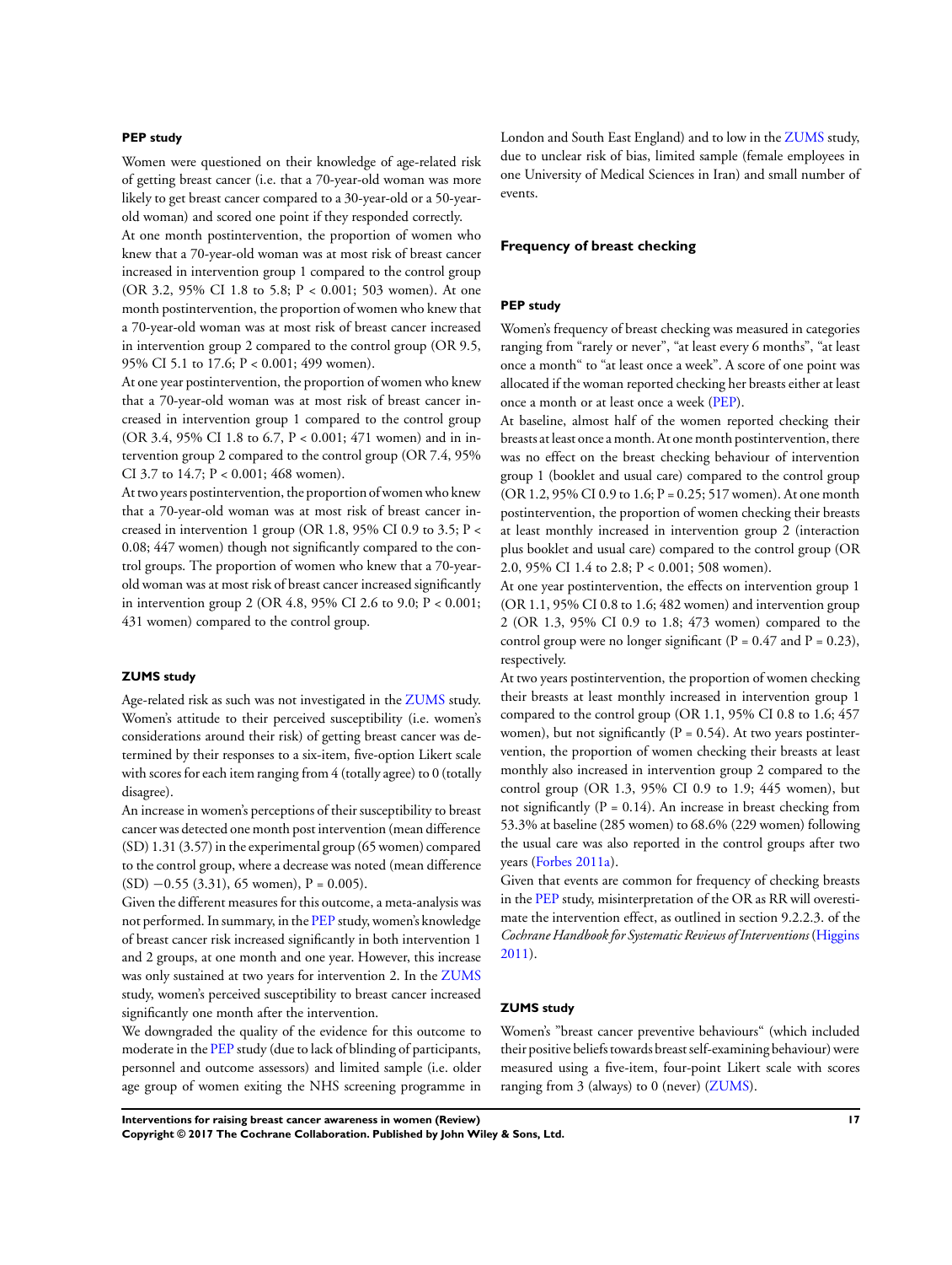#### PEP study

Women were questioned on their knowledge of age-related risk of getting breast cancer (i.e. that a 70-year-old woman was more likely to get breast cancer compared to a 30-year-old or a 50-year-old woman) and scored one point if they responded correctly.

At one month postintervention, the proportion of women who knew that a 70-year-old woman was at most risk of breast cancer increased in intervention group 1 compared to the control group (OR 3.2, 95% CI 1.8 to 5.8; P < 0.001; 503 women). At one month postintervention, the proportion of women who knew that a 70-year-old woman was at most risk of breast cancer increased in intervention group 2 compared to the control group (OR 9.5, 95% CI 5.1 to 17.6; P < 0.001; 499 women).

At one year postintervention, the proportion of women who knew that a 70-year-old woman was at most risk of breast cancer increased in intervention group 1 compared to the control group (OR 3.4, 95% CI 1.8 to 6.7, P < 0.001; 471 women) and in intervention group 2 compared to the control group (OR 7.4, 95% CI 3.7 to 14.7; P < 0.001; 468 women).

At two years postintervention, the proportion of women who knew that a 70-year-old woman was at most risk of breast cancer increased in intervention 1 group (OR 1.8, 95% CI 0.9 to 3.5; P < 0.08; 447 women) though not significantly compared to the control groups. The proportion of women who knew that a 70-year-old woman was at most risk of breast cancer increased significantly in intervention group 2 (OR 4.8, 95% CI 2.6 to 9.0; P < 0.001; 431 women) compared to the control group.

#### ZUMS study

Age-related risk as such was not investigated in the ZUMS study. Women's attitude to their perceived susceptibility (i.e. women's considerations around their risk) of getting breast cancer was determined by their responses to a six-item, five-option Likert scale with scores for each item ranging from 4 (totally agree) to 0 (totally disagree).

An increase in women's perceptions of their susceptibility to breast cancer was detected one month post intervention (mean difference (SD) 1.31 (3.57) in the experimental group (65 women) compared to the control group, where a decrease was noted (mean difference (SD) −0.55 (3.31), 65 women), P = 0.005).

Given the different measures for this outcome, a meta-analysis was not performed. In summary, in the PEP study, women's knowledge of breast cancer risk increased significantly in both intervention 1 and 2 groups, at one month and one year. However, this increase was only sustained at two years for intervention 2. In the ZUMS study, women's perceived susceptibility to breast cancer increased significantly one month after the intervention.

We downgraded the quality of the evidence for this outcome to moderate in the PEP study (due to lack of blinding of participants, personnel and outcome assessors) and limited sample (i.e. older age group of women exiting the NHS screening programme in London and South East England) and to low in the ZUMS study, due to unclear risk of bias, limited sample (female employees in one University of Medical Sciences in Iran) and small number of events.

### Frequency of breast checking

#### PEP study

Women's frequency of breast checking was measured in categories ranging from "rarely or never", "at least every 6 months", "at least once a month" to "at least once a week". A score of one point was allocated if the woman reported checking her breasts either at least once a month or at least once a week (PEP).

At baseline, almost half of the women reported checking their breasts at least once a month. At one month postintervention, there was no effect on the breast checking behaviour of intervention group 1 (booklet and usual care) compared to the control group (OR 1.2, 95% CI 0.9 to 1.6; P = 0.25; 517 women). At one month postintervention, the proportion of women checking their breasts at least monthly increased in intervention group 2 (interaction plus booklet and usual care) compared to the control group (OR 2.0, 95% CI 1.4 to 2.8; P < 0.001; 508 women).

At one year postintervention, the effects on intervention group 1 (OR 1.1, 95% CI 0.8 to 1.6; 482 women) and intervention group 2 (OR 1.3, 95% CI 0.9 to 1.8; 473 women) compared to the control group were no longer significant (P = 0.47 and P = 0.23), respectively.

At two years postintervention, the proportion of women checking their breasts at least monthly increased in intervention group 1 compared to the control group (OR 1.1, 95% CI 0.8 to 1.6; 457 women), but not significantly (P = 0.54). At two years postintervention, the proportion of women checking their breasts at least monthly also increased in intervention group 2 compared to the control group (OR 1.3, 95% CI 0.9 to 1.9; 445 women), but not significantly (P = 0.14). An increase in breast checking from 53.3% at baseline (285 women) to 68.6% (229 women) following the usual care was also reported in the control groups after two years (Forbes 2011a).

Given that events are common for frequency of checking breasts in the PEP study, misinterpretation of the OR as RR will overestimate the intervention effect, as outlined in section 9.2.2.3. of the *Cochrane Handbook for Systematic Reviews of Interventions* (Higgins 2011).

#### ZUMS study

Women's "breast cancer preventive behaviours" (which included their positive beliefs towards breast self-examining behaviour) were measured using a five-item, four-point Likert scale with scores ranging from 3 (always) to 0 (never) (ZUMS).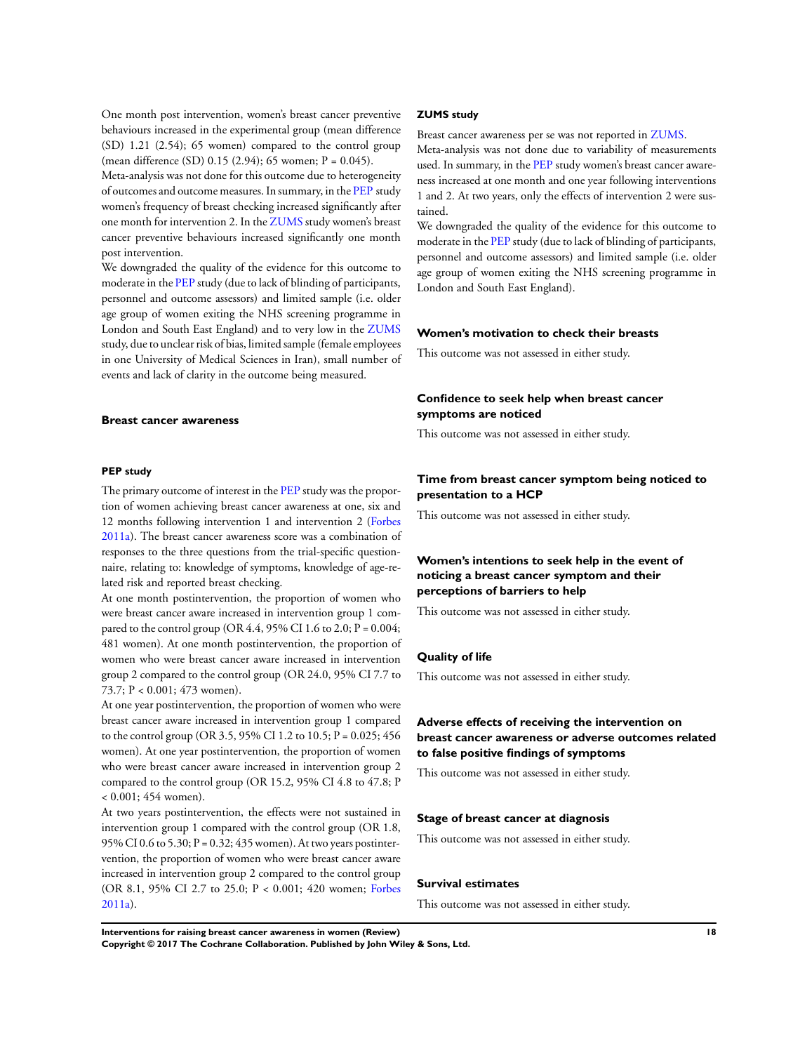One month post intervention, women's breast cancer preventive behaviours increased in the experimental group (mean difference (SD) 1.21 (2.54); 65 women) compared to the control group (mean difference (SD) 0.15 (2.94); 65 women; P = 0.045).

Meta-analysis was not done for this outcome due to heterogeneity of outcomes and outcome measures. In summary, in the PEP study women's frequency of breast checking increased significantly after one month for intervention 2. In the ZUMS study women's breast cancer preventive behaviours increased significantly one month post intervention.

We downgraded the quality of the evidence for this outcome to moderate in the PEP study (due to lack of blinding of participants, personnel and outcome assessors) and limited sample (i.e. older age group of women exiting the NHS screening programme in London and South East England) and to very low in the ZUMS study, due to unclear risk of bias, limited sample (female employees in one University of Medical Sciences in Iran), small number of events and lack of clarity in the outcome being measured.

### Breast cancer awareness

#### PEP study

The primary outcome of interest in the PEP study was the proportion of women achieving breast cancer awareness at one, six and 12 months following intervention 1 and intervention 2 (Forbes 2011a). The breast cancer awareness score was a combination of responses to the three questions from the trial-specific questionnaire, relating to: knowledge of symptoms, knowledge of age-related risk and reported breast checking.

At one month postintervention, the proportion of women who were breast cancer aware increased in intervention group 1 compared to the control group (OR 4.4, 95% CI 1.6 to 2.0; P = 0.004; 481 women). At one month postintervention, the proportion of women who were breast cancer aware increased in intervention group 2 compared to the control group (OR 24.0, 95% CI 7.7 to 73.7; P < 0.001; 473 women).

At one year postintervention, the proportion of women who were breast cancer aware increased in intervention group 1 compared to the control group (OR 3.5, 95% CI 1.2 to 10.5; P = 0.025; 456 women). At one year postintervention, the proportion of women who were breast cancer aware increased in intervention group 2 compared to the control group (OR 15.2, 95% CI 4.8 to 47.8; P < 0.001; 454 women).

At two years postintervention, the effects were not sustained in intervention group 1 compared with the control group (OR 1.8, 95% CI 0.6 to 5.30; P = 0.32; 435 women). At two years postintervention, the proportion of women who were breast cancer aware increased in intervention group 2 compared to the control group (OR 8.1, 95% CI 2.7 to 25.0; P < 0.001; 420 women; Forbes 2011a).

#### ZUMS study

Breast cancer awareness per se was not reported in ZUMS.

Meta-analysis was not done due to variability of measurements used. In summary, in the PEP study women's breast cancer awareness increased at one month and one year following interventions 1 and 2. At two years, only the effects of intervention 2 were sustained.

We downgraded the quality of the evidence for this outcome to moderate in the PEP study (due to lack of blinding of participants, personnel and outcome assessors) and limited sample (i.e. older age group of women exiting the NHS screening programme in London and South East England).

### Women's motivation to check their breasts

This outcome was not assessed in either study.

### Confidence to seek help when breast cancer symptoms are noticed

This outcome was not assessed in either study.

### Time from breast cancer symptom being noticed to presentation to a HCP

This outcome was not assessed in either study.

### Women's intentions to seek help in the event of noticing a breast cancer symptom and their perceptions of barriers to help

This outcome was not assessed in either study.

### Quality of life

This outcome was not assessed in either study.

### Adverse effects of receiving the intervention on breast cancer awareness or adverse outcomes related to false positive findings of symptoms

This outcome was not assessed in either study.

### Stage of breast cancer at diagnosis

This outcome was not assessed in either study.

### Survival estimates

This outcome was not assessed in either study.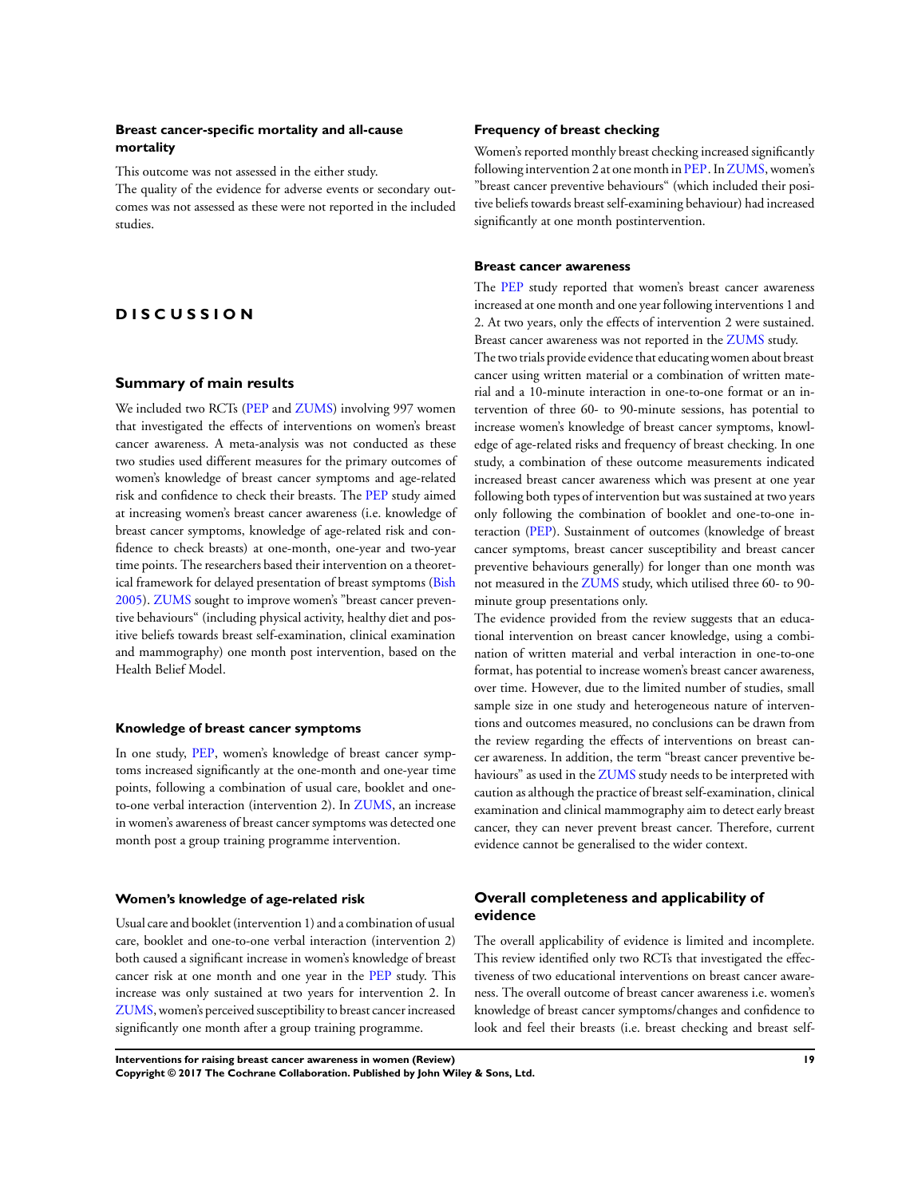### Breast cancer-specific mortality and all-cause mortality

This outcome was not assessed in the either study.

The quality of the evidence for adverse events or secondary outcomes was not assessed as these were not reported in the included studies.

# DISCUSSION

## Summary of main results

We included two RCTs (PEP and ZUMS) involving 997 women that investigated the effects of interventions on women's breast cancer awareness. A meta-analysis was not conducted as these two studies used different measures for the primary outcomes of women's knowledge of breast cancer symptoms and age-related risk and confidence to check their breasts. The PEP study aimed at increasing women's breast cancer awareness (i.e. knowledge of breast cancer symptoms, knowledge of age-related risk and confidence to check breasts) at one-month, one-year and two-year time points. The researchers based their intervention on a theoretical framework for delayed presentation of breast symptoms (Bish 2005). ZUMS sought to improve women's "breast cancer preventive behaviours" (including physical activity, healthy diet and positive beliefs towards breast self-examination, clinical examination and mammography) one month post intervention, based on the Health Belief Model.

### Knowledge of breast cancer symptoms

In one study, PEP, women's knowledge of breast cancer symptoms increased significantly at the one-month and one-year time points, following a combination of usual care, booklet and one-to-one verbal interaction (intervention 2). In ZUMS, an increase in women's awareness of breast cancer symptoms was detected one month post a group training programme intervention.

### Women's knowledge of age-related risk

Usual care and booklet (intervention 1) and a combination of usual care, booklet and one-to-one verbal interaction (intervention 2) both caused a significant increase in women's knowledge of breast cancer risk at one month and one year in the PEP study. This increase was only sustained at two years for intervention 2. In ZUMS, women's perceived susceptibility to breast cancer increased significantly one month after a group training programme.

### Frequency of breast checking

Women's reported monthly breast checking increased significantly following intervention 2 at one month in PEP. In ZUMS, women's "breast cancer preventive behaviours" (which included their positive beliefs towards breast self-examining behaviour) had increased significantly at one month postintervention.

### Breast cancer awareness

The PEP study reported that women's breast cancer awareness increased at one month and one year following interventions 1 and 2. At two years, only the effects of intervention 2 were sustained. Breast cancer awareness was not reported in the ZUMS study.

The two trials provide evidence that educating women about breast cancer using written material or a combination of written material and a 10-minute interaction in one-to-one format or an intervention of three 60- to 90-minute sessions, has potential to increase women's knowledge of breast cancer symptoms, knowledge of age-related risks and frequency of breast checking. In one study, a combination of these outcome measurements indicated increased breast cancer awareness which was present at one year following both types of intervention but was sustained at two years only following the combination of booklet and one-to-one interaction (PEP). Sustainment of outcomes (knowledge of breast cancer symptoms, breast cancer susceptibility and breast cancer preventive behaviours generally) for longer than one month was not measured in the ZUMS study, which utilised three 60- to 90-minute group presentations only.

The evidence provided from the review suggests that an educational intervention on breast cancer knowledge, using a combination of written material and verbal interaction in one-to-one format, has potential to increase women's breast cancer awareness, over time. However, due to the limited number of studies, small sample size in one study and heterogeneous nature of interventions and outcomes measured, no conclusions can be drawn from the review regarding the effects of interventions on breast cancer awareness. In addition, the term "breast cancer preventive behaviours" as used in the ZUMS study needs to be interpreted with caution as although the practice of breast self-examination, clinical examination and clinical mammography aim to detect early breast cancer, they can never prevent breast cancer. Therefore, current evidence cannot be generalised to the wider context.

## Overall completeness and applicability of evidence

The overall applicability of evidence is limited and incomplete. This review identified only two RCTs that investigated the effectiveness of two educational interventions on breast cancer awareness. The overall outcome of breast cancer awareness i.e. women's knowledge of breast cancer symptoms/changes and confidence to look and feel their breasts (i.e. breast checking and breast self-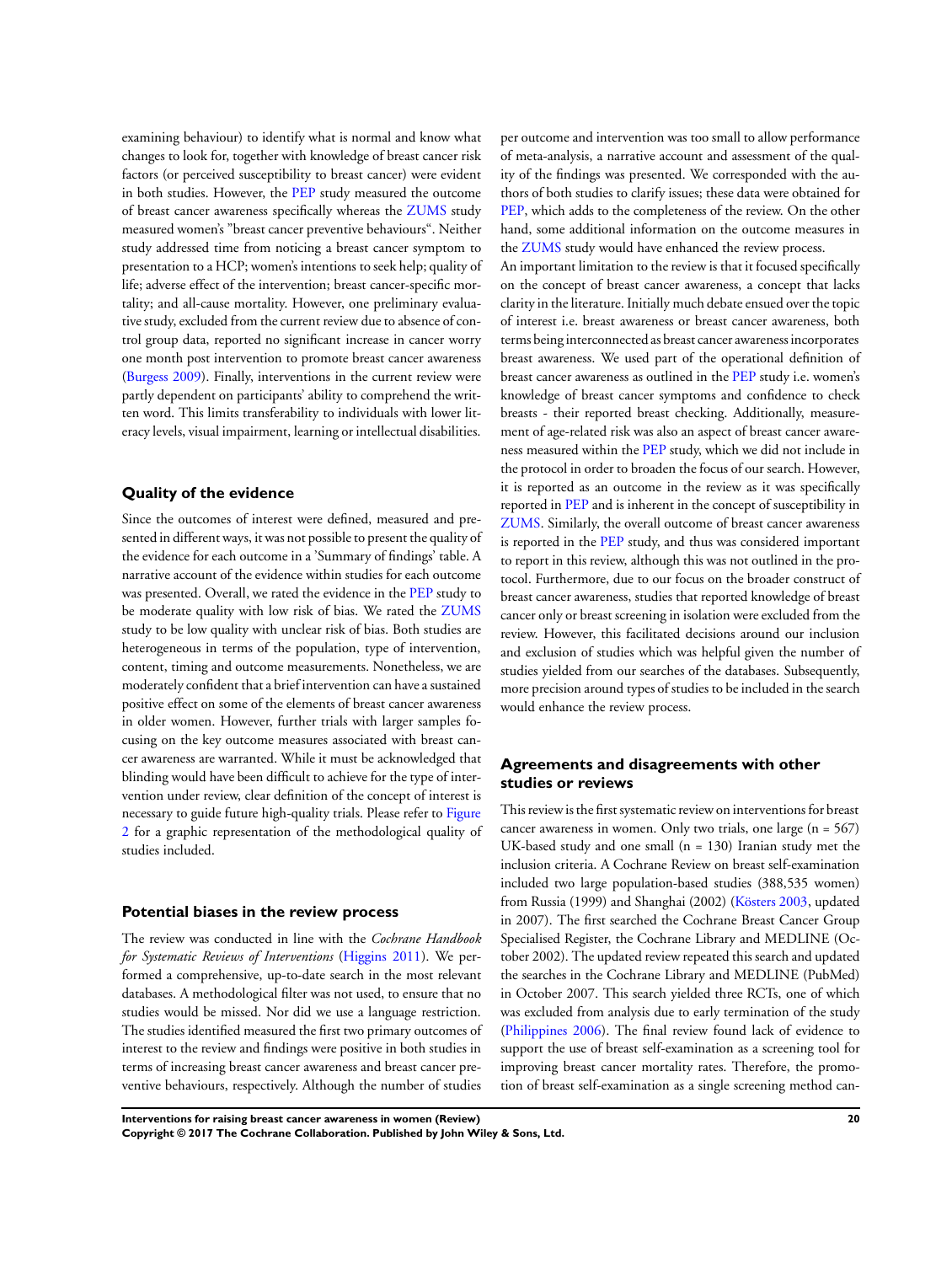examining behaviour) to identify what is normal and know what changes to look for, together with knowledge of breast cancer risk factors (or perceived susceptibility to breast cancer) were evident in both studies. However, the PEP study measured the outcome of breast cancer awareness specifically whereas the ZUMS study measured women's "breast cancer preventive behaviours". Neither study addressed time from noticing a breast cancer symptom to presentation to a HCP; women's intentions to seek help; quality of life; adverse effect of the intervention; breast cancer-specific mortality; and all-cause mortality. However, one preliminary evaluative study, excluded from the current review due to absence of control group data, reported no significant increase in cancer worry one month post intervention to promote breast cancer awareness (Burgess 2009). Finally, interventions in the current review were partly dependent on participants' ability to comprehend the written word. This limits transferability to individuals with lower literacy levels, visual impairment, learning or intellectual disabilities.

## Quality of the evidence

Since the outcomes of interest were defined, measured and presented in different ways, it was not possible to present the quality of the evidence for each outcome in a 'Summary of findings' table. A narrative account of the evidence within studies for each outcome was presented. Overall, we rated the evidence in the PEP study to be moderate quality with low risk of bias. We rated the ZUMS study to be low quality with unclear risk of bias. Both studies are heterogeneous in terms of the population, type of intervention, content, timing and outcome measurements. Nonetheless, we are moderately confident that a brief intervention can have a sustained positive effect on some of the elements of breast cancer awareness in older women. However, further trials with larger samples focusing on the key outcome measures associated with breast cancer awareness are warranted. While it must be acknowledged that blinding would have been difficult to achieve for the type of intervention under review, clear definition of the concept of interest is necessary to guide future high-quality trials. Please refer to Figure 2 for a graphic representation of the methodological quality of studies included.

## Potential biases in the review process

The review was conducted in line with the *Cochrane Handbook for Systematic Reviews of Interventions* (Higgins 2011). We performed a comprehensive, up-to-date search in the most relevant databases. A methodological filter was not used, to ensure that no studies would be missed. Nor did we use a language restriction. The studies identified measured the first two primary outcomes of interest to the review and findings were positive in both studies in terms of increasing breast cancer awareness and breast cancer preventive behaviours, respectively. Although the number of studies per outcome and intervention was too small to allow performance of meta-analysis, a narrative account and assessment of the quality of the findings was presented. We corresponded with the authors of both studies to clarify issues; these data were obtained for PEP, which adds to the completeness of the review. On the other hand, some additional information on the outcome measures in the ZUMS study would have enhanced the review process.

An important limitation to the review is that it focused specifically on the concept of breast cancer awareness, a concept that lacks clarity in the literature. Initially much debate ensued over the topic of interest i.e. breast awareness or breast cancer awareness, both terms being interconnected as breast cancer awareness incorporates breast awareness. We used part of the operational definition of breast cancer awareness as outlined in the PEP study i.e. women's knowledge of breast cancer symptoms and confidence to check breasts - their reported breast checking. Additionally, measurement of age-related risk was also an aspect of breast cancer awareness measured within the PEP study, which we did not include in the protocol in order to broaden the focus of our search. However, it is reported as an outcome in the review as it was specifically reported in PEP and is inherent in the concept of susceptibility in ZUMS. Similarly, the overall outcome of breast cancer awareness is reported in the PEP study, and thus was considered important to report in this review, although this was not outlined in the protocol. Furthermore, due to our focus on the broader construct of breast cancer awareness, studies that reported knowledge of breast cancer only or breast screening in isolation were excluded from the review. However, this facilitated decisions around our inclusion and exclusion of studies which was helpful given the number of studies yielded from our searches of the databases. Subsequently, more precision around types of studies to be included in the search would enhance the review process.

## Agreements and disagreements with other studies or reviews

This review is the first systematic review on interventions for breast cancer awareness in women. Only two trials, one large (n = 567) UK-based study and one small (n = 130) Iranian study met the inclusion criteria. A Cochrane Review on breast self-examination included two large population-based studies (388,535 women) from Russia (1999) and Shanghai (2002) (Kösters 2003, updated in 2007). The first searched the Cochrane Breast Cancer Group Specialised Register, the Cochrane Library and MEDLINE (October 2002). The updated review repeated this search and updated the searches in the Cochrane Library and MEDLINE (PubMed) in October 2007. This search yielded three RCTs, one of which was excluded from analysis due to early termination of the study (Philippines 2006). The final review found lack of evidence to support the use of breast self-examination as a screening tool for improving breast cancer mortality rates. Therefore, the promotion of breast self-examination as a single screening method can-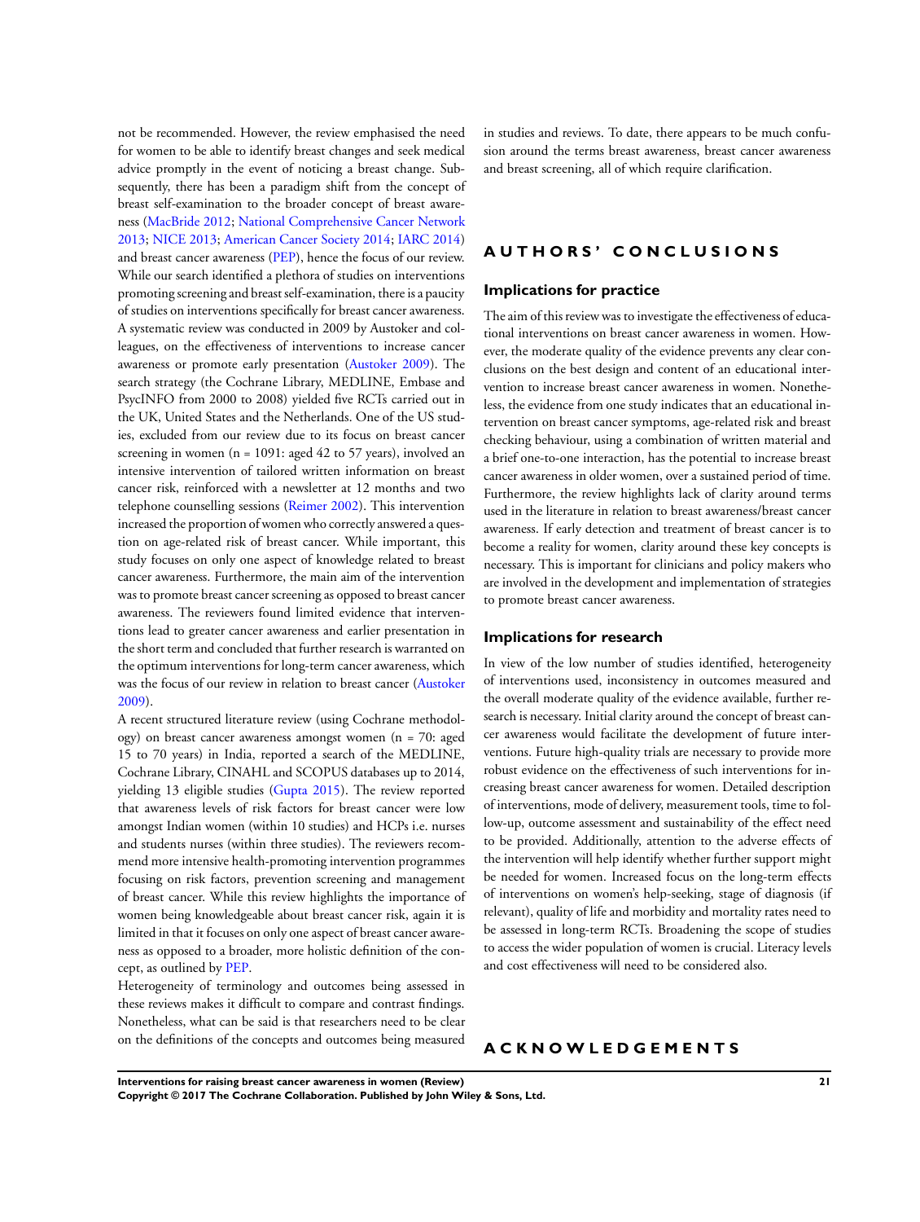not be recommended. However, the review emphasised the need for women to be able to identify breast changes and seek medical advice promptly in the event of noticing a breast change. Subsequently, there has been a paradigm shift from the concept of breast self-examination to the broader concept of breast awareness (MacBride 2012; National Comprehensive Cancer Network 2013; NICE 2013; American Cancer Society 2014; IARC 2014) and breast cancer awareness (PEP), hence the focus of our review. While our search identified a plethora of studies on interventions promoting screening and breast self-examination, there is a paucity of studies on interventions specifically for breast cancer awareness. A systematic review was conducted in 2009 by Austoker and colleagues, on the effectiveness of interventions to increase cancer awareness or promote early presentation (Austoker 2009). The search strategy (the Cochrane Library, MEDLINE, Embase and PsycINFO from 2000 to 2008) yielded five RCTs carried out in the UK, United States and the Netherlands. One of the US studies, excluded from our review due to its focus on breast cancer screening in women (n = 1091: aged 42 to 57 years), involved an intensive intervention of tailored written information on breast cancer risk, reinforced with a newsletter at 12 months and two telephone counselling sessions (Reimer 2002). This intervention increased the proportion of women who correctly answered a question on age-related risk of breast cancer. While important, this study focuses on only one aspect of knowledge related to breast cancer awareness. Furthermore, the main aim of the intervention was to promote breast cancer screening as opposed to breast cancer awareness. The reviewers found limited evidence that interventions lead to greater cancer awareness and earlier presentation in the short term and concluded that further research is warranted on the optimum interventions for long-term cancer awareness, which was the focus of our review in relation to breast cancer (Austoker 2009).

A recent structured literature review (using Cochrane methodology) on breast cancer awareness amongst women (n = 70: aged 15 to 70 years) in India, reported a search of the MEDLINE, Cochrane Library, CINAHL and SCOPUS databases up to 2014, yielding 13 eligible studies (Gupta 2015). The review reported that awareness levels of risk factors for breast cancer were low amongst Indian women (within 10 studies) and HCPs i.e. nurses and students nurses (within three studies). The reviewers recommend more intensive health-promoting intervention programmes focusing on risk factors, prevention screening and management of breast cancer. While this review highlights the importance of women being knowledgeable about breast cancer risk, again it is limited in that it focuses on only one aspect of breast cancer awareness as opposed to a broader, more holistic definition of the concept, as outlined by PEP.

Heterogeneity of terminology and outcomes being assessed in these reviews makes it difficult to compare and contrast findings. Nonetheless, what can be said is that researchers need to be clear on the definitions of the concepts and outcomes being measured in studies and reviews. To date, there appears to be much confusion around the terms breast awareness, breast cancer awareness and breast screening, all of which require clarification.

# AUTHORS' CONCLUSIONS

## Implications for practice

The aim of this review was to investigate the effectiveness of educational interventions on breast cancer awareness in women. However, the moderate quality of the evidence prevents any clear conclusions on the best design and content of an educational intervention to increase breast cancer awareness in women. Nonetheless, the evidence from one study indicates that an educational intervention on breast cancer symptoms, age-related risk and breast checking behaviour, using a combination of written material and a brief one-to-one interaction, has the potential to increase breast cancer awareness in older women, over a sustained period of time. Furthermore, the review highlights lack of clarity around terms used in the literature in relation to breast awareness/breast cancer awareness. If early detection and treatment of breast cancer is to become a reality for women, clarity around these key concepts is necessary. This is important for clinicians and policy makers who are involved in the development and implementation of strategies to promote breast cancer awareness.

## Implications for research

In view of the low number of studies identified, heterogeneity of interventions used, inconsistency in outcomes measured and the overall moderate quality of the evidence available, further research is necessary. Initial clarity around the concept of breast cancer awareness would facilitate the development of future interventions. Future high-quality trials are necessary to provide more robust evidence on the effectiveness of such interventions for increasing breast cancer awareness for women. Detailed description of interventions, mode of delivery, measurement tools, time to follow-up, outcome assessment and sustainability of the effect need to be provided. Additionally, attention to the adverse effects of the intervention will help identify whether further support might be needed for women. Increased focus on the long-term effects of interventions on women's help-seeking, stage of diagnosis (if relevant), quality of life and morbidity and mortality rates need to be assessed in long-term RCTs. Broadening the scope of studies to access the wider population of women is crucial. Literacy levels and cost effectiveness will need to be considered also.

# ACKNOWLEDGEMENTS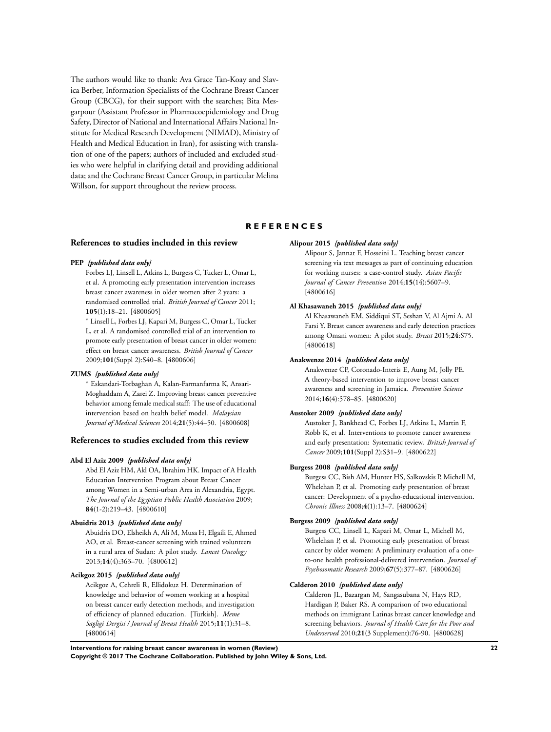The authors would like to thank: Ava Grace Tan-Koay and Slavica Berber, Information Specialists of the Cochrane Breast Cancer Group (CBCG), for their support with the searches; Bita Mesgarpour (Assistant Professor in Pharmacoepidemiology and Drug Safety, Director of National and International Affairs National Institute for Medical Research Development (NIMAD), Ministry of Health and Medical Education in Iran), for assisting with translation of one of the papers; authors of included and excluded studies who were helpful in clarifying detail and providing additional data; and the Cochrane Breast Cancer Group, in particular Melina Willson, for support throughout the review process.

# REFERENCES

## References to studies included in this review

**PEP** *{published data only}*

Forbes LJ, Linsell L, Atkins L, Burgess C, Tucker L, Omar L, et al. A promoting early presentation intervention increases breast cancer awareness in older women after 2 years: a randomised controlled trial. *British Journal of Cancer* 2011; **105**(1):18–21. [4800605]

\* Linsell L, Forbes LJ, Kapari M, Burgess C, Omar L, Tucker L, et al. A randomised controlled trial of an intervention to promote early presentation of breast cancer in older women: effect on breast cancer awareness. *British Journal of Cancer* 2009;**101**(Suppl 2):S40–8. [4800606]

**ZUMS** *{published data only}*

\* Eskandari-Torbaghan A, Kalan-Farmanfarma K, Ansari-Moghaddam A, Zarei Z. Improving breast cancer preventive behavior among female medical staff: The use of educational intervention based on health belief model. *Malaysian Journal of Medical Sciences* 2014;**21**(5):44–50. [4800608]

## References to studies excluded from this review

**Abd El Aziz 2009** *{published data only}*

Abd El Aziz HM, Akl OA, Ibrahim HK. Impact of A Health Education Intervention Program about Breast Cancer among Women in a Semi-urban Area in Alexandria, Egypt. *The Journal of the Egyptian Public Health Association* 2009; **84**(1-2):219–43. [4800610]

**Abuidris 2013** *{published data only}*

Abuidris DO, Elsheikh A, Ali M, Musa H, Elgaili E, Ahmed AO, et al. Breast-cancer screening with trained volunteers in a rural area of Sudan: A pilot study. *Lancet Oncology* 2013;**14**(4):363–70. [4800612]

**Acikgoz 2015** *{published data only}*

Acikgoz A, Cehreli R, Ellidokuz H. Determination of knowledge and behavior of women working at a hospital on breast cancer early detection methods, and investigation of efficiency of planned education. [Turkish]. *Meme Sagligi Dergisi / Journal of Breast Health* 2015;**11**(1):31–8. [4800614]

**Alipour 2015** *{published data only}*

Alipour S, Jannat F, Hosseini L. Teaching breast cancer screening via text messages as part of continuing education for working nurses: a case-control study. *Asian Pacific Journal of Cancer Prevention* 2014;**15**(14):5607–9. [4800616]

**Al Khasawaneh 2015** *{published data only}*

Al Khasawaneh EM, Siddiqui ST, Seshan V, Al Ajmi A, Al Farsi Y. Breast cancer awareness and early detection practices among Omani women: A pilot study. *Breast* 2015;**24**:S75. [4800618]

**Anakwenze 2014** *{published data only}*

Anakwenze CP, Coronado-Interis E, Aung M, Jolly PE. A theory-based intervention to improve breast cancer awareness and screening in Jamaica. *Prevention Science* 2014;**16**(4):578–85. [4800620]

**Austoker 2009** *{published data only}*

Austoker J, Bankhead C, Forbes LJ, Atkins L, Martin F, Robb K, et al. Interventions to promote cancer awareness and early presentation: Systematic review. *British Journal of Cancer* 2009;**101**(Suppl 2):S31–9. [4800622]

**Burgess 2008** *{published data only}*

Burgess CC, Bish AM, Hunter HS, Salkovskis P, Michell M, Whelehan P, et al. Promoting early presentation of breast cancer: Development of a psycho-educational intervention. *Chronic Illness* 2008;**4**(1):13–7. [4800624]

**Burgess 2009** *{published data only}*

Burgess CC, Linsell L, Kapari M, Omar L, Michell M, Whelehan P, et al. Promoting early presentation of breast cancer by older women: A preliminary evaluation of a one-to-one health professional-delivered intervention. *Journal of Psychosomatic Research* 2009;**67**(5):377–87. [4800626]

**Calderon 2010** *{published data only}*

Calderon JL, Bazargan M, Sangasubana N, Hays RD, Hardigan P, Baker RS. A comparison of two educational methods on immigrant Latinas breast cancer knowledge and screening behaviors. *Journal of Health Care for the Poor and Underserved* 2010;**21**(3 Supplement):76-90. [4800628]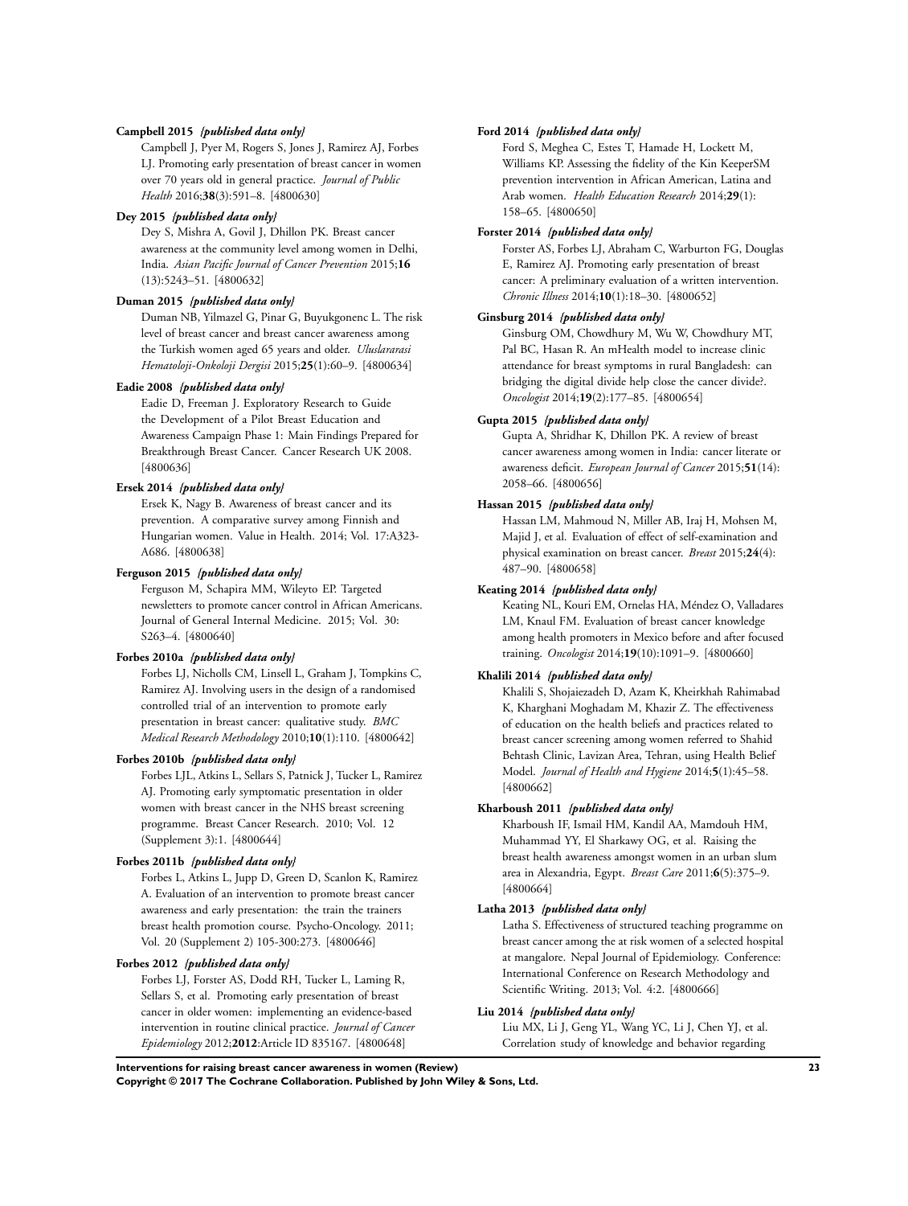**Campbell 2015** *{published data only}*

Campbell J, Pyer M, Rogers S, Jones J, Ramirez AJ, Forbes LJ. Promoting early presentation of breast cancer in women over 70 years old in general practice. *Journal of Public Health* 2016;**38**(3):591–8. [4800630]

**Dey 2015** *{published data only}*

Dey S, Mishra A, Govil J, Dhillon PK. Breast cancer awareness at the community level among women in Delhi, India. *Asian Pacific Journal of Cancer Prevention* 2015;**16** (13):5243–51. [4800632]

**Duman 2015** *{published data only}*

Duman NB, Yilmazel G, Pinar G, Buyukgonenc L. The risk level of breast cancer and breast cancer awareness among the Turkish women aged 65 years and older. *Uluslararasi Hematoloji-Onkoloji Dergisi* 2015;**25**(1):60–9. [4800634]

**Eadie 2008** *{published data only}*

Eadie D, Freeman J. Exploratory Research to Guide the Development of a Pilot Breast Education and Awareness Campaign Phase 1: Main Findings Prepared for Breakthrough Breast Cancer. Cancer Research UK 2008. [4800636]

**Ersek 2014** *{published data only}*

Ersek K, Nagy B. Awareness of breast cancer and its prevention. A comparative survey among Finnish and Hungarian women. Value in Health. 2014; Vol. 17:A323-A686. [4800638]

**Ferguson 2015** *{published data only}*

Ferguson M, Schapira MM, Wileyto EP. Targeted newsletters to promote cancer control in African Americans. Journal of General Internal Medicine. 2015; Vol. 30: S263–4. [4800640]

**Forbes 2010a** *{published data only}*

Forbes LJ, Nicholls CM, Linsell L, Graham J, Tompkins C, Ramirez AJ. Involving users in the design of a randomised controlled trial of an intervention to promote early presentation in breast cancer: qualitative study. *BMC Medical Research Methodology* 2010;**10**(1):110. [4800642]

**Forbes 2010b** *{published data only}*

Forbes LJL, Atkins L, Sellars S, Patnick J, Tucker L, Ramirez AJ. Promoting early symptomatic presentation in older women with breast cancer in the NHS breast screening programme. Breast Cancer Research. 2010; Vol. 12 (Supplement 3):1. [4800644]

**Forbes 2011b** *{published data only}*

Forbes L, Atkins L, Jupp D, Green D, Scanlon K, Ramirez A. Evaluation of an intervention to promote breast cancer awareness and early presentation: the train the trainers breast health promotion course. Psycho-Oncology. 2011; Vol. 20 (Supplement 2) 105-300:273. [4800646]

**Forbes 2012** *{published data only}*

Forbes LJ, Forster AS, Dodd RH, Tucker L, Laming R, Sellars S, et al. Promoting early presentation of breast cancer in older women: implementing an evidence-based intervention in routine clinical practice. *Journal of Cancer Epidemiology* 2012;**2012**:Article ID 835167. [4800648]

**Ford 2014** *{published data only}*

Ford S, Meghea C, Estes T, Hamade H, Lockett M, Williams KP. Assessing the fidelity of the Kin KeeperSM prevention intervention in African American, Latina and Arab women. *Health Education Research* 2014;**29**(1): 158–65. [4800650]

**Forster 2014** *{published data only}*

Forster AS, Forbes LJ, Abraham C, Warburton FG, Douglas E, Ramirez AJ. Promoting early presentation of breast cancer: A preliminary evaluation of a written intervention. *Chronic Illness* 2014;**10**(1):18–30. [4800652]

**Ginsburg 2014** *{published data only}*

Ginsburg OM, Chowdhury M, Wu W, Chowdhury MT, Pal BC, Hasan R. An mHealth model to increase clinic attendance for breast symptoms in rural Bangladesh: can bridging the digital divide help close the cancer divide?. *Oncologist* 2014;**19**(2):177–85. [4800654]

**Gupta 2015** *{published data only}*

Gupta A, Shridhar K, Dhillon PK. A review of breast cancer awareness among women in India: cancer literate or awareness deficit. *European Journal of Cancer* 2015;**51**(14): 2058–66. [4800656]

**Hassan 2015** *{published data only}*

Hassan LM, Mahmoud N, Miller AB, Iraj H, Mohsen M, Majid J, et al. Evaluation of effect of self-examination and physical examination on breast cancer. *Breast* 2015;**24**(4): 487–90. [4800658]

**Keating 2014** *{published data only}*

Keating NL, Kouri EM, Ornelas HA, Méndez O, Valladares LM, Knaul FM. Evaluation of breast cancer knowledge among health promoters in Mexico before and after focused training. *Oncologist* 2014;**19**(10):1091–9. [4800660]

**Khalili 2014** *{published data only}*

Khalili S, Shojaiezadeh D, Azam K, Kheirkhah Rahimabad K, Kharghani Moghadam M, Khazir Z. The effectiveness of education on the health beliefs and practices related to breast cancer screening among women referred to Shahid Behtash Clinic, Lavizan Area, Tehran, using Health Belief Model. *Journal of Health and Hygiene* 2014;**5**(1):45–58. [4800662]

**Kharboush 2011** *{published data only}*

Kharboush IF, Ismail HM, Kandil AA, Mamdouh HM, Muhammad YY, El Sharkawy OG, et al. Raising the breast health awareness amongst women in an urban slum area in Alexandria, Egypt. *Breast Care* 2011;**6**(5):375–9. [4800664]

**Latha 2013** *{published data only}*

Latha S. Effectiveness of structured teaching programme on breast cancer among the at risk women of a selected hospital at mangalore. Nepal Journal of Epidemiology. Conference: International Conference on Research Methodology and Scientific Writing. 2013; Vol. 4:2. [4800666]

**Liu 2014** *{published data only}*

Liu MX, Li J, Geng YL, Wang YC, Li J, Chen YJ, et al. Correlation study of knowledge and behavior regarding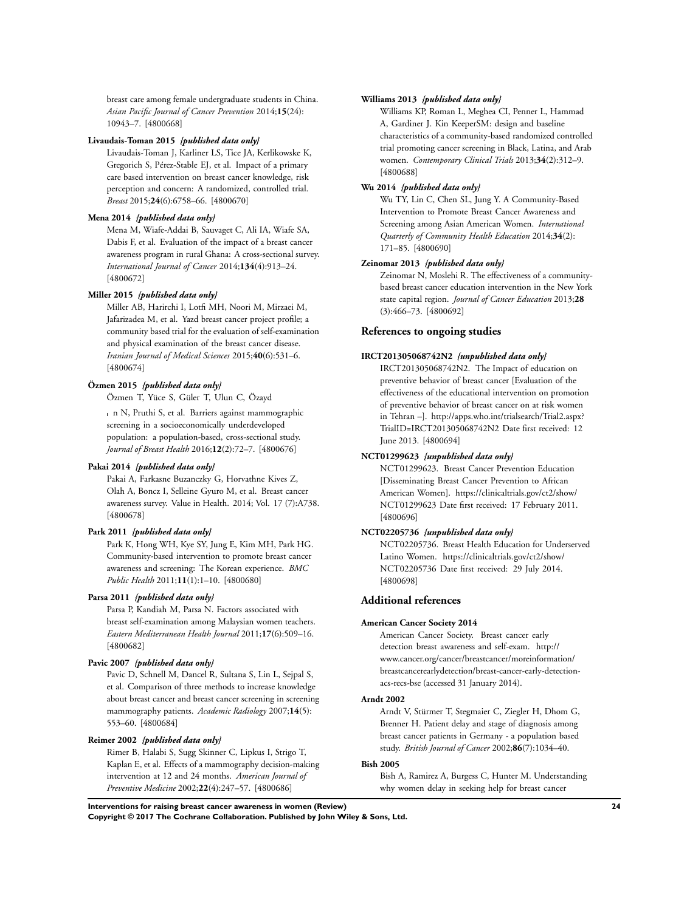breast care among female undergraduate students in China. *Asian Pacific Journal of Cancer Prevention* 2014;**15**(24): 10943–7. [4800668]

**Livaudais-Toman 2015** *{published data only}*

Livaudais-Toman J, Karliner LS, Tice JA, Kerlikowske K, Gregorich S, Pérez-Stable EJ, et al. Impact of a primary care based intervention on breast cancer knowledge, risk perception and concern: A randomized, controlled trial. *Breast* 2015;**24**(6):6758–66. [4800670]

**Mena 2014** *{published data only}*

Mena M, Wiafe-Addai B, Sauvaget C, Ali IA, Wiafe SA, Dabis F, et al. Evaluation of the impact of a breast cancer awareness program in rural Ghana: A cross-sectional survey. *International Journal of Cancer* 2014;**134**(4):913–24. [4800672]

**Miller 2015** *{published data only}*

Miller AB, Harirchi I, Lotfi MH, Noori M, Mirzaei M, Jafarizadea M, et al. Yazd breast cancer project profile; a community based trial for the evaluation of self-examination and physical examination of the breast cancer disease. *Iranian Journal of Medical Sciences* 2015;**40**(6):531–6. [4800674]

**Özmen 2015** *{published data only}*

Özmen T, Yüce S, Güler T, Ulun C, Özayd

n N, Pruthi S, et al. Barriers against mammographic screening in a socioeconomically underdeveloped population: a population-based, cross-sectional study. *Journal of Breast Health* 2016;**12**(2):72–7. [4800676]

**Pakai 2014** *{published data only}*

Pakai A, Farkasne Buzanczky G, Horvathne Kives Z, Olah A, Boncz I, Selleine Gyuro M, et al. Breast cancer awareness survey. Value in Health. 2014; Vol. 17 (7):A738. [4800678]

**Park 2011** *{published data only}*

Park K, Hong WH, Kye SY, Jung E, Kim MH, Park HG. Community-based intervention to promote breast cancer awareness and screening: The Korean experience. *BMC Public Health* 2011;**11**(1):1–10. [4800680]

**Parsa 2011** *{published data only}*

Parsa P, Kandiah M, Parsa N. Factors associated with breast self-examination among Malaysian women teachers. *Eastern Mediterranean Health Journal* 2011;**17**(6):509–16. [4800682]

**Pavic 2007** *{published data only}*

Pavic D, Schnell M, Dancel R, Sultana S, Lin L, Sejpal S, et al. Comparison of three methods to increase knowledge about breast cancer and breast cancer screening in screening mammography patients. *Academic Radiology* 2007;**14**(5): 553–60. [4800684]

**Reimer 2002** *{published data only}*

Rimer B, Halabi S, Sugg Skinner C, Lipkus I, Strigo T, Kaplan E, et al. Effects of a mammography decision-making intervention at 12 and 24 months. *American Journal of Preventive Medicine* 2002;**22**(4):247–57. [4800686]

**Williams 2013** *{published data only}*

Williams KP, Roman L, Meghea CI, Penner L, Hammad A, Gardiner J. Kin KeeperSM: design and baseline characteristics of a community-based randomized controlled trial promoting cancer screening in Black, Latina, and Arab women. *Contemporary Clinical Trials* 2013;**34**(2):312–9. [4800688]

**Wu 2014** *{published data only}*

Wu TY, Lin C, Chen SL, Jung Y. A Community-Based Intervention to Promote Breast Cancer Awareness and Screening among Asian American Women. *International Quarterly of Community Health Education* 2014;**34**(2): 171–85. [4800690]

**Zeinomar 2013** *{published data only}*

Zeinomar N, Moslehi R. The effectiveness of a community-based breast cancer education intervention in the New York state capital region. *Journal of Cancer Education* 2013;**28** (3):466–73. [4800692]

## References to ongoing studies

**IRCT201305068742N2** *{unpublished data only}*

IRCT201305068742N2. The Impact of education on preventive behavior of breast cancer [Evaluation of the effectiveness of the educational intervention on promotion of preventive behavior of breast cancer on at risk women in Tehran –]. http://apps.who.int/trialsearch/Trial2.aspx?TrialID=IRCT201305068742N2 Date first received: 12 June 2013. [4800694]

**NCT01299623** *{unpublished data only}*

NCT01299623. Breast Cancer Prevention Education [Disseminating Breast Cancer Prevention to African American Women]. https://clinicaltrials.gov/ct2/show/NCT01299623 Date first received: 17 February 2011. [4800696]

**NCT02205736** *{unpublished data only}*

NCT02205736. Breast Health Education for Underserved Latino Women. https://clinicaltrials.gov/ct2/show/NCT02205736 Date first received: 29 July 2014. [4800698]

## Additional references

**American Cancer Society 2014**

American Cancer Society. Breast cancer early detection breast awareness and self-exam. http://www.cancer.org/cancer/breastcancer/moreinformation/breastcancerearlydetection/breast-cancer-early-detection-acs-recs-bse (accessed 31 January 2014).

**Arndt 2002**

Arndt V, Stürmer T, Stegmaier C, Ziegler H, Dhom G, Brenner H. Patient delay and stage of diagnosis among breast cancer patients in Germany - a population based study. *British Journal of Cancer* 2002;**86**(7):1034–40.

**Bish 2005**

Bish A, Ramirez A, Burgess C, Hunter M. Understanding why women delay in seeking help for breast cancer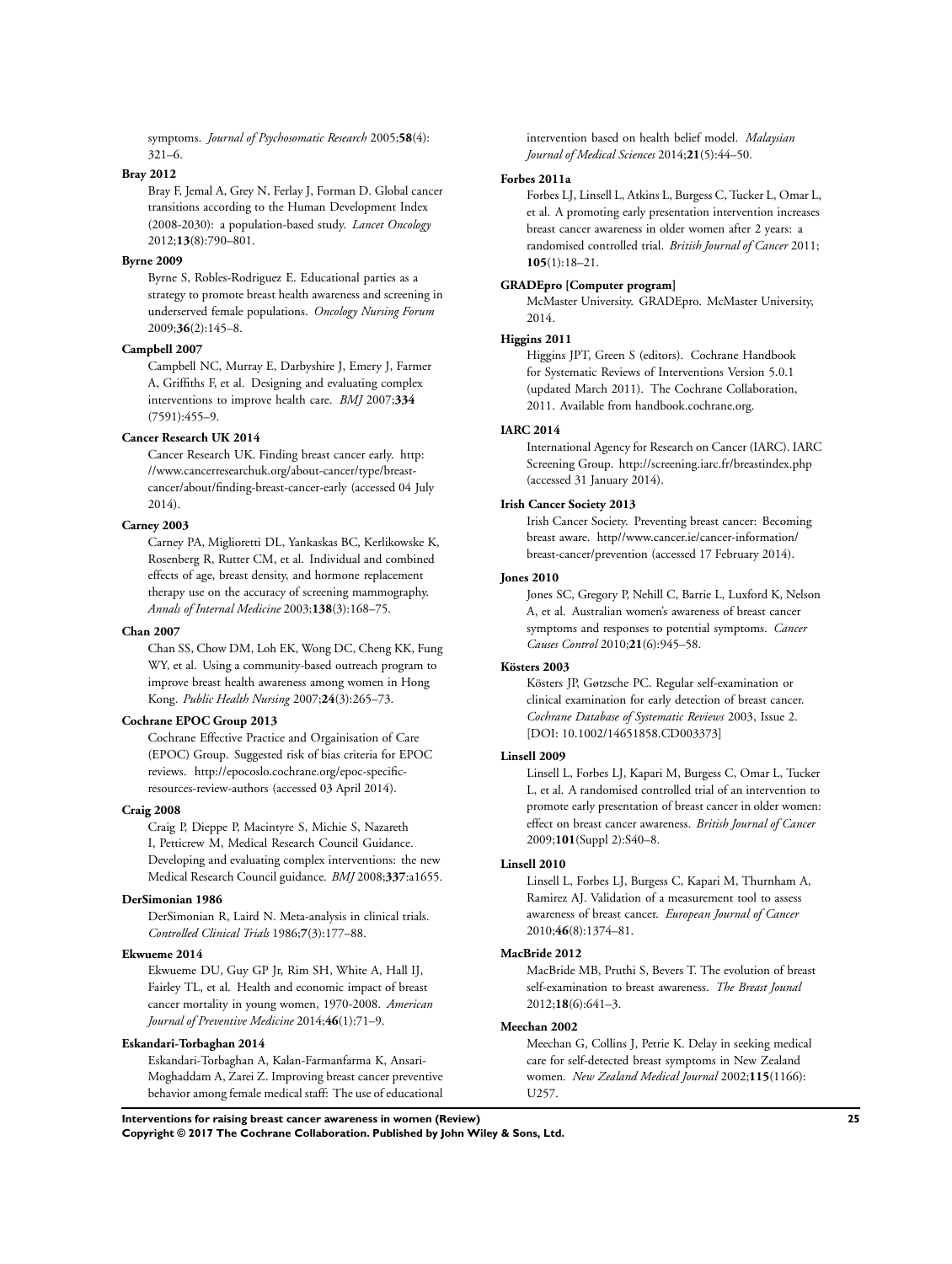symptoms. *Journal of Psychosomatic Research* 2005;**58**(4): 321–6.

**Bray 2012**

Bray F, Jemal A, Grey N, Ferlay J, Forman D. Global cancer transitions according to the Human Development Index (2008-2030): a population-based study. *Lancet Oncology* 2012;**13**(8):790–801.

**Byrne 2009**

Byrne S, Robles-Rodriguez E. Educational parties as a strategy to promote breast health awareness and screening in underserved female populations. *Oncology Nursing Forum* 2009;**36**(2):145–8.

**Campbell 2007**

Campbell NC, Murray E, Darbyshire J, Emery J, Farmer A, Griffiths F, et al. Designing and evaluating complex interventions to improve health care. *BMJ* 2007;**334** (7591):455–9.

**Cancer Research UK 2014**

Cancer Research UK. Finding breast cancer early. http://www.cancerresearchuk.org/about-cancer/type/breast-cancer/about/finding-breast-cancer-early (accessed 04 July 2014).

**Carney 2003**

Carney PA, Miglioretti DL, Yankaskas BC, Kerlikowske K, Rosenberg R, Rutter CM, et al. Individual and combined effects of age, breast density, and hormone replacement therapy use on the accuracy of screening mammography. *Annals of Internal Medicine* 2003;**138**(3):168–75.

**Chan 2007**

Chan SS, Chow DM, Loh EK, Wong DC, Cheng KK, Fung WY, et al. Using a community-based outreach program to improve breast health awareness among women in Hong Kong. *Public Health Nursing* 2007;**24**(3):265–73.

**Cochrane EPOC Group 2013**

Cochrane Effective Practice and Orgainisation of Care (EPOC) Group. Suggested risk of bias criteria for EPOC reviews. http://epocoslo.cochrane.org/epoc-specific-resources-review-authors (accessed 03 April 2014).

**Craig 2008**

Craig P, Dieppe P, Macintyre S, Michie S, Nazareth I, Petticrew M, Medical Research Council Guidance. Developing and evaluating complex interventions: the new Medical Research Council guidance. *BMJ* 2008;**337**:a1655.

**DerSimonian 1986**

DerSimonian R, Laird N. Meta-analysis in clinical trials. *Controlled Clinical Trials* 1986;**7**(3):177–88.

**Ekwueme 2014**

Ekwueme DU, Guy GP Jr, Rim SH, White A, Hall IJ, Fairley TL, et al. Health and economic impact of breast cancer mortality in young women, 1970-2008. *American Journal of Preventive Medicine* 2014;**46**(1):71–9.

**Eskandari-Torbaghan 2014**

Eskandari-Torbaghan A, Kalan-Farmanfarma K, Ansari-Moghaddam A, Zarei Z. Improving breast cancer preventive behavior among female medical staff: The use of educational intervention based on health belief model. *Malaysian Journal of Medical Sciences* 2014;**21**(5):44–50.

**Forbes 2011a**

Forbes LJ, Linsell L, Atkins L, Burgess C, Tucker L, Omar L, et al. A promoting early presentation intervention increases breast cancer awareness in older women after 2 years: a randomised controlled trial. *British Journal of Cancer* 2011; **105**(1):18–21.

**GRADEpro [Computer program]**

McMaster University. GRADEpro. McMaster University, 2014.

**Higgins 2011**

Higgins JPT, Green S (editors). Cochrane Handbook for Systematic Reviews of Interventions Version 5.0.1 (updated March 2011). The Cochrane Collaboration, 2011. Available from handbook.cochrane.org.

**IARC 2014**

International Agency for Research on Cancer (IARC). IARC Screening Group. http://screening.iarc.fr/breastindex.php (accessed 31 January 2014).

**Irish Cancer Society 2013**

Irish Cancer Society. Preventing breast cancer: Becoming breast aware. http//www.cancer.ie/cancer-information/breast-cancer/prevention (accessed 17 February 2014).

**Jones 2010**

Jones SC, Gregory P, Nehill C, Barrie L, Luxford K, Nelson A, et al. Australian women's awareness of breast cancer symptoms and responses to potential symptoms. *Cancer Causes Control* 2010;**21**(6):945–58.

**Kösters 2003**

Kösters JP, Gøtzsche PC. Regular self-examination or clinical examination for early detection of breast cancer. *Cochrane Database of Systematic Reviews* 2003, Issue 2. [DOI: 10.1002/14651858.CD003373]

**Linsell 2009**

Linsell L, Forbes LJ, Kapari M, Burgess C, Omar L, Tucker L, et al. A randomised controlled trial of an intervention to promote early presentation of breast cancer in older women: effect on breast cancer awareness. *British Journal of Cancer* 2009;**101**(Suppl 2):S40–8.

**Linsell 2010**

Linsell L, Forbes LJ, Burgess C, Kapari M, Thurnham A, Ramirez AJ. Validation of a measurement tool to assess awareness of breast cancer. *European Journal of Cancer* 2010;**46**(8):1374–81.

**MacBride 2012**

MacBride MB, Pruthi S, Bevers T. The evolution of breast self-examination to breast awareness. *The Breast Jounal* 2012;**18**(6):641–3.

**Meechan 2002**

Meechan G, Collins J, Petrie K. Delay in seeking medical care for self-detected breast symptoms in New Zealand women. *New Zealand Medical Journal* 2002;**115**(1166): U257.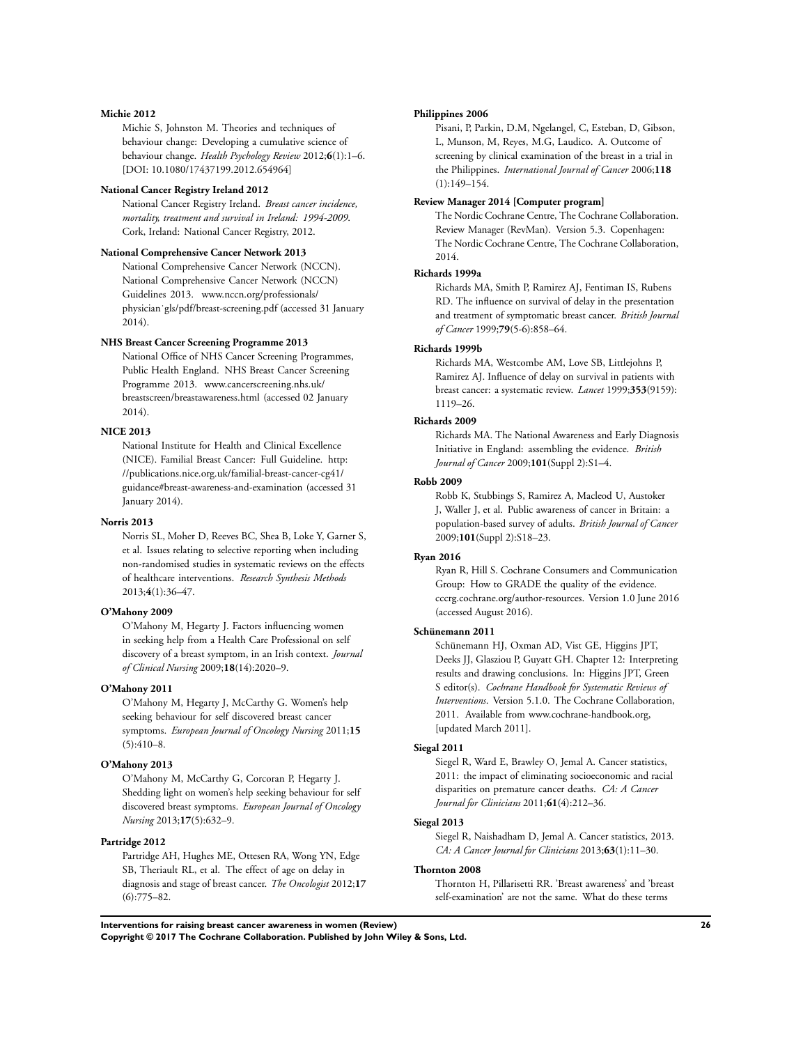**Michie 2012**

Michie S, Johnston M. Theories and techniques of behaviour change: Developing a cumulative science of behaviour change. *Health Psychology Review* 2012;**6**(1):1–6. [DOI: 10.1080/17437199.2012.654964]

**National Cancer Registry Ireland 2012**

National Cancer Registry Ireland. *Breast cancer incidence, mortality, treatment and survival in Ireland: 1994-2009*. Cork, Ireland: National Cancer Registry, 2012.

**National Comprehensive Cancer Network 2013**

National Comprehensive Cancer Network (NCCN). National Comprehensive Cancer Network (NCCN) Guidelines 2013. www.nccn.org/professionals/physician˙gls/pdf/breast-screening.pdf (accessed 31 January 2014).

**NHS Breast Cancer Screening Programme 2013**

National Office of NHS Cancer Screening Programmes, Public Health England. NHS Breast Cancer Screening Programme 2013. www.cancerscreening.nhs.uk/breastscreen/breastawareness.html (accessed 02 January 2014).

**NICE 2013**

National Institute for Health and Clinical Excellence (NICE). Familial Breast Cancer: Full Guideline. http://publications.nice.org.uk/familial-breast-cancer-cg41/guidance#breast-awareness-and-examination (accessed 31 January 2014).

**Norris 2013**

Norris SL, Moher D, Reeves BC, Shea B, Loke Y, Garner S, et al. Issues relating to selective reporting when including non-randomised studies in systematic reviews on the effects of healthcare interventions. *Research Synthesis Methods* 2013;**4**(1):36–47.

**O'Mahony 2009**

O'Mahony M, Hegarty J. Factors influencing women in seeking help from a Health Care Professional on self discovery of a breast symptom, in an Irish context. *Journal of Clinical Nursing* 2009;**18**(14):2020–9.

**O'Mahony 2011**

O'Mahony M, Hegarty J, McCarthy G. Women's help seeking behaviour for self discovered breast cancer symptoms. *European Journal of Oncology Nursing* 2011;**15**(5):410–8.

**O'Mahony 2013**

O'Mahony M, McCarthy G, Corcoran P, Hegarty J. Shedding light on women's help seeking behaviour for self discovered breast symptoms. *European Journal of Oncology Nursing* 2013;**17**(5):632–9.

**Partridge 2012**

Partridge AH, Hughes ME, Ottesen RA, Wong YN, Edge SB, Theriault RL, et al. The effect of age on delay in diagnosis and stage of breast cancer. *The Oncologist* 2012;**17**(6):775–82.

**Philippines 2006**

Pisani, P, Parkin, D.M, Ngelangel, C, Esteban, D, Gibson, L, Munson, M, Reyes, M.G, Laudico. A. Outcome of screening by clinical examination of the breast in a trial in the Philippines. *International Journal of Cancer* 2006;**118**(1):149–154.

**Review Manager 2014 [Computer program]**

The Nordic Cochrane Centre, The Cochrane Collaboration. Review Manager (RevMan). Version 5.3. Copenhagen: The Nordic Cochrane Centre, The Cochrane Collaboration, 2014.

**Richards 1999a**

Richards MA, Smith P, Ramirez AJ, Fentiman IS, Rubens RD. The influence on survival of delay in the presentation and treatment of symptomatic breast cancer. *British Journal of Cancer* 1999;**79**(5-6):858–64.

**Richards 1999b**

Richards MA, Westcombe AM, Love SB, Littlejohns P, Ramirez AJ. Influence of delay on survival in patients with breast cancer: a systematic review. *Lancet* 1999;**353**(9159):1119–26.

**Richards 2009**

Richards MA. The National Awareness and Early Diagnosis Initiative in England: assembling the evidence. *British Journal of Cancer* 2009;**101**(Suppl 2):S1–4.

**Robb 2009**

Robb K, Stubbings S, Ramirez A, Macleod U, Austoker J, Waller J, et al. Public awareness of cancer in Britain: a population-based survey of adults. *British Journal of Cancer* 2009;**101**(Suppl 2):S18–23.

**Ryan 2016**

Ryan R, Hill S. Cochrane Consumers and Communication Group: How to GRADE the quality of the evidence. cccrg.cochrane.org/author-resources. Version 1.0 June 2016 (accessed August 2016).

**Schünemann 2011**

Schünemann HJ, Oxman AD, Vist GE, Higgins JPT, Deeks JJ, Glasziou P, Guyatt GH. Chapter 12: Interpreting results and drawing conclusions. In: Higgins JPT, Green S editor(s). *Cochrane Handbook for Systematic Reviews of Interventions*. Version 5.1.0. The Cochrane Collaboration, 2011. Available from www.cochrane-handbook.org, [updated March 2011].

**Siegal 2011**

Siegel R, Ward E, Brawley O, Jemal A. Cancer statistics, 2011: the impact of eliminating socioeconomic and racial disparities on premature cancer deaths. *CA: A Cancer Journal for Clinicians* 2011;**61**(4):212–36.

**Siegal 2013**

Siegel R, Naishadham D, Jemal A. Cancer statistics, 2013. *CA: A Cancer Journal for Clinicians* 2013;**63**(1):11–30.

**Thornton 2008**

Thornton H, Pillarisetti RR. 'Breast awareness' and 'breast self-examination' are not the same. What do these terms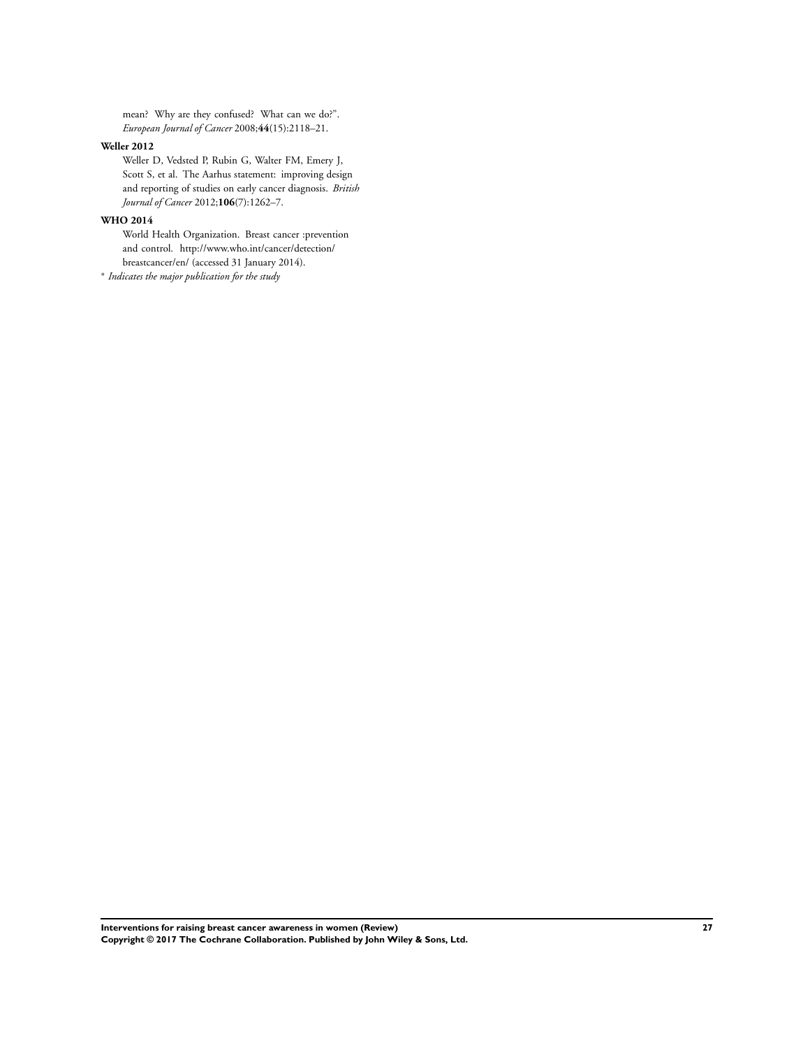mean? Why are they confused? What can we do?". *European Journal of Cancer* 2008;**44**(15):2118–21.

**Weller 2012**

Weller D, Vedsted P, Rubin G, Walter FM, Emery J, Scott S, et al. The Aarhus statement: improving design and reporting of studies on early cancer diagnosis. *British Journal of Cancer* 2012;**106**(7):1262–7.

**WHO 2014**

World Health Organization. Breast cancer :prevention and control. http://www.who.int/cancer/detection/breastcancer/en/ (accessed 31 January 2014).

* *Indicates the major publication for the study*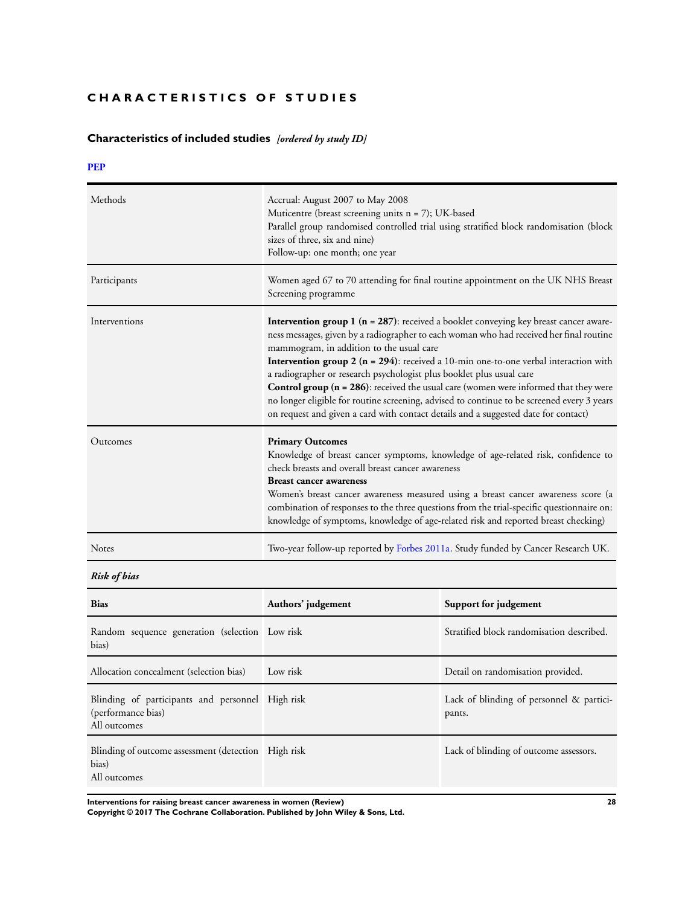# CHARACTERISTICS OF STUDIES

## Characteristics of included studies *[ordered by study ID]*

### PEP

| | |
|---|---|
| Methods | Accrual: August 2007 to May 2008<br>Muticentre (breast screening units n = 7); UK-based<br>Parallel group randomised controlled trial using stratified block randomisation (block sizes of three, six and nine)<br>Follow-up: one month; one year |
| Participants | Women aged 67 to 70 attending for final routine appointment on the UK NHS Breast Screening programme |
| Interventions | **Intervention group 1 (n = 287)**: received a booklet conveying key breast cancer awareness messages, given by a radiographer to each woman who had received her final routine mammogram, in addition to the usual care<br>**Intervention group 2 (n = 294)**: received a 10-min one-to-one verbal interaction with a radiographer or research psychologist plus booklet plus usual care<br>**Control group (n = 286)**: received the usual care (women were informed that they were no longer eligible for routine screening, advised to continue to be screened every 3 years on request and given a card with contact details and a suggested date for contact) |
| Outcomes | **Primary Outcomes**<br>Knowledge of breast cancer symptoms, knowledge of age-related risk, confidence to check breasts and overall breast cancer awareness<br>**Breast cancer awareness**<br>Women's breast cancer awareness measured using a breast cancer awareness score (a combination of responses to the three questions from the trial-specific questionnaire on: knowledge of symptoms, knowledge of age-related risk and reported breast checking) |
| Notes | Two-year follow-up reported by Forbes 2011a. Study funded by Cancer Research UK. |

*Risk of bias*

| Bias | Authors' judgement | Support for judgement |
|---|---|---|
| Random sequence generation (selection bias) | Low risk | Stratified block randomisation described. |
| Allocation concealment (selection bias) | Low risk | Detail on randomisation provided. |
| Blinding of participants and personnel (performance bias)<br>All outcomes | High risk | Lack of blinding of personnel & participants. |
| Blinding of outcome assessment (detection bias)<br>All outcomes | High risk | Lack of blinding of outcome assessors. |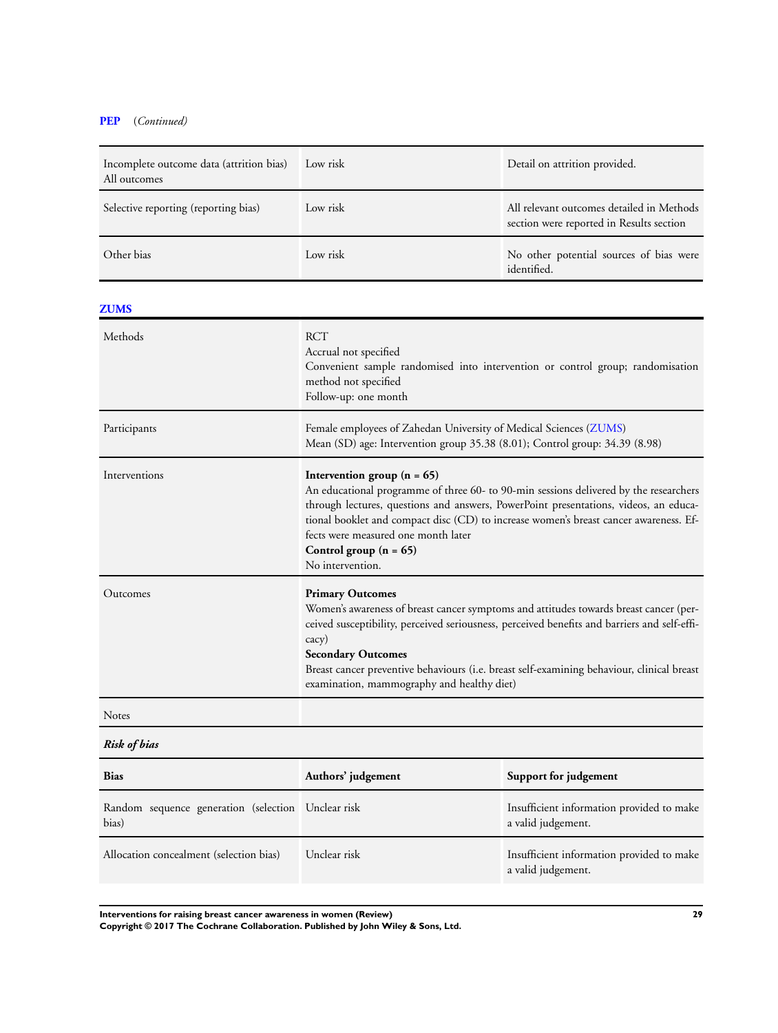**PEP** *(Continued)*

| | | |
|---|---|---|
| Incomplete outcome data (attrition bias) All outcomes | Low risk | Detail on attrition provided. |
| Selective reporting (reporting bias) | Low risk | All relevant outcomes detailed in Methods section were reported in Results section |
| Other bias | Low risk | No other potential sources of bias were identified. |

**ZUMS**

| | |
|---|---|
| Methods | RCT<br>Accrual not specified<br>Convenient sample randomised into intervention or control group; randomisation method not specified<br>Follow-up: one month |
| Participants | Female employees of Zahedan University of Medical Sciences (ZUMS)<br>Mean (SD) age: Intervention group 35.38 (8.01); Control group: 34.39 (8.98) |
| Interventions | **Intervention group (n = 65)**<br>An educational programme of three 60- to 90-min sessions delivered by the researchers through lectures, questions and answers, PowerPoint presentations, videos, an educational booklet and compact disc (CD) to increase women's breast cancer awareness. Effects were measured one month later<br>**Control group (n = 65)**<br>No intervention. |
| Outcomes | **Primary Outcomes**<br>Women's awareness of breast cancer symptoms and attitudes towards breast cancer (perceived susceptibility, perceived seriousness, perceived benefits and barriers and self-efficacy)<br>**Secondary Outcomes**<br>Breast cancer preventive behaviours (i.e. breast self-examining behaviour, clinical breast examination, mammography and healthy diet) |
| Notes | |

***Risk of bias***

| Bias | Authors' judgement | Support for judgement |
|---|---|---|
| Random sequence generation (selection bias) | Unclear risk | Insufficient information provided to make a valid judgement. |
| Allocation concealment (selection bias) | Unclear risk | Insufficient information provided to make a valid judgement. |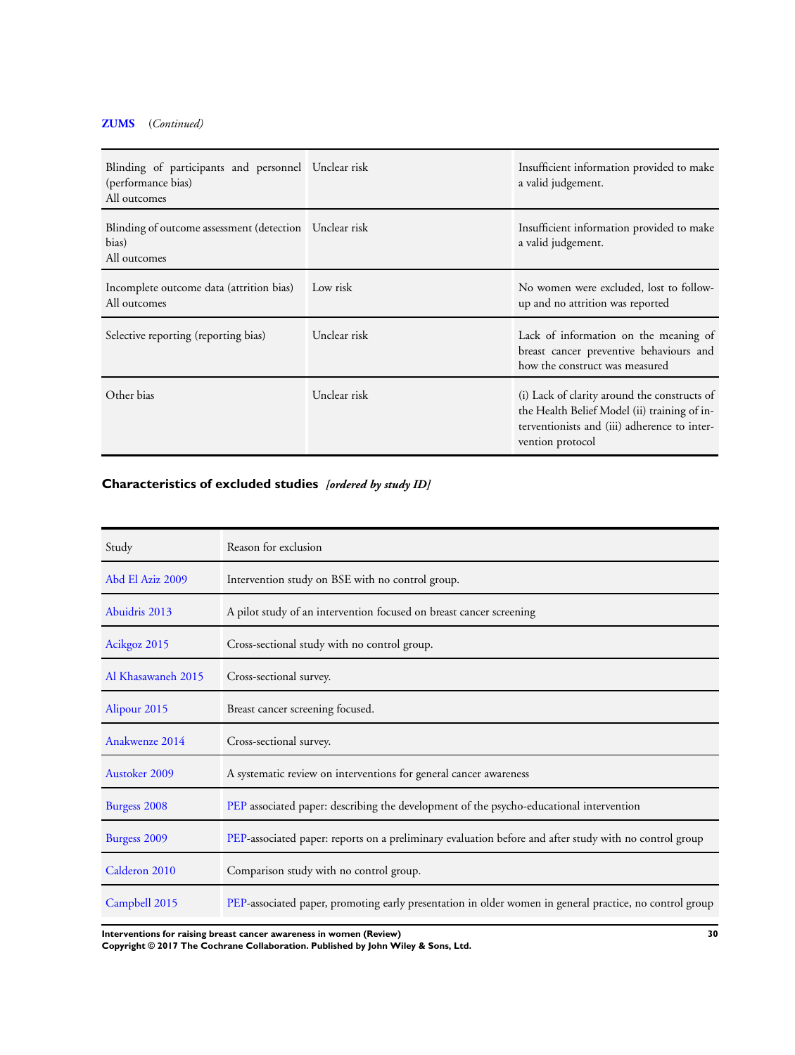**ZUMS** *(Continued)*

| | | |
|---|---|---|
| Blinding of participants and personnel (performance bias)<br>All outcomes | Unclear risk | Insufficient information provided to make a valid judgement. |
| Blinding of outcome assessment (detection bias)<br>All outcomes | Unclear risk | Insufficient information provided to make a valid judgement. |
| Incomplete outcome data (attrition bias)<br>All outcomes | Low risk | No women were excluded, lost to follow-up and no attrition was reported |
| Selective reporting (reporting bias) | Unclear risk | Lack of information on the meaning of breast cancer preventive behaviours and how the construct was measured |
| Other bias | Unclear risk | (i) Lack of clarity around the constructs of the Health Belief Model (ii) training of interventionists and (iii) adherence to intervention protocol |

## Characteristics of excluded studies *[ordered by study ID]*

| Study | Reason for exclusion |
|---|---|
| Abd El Aziz 2009 | Intervention study on BSE with no control group. |
| Abuidris 2013 | A pilot study of an intervention focused on breast cancer screening |
| Acikgoz 2015 | Cross-sectional study with no control group. |
| Al Khasawaneh 2015 | Cross-sectional survey. |
| Alipour 2015 | Breast cancer screening focused. |
| Anakwenze 2014 | Cross-sectional survey. |
| Austoker 2009 | A systematic review on interventions for general cancer awareness |
| Burgess 2008 | PEP associated paper: describing the development of the psycho-educational intervention |
| Burgess 2009 | PEP-associated paper: reports on a preliminary evaluation before and after study with no control group |
| Calderon 2010 | Comparison study with no control group. |
| Campbell 2015 | PEP-associated paper, promoting early presentation in older women in general practice, no control group |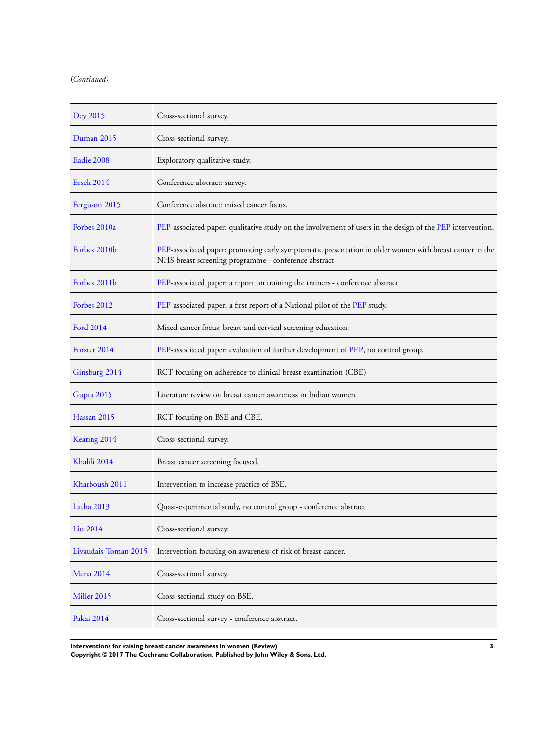(*Continued*)

| | |
|---|---|
| Dey 2015 | Cross-sectional survey. |
| Duman 2015 | Cross-sectional survey. |
| Eadie 2008 | Exploratory qualitative study. |
| Ersek 2014 | Conference abstract: survey. |
| Ferguson 2015 | Conference abstract: mixed cancer focus. |
| Forbes 2010a | PEP-associated paper: qualitative study on the involvement of users in the design of the PEP intervention. |
| Forbes 2010b | PEP-associated paper: promoting early symptomatic presentation in older women with breast cancer in the NHS breast screening programme - conference abstract |
| Forbes 2011b | PEP-associated paper: a report on training the trainers - conference abstract |
| Forbes 2012 | PEP-associated paper: a first report of a National pilot of the PEP study. |
| Ford 2014 | Mixed cancer focus: breast and cervical screening education. |
| Forster 2014 | PEP-associated paper: evaluation of further development of PEP, no control group. |
| Ginsburg 2014 | RCT focusing on adherence to clinical breast examination (CBE) |
| Gupta 2015 | Literature review on breast cancer awareness in Indian women |
| Hassan 2015 | RCT focusing on BSE and CBE. |
| Keating 2014 | Cross-sectional survey. |
| Khalili 2014 | Breast cancer screening focused. |
| Kharboush 2011 | Intervention to increase practice of BSE. |
| Latha 2013 | Quasi-experimental study, no control group - conference abstract |
| Liu 2014 | Cross-sectional survey. |
| Livaudais-Toman 2015 | Intervention focusing on awareness of risk of breast cancer. |
| Mena 2014 | Cross-sectional survey. |
| Miller 2015 | Cross-sectional study on BSE. |
| Pakai 2014 | Cross-sectional survey - conference abstract. |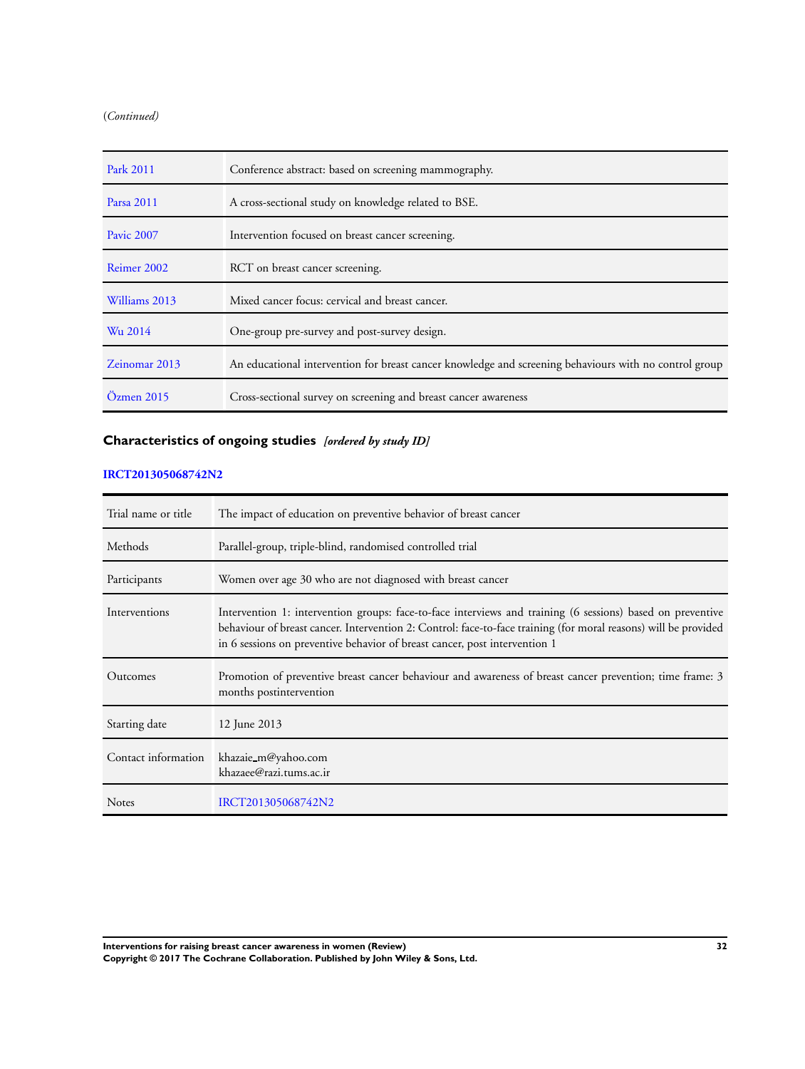(*Continued*)

| | |
|---|---|
| Park 2011 | Conference abstract: based on screening mammography. |
| Parsa 2011 | A cross-sectional study on knowledge related to BSE. |
| Pavic 2007 | Intervention focused on breast cancer screening. |
| Reimer 2002 | RCT on breast cancer screening. |
| Williams 2013 | Mixed cancer focus: cervical and breast cancer. |
| Wu 2014 | One-group pre-survey and post-survey design. |
| Zeinomar 2013 | An educational intervention for breast cancer knowledge and screening behaviours with no control group |
| Özmen 2015 | Cross-sectional survey on screening and breast cancer awareness |

## Characteristics of ongoing studies *[ordered by study ID]*

**IRCT201305068742N2**

| | |
|---|---|
| Trial name or title | The impact of education on preventive behavior of breast cancer |
| Methods | Parallel-group, triple-blind, randomised controlled trial |
| Participants | Women over age 30 who are not diagnosed with breast cancer |
| Interventions | Intervention 1: intervention groups: face-to-face interviews and training (6 sessions) based on preventive behaviour of breast cancer. Intervention 2: Control: face-to-face training (for moral reasons) will be provided in 6 sessions on preventive behavior of breast cancer, post intervention 1 |
| Outcomes | Promotion of preventive breast cancer behaviour and awareness of breast cancer prevention; time frame: 3 months postintervention |
| Starting date | 12 June 2013 |
| Contact information | khazaie_m@yahoo.com<br>khazaee@razi.tums.ac.ir |
| Notes | IRCT201305068742N2 |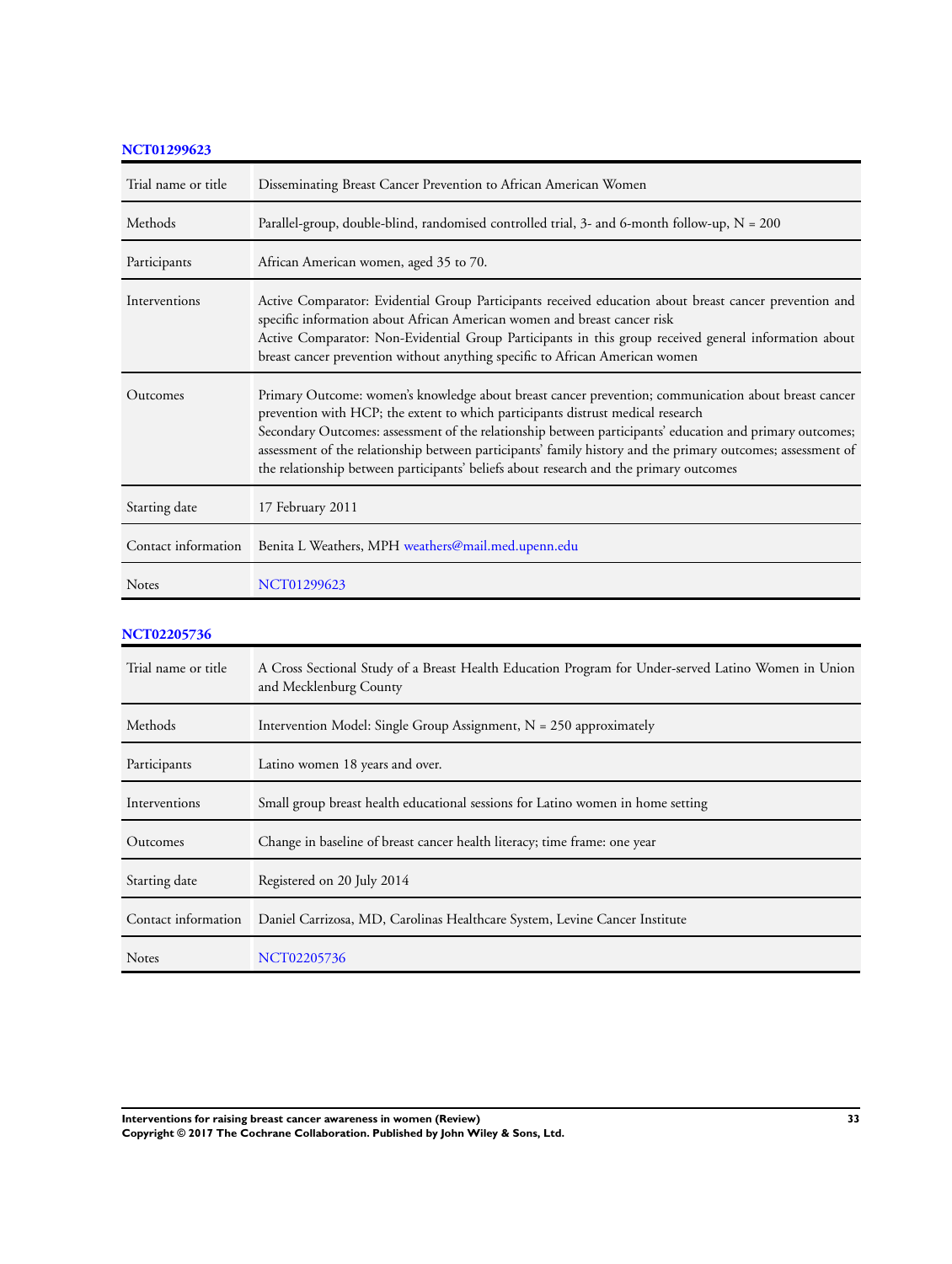### NCT01299623

| Trial name or title | Disseminating Breast Cancer Prevention to African American Women |
|---|---|
| Methods | Parallel-group, double-blind, randomised controlled trial, 3- and 6-month follow-up, N = 200 |
| Participants | African American women, aged 35 to 70. |
| Interventions | Active Comparator: Evidential Group Participants received education about breast cancer prevention and specific information about African American women and breast cancer risk<br>Active Comparator: Non-Evidential Group Participants in this group received general information about breast cancer prevention without anything specific to African American women |
| Outcomes | Primary Outcome: women's knowledge about breast cancer prevention; communication about breast cancer prevention with HCP; the extent to which participants distrust medical research<br>Secondary Outcomes: assessment of the relationship between participants' education and primary outcomes; assessment of the relationship between participants' family history and the primary outcomes; assessment of the relationship between participants' beliefs about research and the primary outcomes |
| Starting date | 17 February 2011 |
| Contact information | Benita L Weathers, MPH weathers@mail.med.upenn.edu |
| Notes | NCT01299623 |

### NCT02205736

| Trial name or title | A Cross Sectional Study of a Breast Health Education Program for Under-served Latino Women in Union and Mecklenburg County |
|---|---|
| Methods | Intervention Model: Single Group Assignment, N = 250 approximately |
| Participants | Latino women 18 years and over. |
| Interventions | Small group breast health educational sessions for Latino women in home setting |
| Outcomes | Change in baseline of breast cancer health literacy; time frame: one year |
| Starting date | Registered on 20 July 2014 |
| Contact information | Daniel Carrizosa, MD, Carolinas Healthcare System, Levine Cancer Institute |
| Notes | NCT02205736 |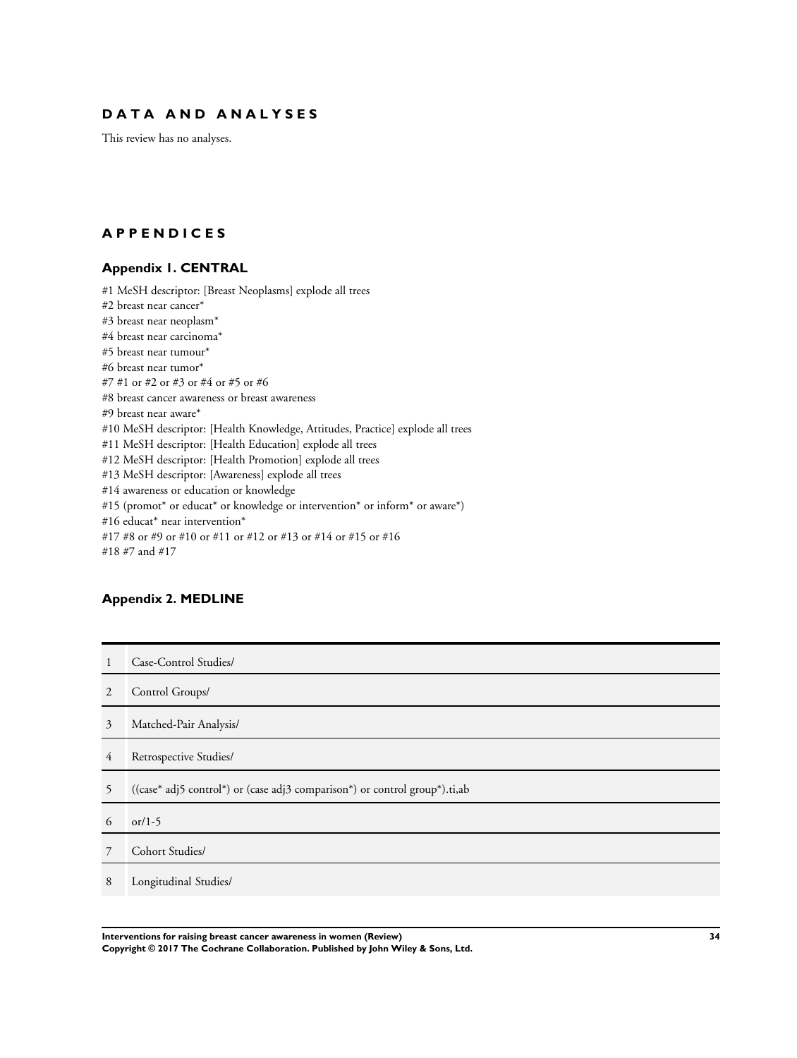# DATA AND ANALYSES

This review has no analyses.

# APPENDICES

## Appendix 1. CENTRAL

#1 MeSH descriptor: [Breast Neoplasms] explode all trees
#2 breast near cancer*
#3 breast near neoplasm*
#4 breast near carcinoma*
#5 breast near tumour*
#6 breast near tumor*
#7 #1 or #2 or #3 or #4 or #5 or #6
#8 breast cancer awareness or breast awareness
#9 breast near aware*
#10 MeSH descriptor: [Health Knowledge, Attitudes, Practice] explode all trees
#11 MeSH descriptor: [Health Education] explode all trees
#12 MeSH descriptor: [Health Promotion] explode all trees
#13 MeSH descriptor: [Awareness] explode all trees
#14 awareness or education or knowledge
#15 (promot* or educat* or knowledge or intervention* or inform* or aware*)
#16 educat* near intervention*
#17 #8 or #9 or #10 or #11 or #12 or #13 or #14 or #15 or #16
#18 #7 and #17

## Appendix 2. MEDLINE

| | |
|---|---|
| 1 | Case-Control Studies/ |
| 2 | Control Groups/ |
| 3 | Matched-Pair Analysis/ |
| 4 | Retrospective Studies/ |
| 5 | ((case* adj5 control*) or (case adj3 comparison*) or control group*).ti,ab |
| 6 | or/1-5 |
| 7 | Cohort Studies/ |
| 8 | Longitudinal Studies/ |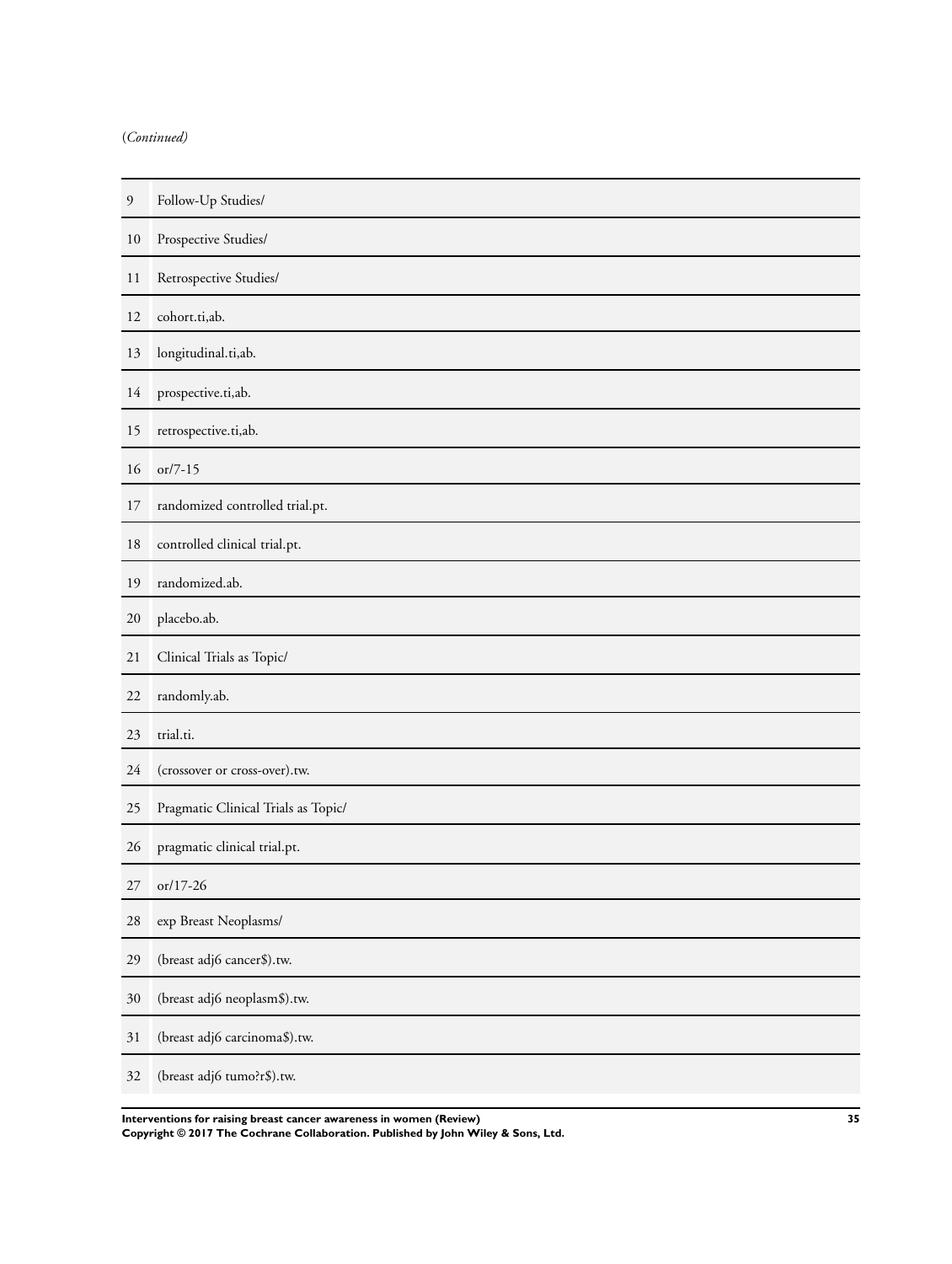(*Continued*)

| | |
|---|---|
| 9 | Follow-Up Studies/ |
| 10 | Prospective Studies/ |
| 11 | Retrospective Studies/ |
| 12 | cohort.ti,ab. |
| 13 | longitudinal.ti,ab. |
| 14 | prospective.ti,ab. |
| 15 | retrospective.ti,ab. |
| 16 | or/7-15 |
| 17 | randomized controlled trial.pt. |
| 18 | controlled clinical trial.pt. |
| 19 | randomized.ab. |
| 20 | placebo.ab. |
| 21 | Clinical Trials as Topic/ |
| 22 | randomly.ab. |
| 23 | trial.ti. |
| 24 | (crossover or cross-over).tw. |
| 25 | Pragmatic Clinical Trials as Topic/ |
| 26 | pragmatic clinical trial.pt. |
| 27 | or/17-26 |
| 28 | exp Breast Neoplasms/ |
| 29 | (breast adj6 cancer$).tw. |
| 30 | (breast adj6 neoplasm$).tw. |
| 31 | (breast adj6 carcinoma$).tw. |
| 32 | (breast adj6 tumo?r$).tw. |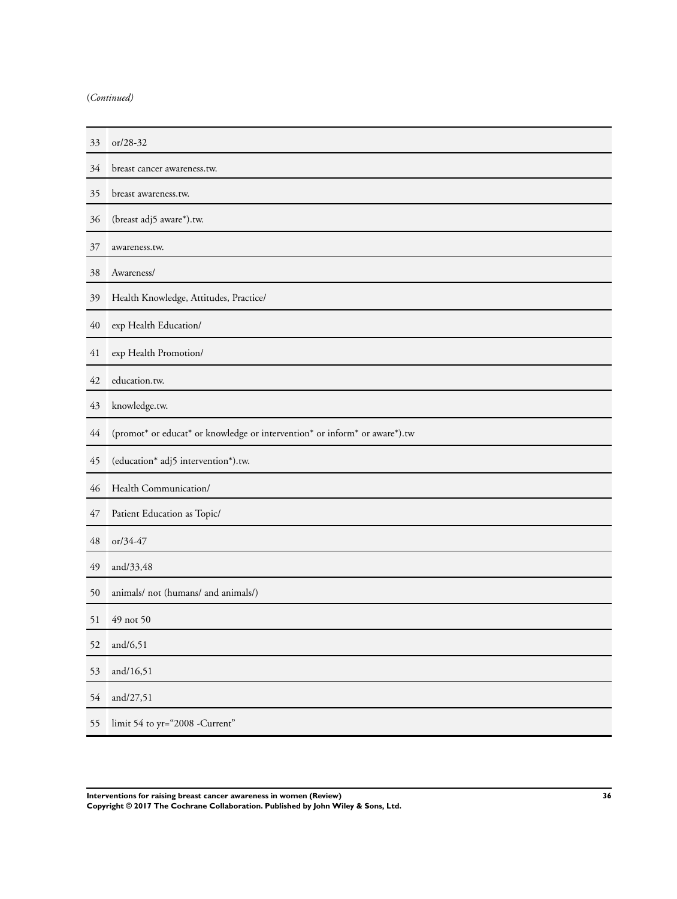(*Continued*)

| | |
|---|---|
| 33 | or/28-32 |
| 34 | breast cancer awareness.tw. |
| 35 | breast awareness.tw. |
| 36 | (breast adj5 aware*).tw. |
| 37 | awareness.tw. |
| 38 | Awareness/ |
| 39 | Health Knowledge, Attitudes, Practice/ |
| 40 | exp Health Education/ |
| 41 | exp Health Promotion/ |
| 42 | education.tw. |
| 43 | knowledge.tw. |
| 44 | (promot* or educat* or knowledge or intervention* or inform* or aware*).tw |
| 45 | (education* adj5 intervention*).tw. |
| 46 | Health Communication/ |
| 47 | Patient Education as Topic/ |
| 48 | or/34-47 |
| 49 | and/33,48 |
| 50 | animals/ not (humans/ and animals/) |
| 51 | 49 not 50 |
| 52 | and/6,51 |
| 53 | and/16,51 |
| 54 | and/27,51 |
| 55 | limit 54 to yr="2008 -Current" |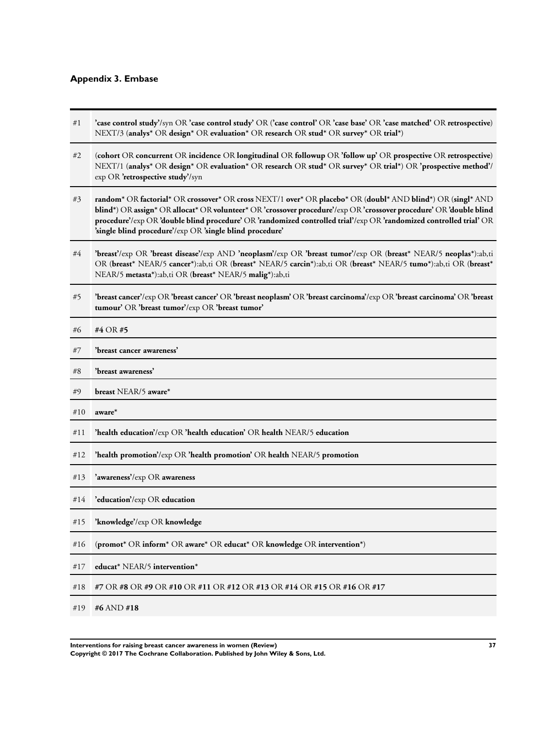### Appendix 3. Embase

| | |
|---|---|
| #1 | **'case control study'**/syn OR **'case control study'** OR (**'case control'** OR **'case base'** OR **'case matched'** OR **retrospective**) NEXT/3 (**analys*** OR **design*** OR **evaluation*** OR **research** OR **stud*** OR **survey*** OR **trial***) |
| #2 | (**cohort** OR **concurrent** OR **incidence** OR **longitudinal** OR **followup** OR **'follow up'** OR **prospective** OR **retrospective**) NEXT/1 (**analys*** OR **design*** OR **evaluation*** OR **research** OR **stud*** OR **survey*** OR **trial***) OR **'prospective method'**/exp OR **'retrospective study'**/syn |
| #3 | **random*** OR **factorial*** OR **crossover*** OR **cross** NEXT/1 **over*** OR **placebo*** OR (**doubl*** AND **blind***) OR (**singl*** AND **blind***) OR **assign*** OR **allocat*** OR **volunteer*** OR **'crossover procedure'**/exp OR **'crossover procedure'** OR **'double blind procedure'**/exp OR **'double blind procedure'** OR **'randomized controlled trial'**/exp OR **'randomized controlled trial'** OR **'single blind procedure'**/exp OR **'single blind procedure'** |
| #4 | **'breast'**/exp OR **'breast disease'**/exp AND **'neoplasm'**/exp OR **'breast tumor'**/exp OR (**breast*** NEAR/5 **neoplas***):ab,ti OR (**breast*** NEAR/5 **cancer***):ab,ti OR (**breast*** NEAR/5 **carcin***):ab,ti OR (**breast*** NEAR/5 **tumo***):ab,ti OR (**breast*** NEAR/5 **metasta***):ab,ti OR (**breast*** NEAR/5 **malig***):ab,ti |
| #5 | **'breast cancer'**/exp OR **'breast cancer'** OR **'breast neoplasm'** OR **'breast carcinoma'**/exp OR **'breast carcinoma'** OR **'breast tumour'** OR **'breast tumor'**/exp OR **'breast tumor'** |
| #6 | **#4** OR **#5** |
| #7 | **'breast cancer awareness'** |
| #8 | **'breast awareness'** |
| #9 | **breast** NEAR/5 **aware*** |
| #10 | **aware*** |
| #11 | **'health education'**/exp OR **'health education'** OR **health** NEAR/5 **education** |
| #12 | **'health promotion'**/exp OR **'health promotion'** OR **health** NEAR/5 **promotion** |
| #13 | **'awareness'**/exp OR **awareness** |
| #14 | **'education'**/exp OR **education** |
| #15 | **'knowledge'**/exp OR **knowledge** |
| #16 | (**promot*** OR **inform*** OR **aware*** OR **educat*** OR **knowledge** OR **intervention***) |
| #17 | **educat*** NEAR/5 **intervention*** |
| #18 | **#7** OR **#8** OR **#9** OR **#10** OR **#11** OR **#12** OR **#13** OR **#14** OR **#15** OR **#16** OR **#17** |
| #19 | **#6** AND **#18** |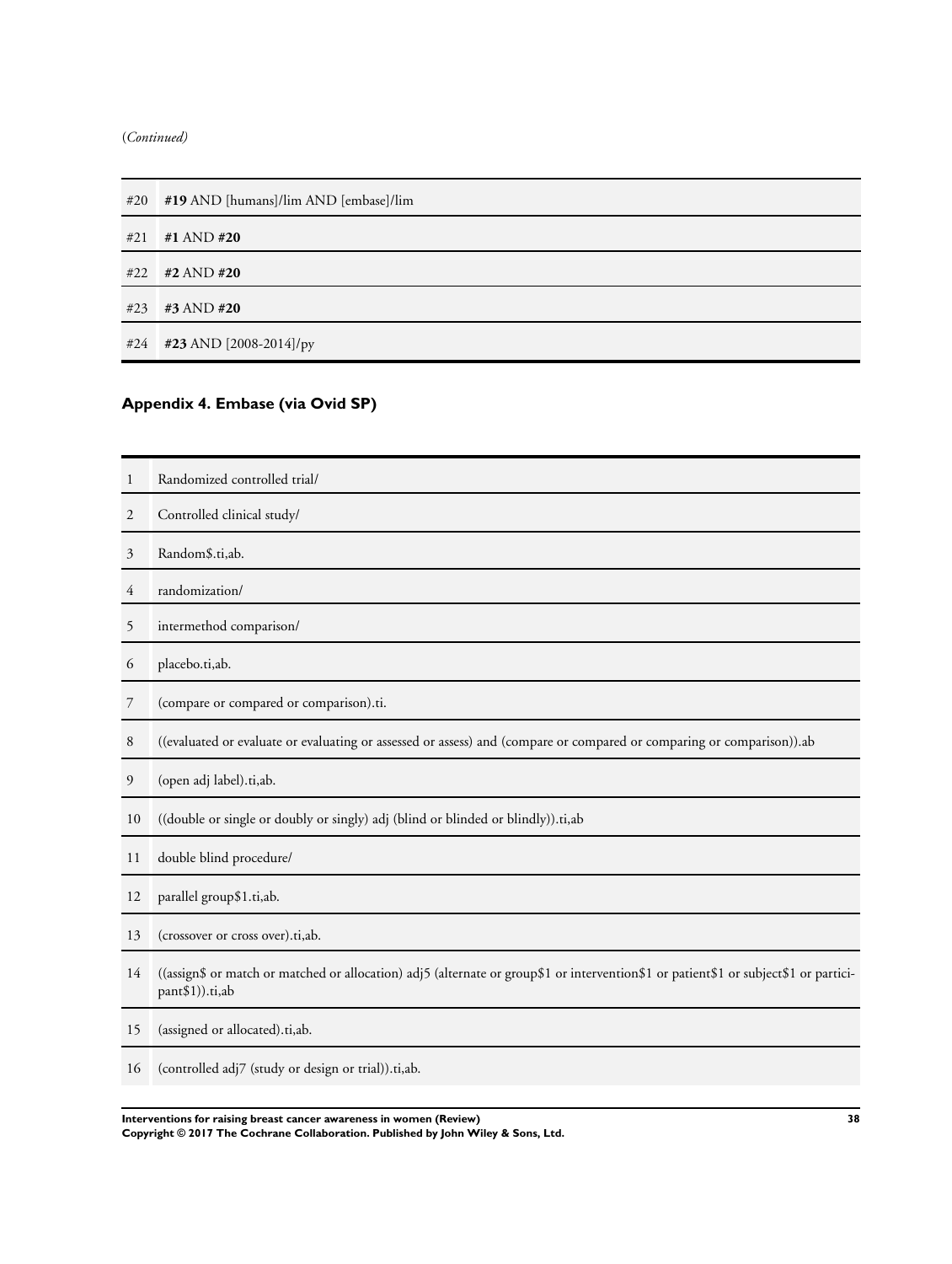(*Continued)*

| | |
|---|---|
| #20 | **#19** AND [humans]/lim AND [embase]/lim |
| #21 | **#1** AND **#20** |
| #22 | **#2** AND **#20** |
| #23 | **#3** AND **#20** |
| #24 | **#23** AND [2008-2014]/py |

## Appendix 4. Embase (via Ovid SP)

| | |
|---|---|
| 1 | Randomized controlled trial/ |
| 2 | Controlled clinical study/ |
| 3 | Random$.ti,ab. |
| 4 | randomization/ |
| 5 | intermethod comparison/ |
| 6 | placebo.ti,ab. |
| 7 | (compare or compared or comparison).ti. |
| 8 | ((evaluated or evaluate or evaluating or assessed or assess) and (compare or compared or comparing or comparison)).ab |
| 9 | (open adj label).ti,ab. |
| 10 | ((double or single or doubly or singly) adj (blind or blinded or blindly)).ti,ab |
| 11 | double blind procedure/ |
| 12 | parallel group$1.ti,ab. |
| 13 | (crossover or cross over).ti,ab. |
| 14 | ((assign$ or match or matched or allocation) adj5 (alternate or group$1 or intervention$1 or patient$1 or subject$1 or participant$1)).ti,ab |
| 15 | (assigned or allocated).ti,ab. |
| 16 | (controlled adj7 (study or design or trial)).ti,ab. |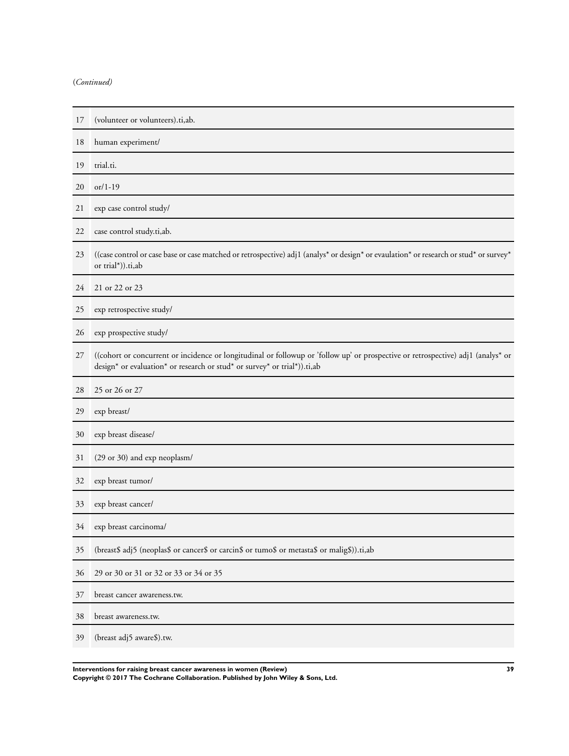(*Continued*)

| | |
|---|---|
| 17 | (volunteer or volunteers).ti,ab. |
| 18 | human experiment/ |
| 19 | trial.ti. |
| 20 | or/1-19 |
| 21 | exp case control study/ |
| 22 | case control study.ti,ab. |
| 23 | ((case control or case base or case matched or retrospective) adj1 (analys* or design* or evaulation* or research or stud* or survey* or trial*)).ti,ab |
| 24 | 21 or 22 or 23 |
| 25 | exp retrospective study/ |
| 26 | exp prospective study/ |
| 27 | ((cohort or concurrent or incidence or longitudinal or followup or 'follow up' or prospective or retrospective) adj1 (analys* or design* or evaluation* or research or stud* or survey* or trial*)).ti,ab |
| 28 | 25 or 26 or 27 |
| 29 | exp breast/ |
| 30 | exp breast disease/ |
| 31 | (29 or 30) and exp neoplasm/ |
| 32 | exp breast tumor/ |
| 33 | exp breast cancer/ |
| 34 | exp breast carcinoma/ |
| 35 | (breast$ adj5 (neoplas$ or cancer$ or carcin$ or tumo$ or metasta$ or malig$)).ti,ab |
| 36 | 29 or 30 or 31 or 32 or 33 or 34 or 35 |
| 37 | breast cancer awareness.tw. |
| 38 | breast awareness.tw. |
| 39 | (breast adj5 aware$).tw. |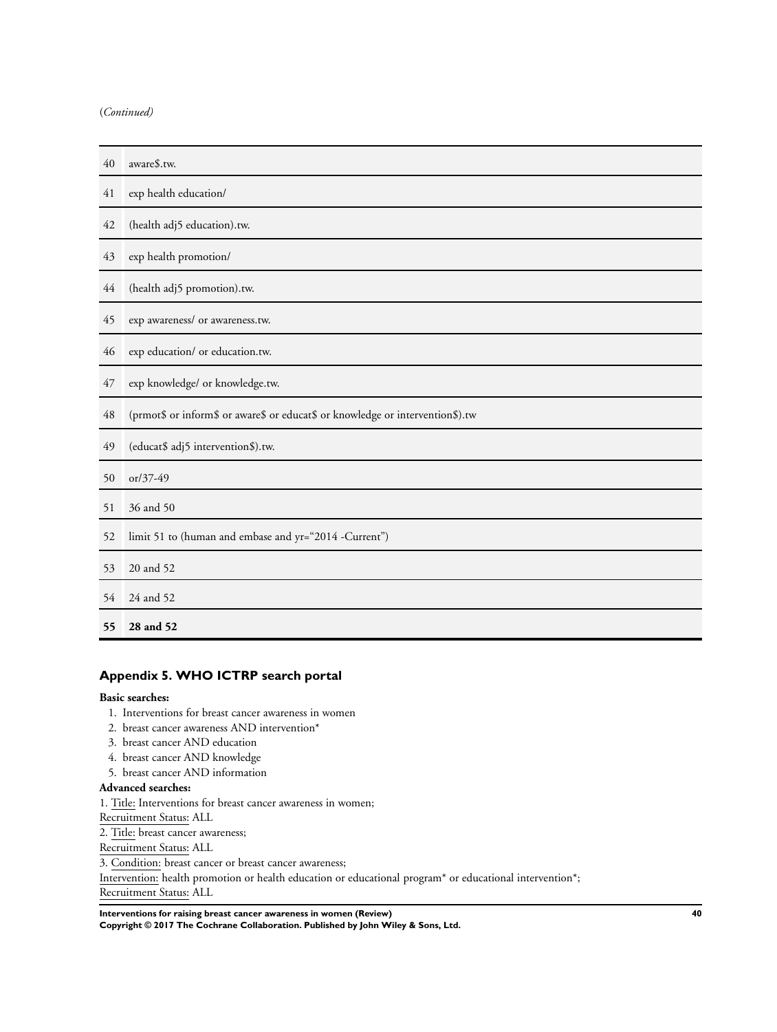(*Continued*)

| | |
|---|---|
| 40 | aware$.tw. |
| 41 | exp health education/ |
| 42 | (health adj5 education).tw. |
| 43 | exp health promotion/ |
| 44 | (health adj5 promotion).tw. |
| 45 | exp awareness/ or awareness.tw. |
| 46 | exp education/ or education.tw. |
| 47 | exp knowledge/ or knowledge.tw. |
| 48 | (prmot$ or inform$ or aware$ or educat$ or knowledge or intervention$).tw |
| 49 | (educat$ adj5 intervention$).tw. |
| 50 | or/37-49 |
| 51 | 36 and 50 |
| 52 | limit 51 to (human and embase and yr="2014 -Current") |
| 53 | 20 and 52 |
| 54 | 24 and 52 |
| **55** | **28 and 52** |

## Appendix 5. WHO ICTRP search portal

**Basic searches:**

1. Interventions for breast cancer awareness in women
2. breast cancer awareness AND intervention*
3. breast cancer AND education
4. breast cancer AND knowledge
5. breast cancer AND information

**Advanced searches:**

1. Title: Interventions for breast cancer awareness in women;
Recruitment Status: ALL
2. Title: breast cancer awareness;
Recruitment Status: ALL
3. Condition: breast cancer or breast cancer awareness;
Intervention: health promotion or health education or educational program* or educational intervention*;
Recruitment Status: ALL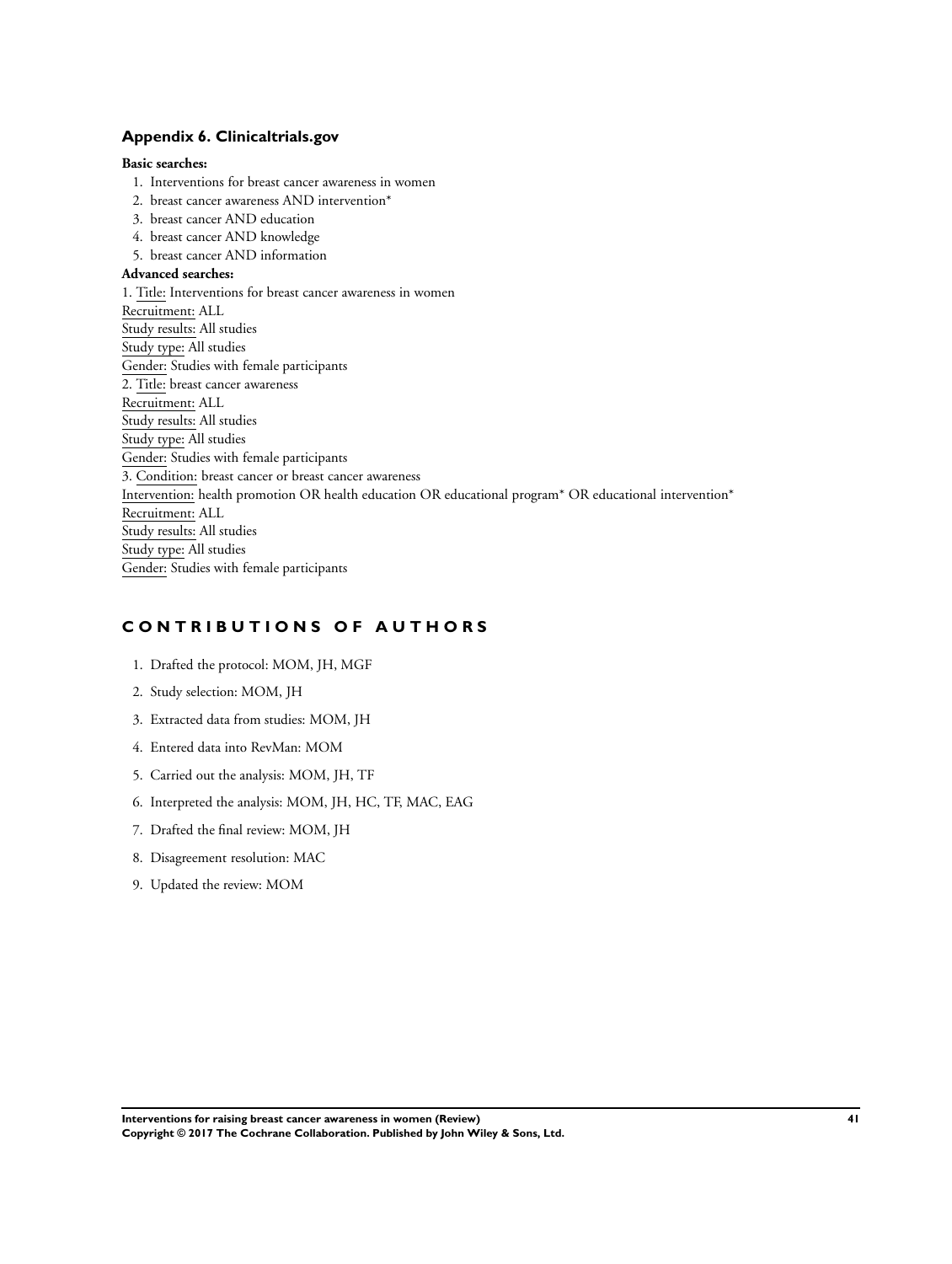## Appendix 6. Clinicaltrials.gov

**Basic searches:**

1. Interventions for breast cancer awareness in women
2. breast cancer awareness AND intervention*
3. breast cancer AND education
4. breast cancer AND knowledge
5. breast cancer AND information

**Advanced searches:**

1. Title: Interventions for breast cancer awareness in women
Recruitment: ALL
Study results: All studies
Study type: All studies
Gender: Studies with female participants

2. Title: breast cancer awareness
Recruitment: ALL
Study results: All studies
Study type: All studies
Gender: Studies with female participants

3. Condition: breast cancer or breast cancer awareness
Intervention: health promotion OR health education OR educational program* OR educational intervention*
Recruitment: ALL
Study results: All studies
Study type: All studies
Gender: Studies with female participants

# CONTRIBUTIONS OF AUTHORS

1. Drafted the protocol: MOM, JH, MGF
2. Study selection: MOM, JH
3. Extracted data from studies: MOM, JH
4. Entered data into RevMan: MOM
5. Carried out the analysis: MOM, JH, TF
6. Interpreted the analysis: MOM, JH, HC, TF, MAC, EAG
7. Drafted the final review: MOM, JH
8. Disagreement resolution: MAC
9. Updated the review: MOM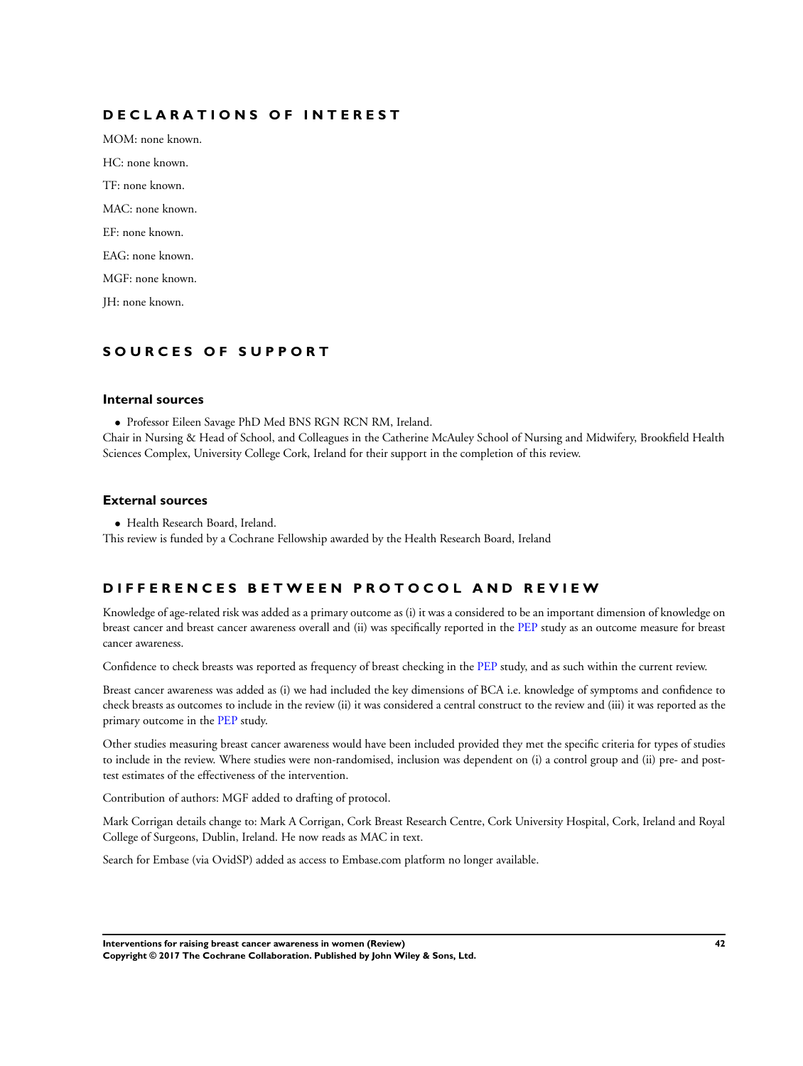## DECLARATIONS OF INTEREST

MOM: none known.

HC: none known.

TF: none known.

MAC: none known.

EF: none known.

EAG: none known.

MGF: none known.

JH: none known.

## SOURCES OF SUPPORT

### Internal sources

- Professor Eileen Savage PhD Med BNS RGN RCN RM, Ireland.

Chair in Nursing & Head of School, and Colleagues in the Catherine McAuley School of Nursing and Midwifery, Brookfield Health Sciences Complex, University College Cork, Ireland for their support in the completion of this review.

### External sources

- Health Research Board, Ireland.

This review is funded by a Cochrane Fellowship awarded by the Health Research Board, Ireland

## DIFFERENCES BETWEEN PROTOCOL AND REVIEW

Knowledge of age-related risk was added as a primary outcome as (i) it was a considered to be an important dimension of knowledge on breast cancer and breast cancer awareness overall and (ii) was specifically reported in the PEP study as an outcome measure for breast cancer awareness.

Confidence to check breasts was reported as frequency of breast checking in the PEP study, and as such within the current review.

Breast cancer awareness was added as (i) we had included the key dimensions of BCA i.e. knowledge of symptoms and confidence to check breasts as outcomes to include in the review (ii) it was considered a central construct to the review and (iii) it was reported as the primary outcome in the PEP study.

Other studies measuring breast cancer awareness would have been included provided they met the specific criteria for types of studies to include in the review. Where studies were non-randomised, inclusion was dependent on (i) a control group and (ii) pre- and post-test estimates of the effectiveness of the intervention.

Contribution of authors: MGF added to drafting of protocol.

Mark Corrigan details change to: Mark A Corrigan, Cork Breast Research Centre, Cork University Hospital, Cork, Ireland and Royal College of Surgeons, Dublin, Ireland. He now reads as MAC in text.

Search for Embase (via OvidSP) added as access to Embase.com platform no longer available.